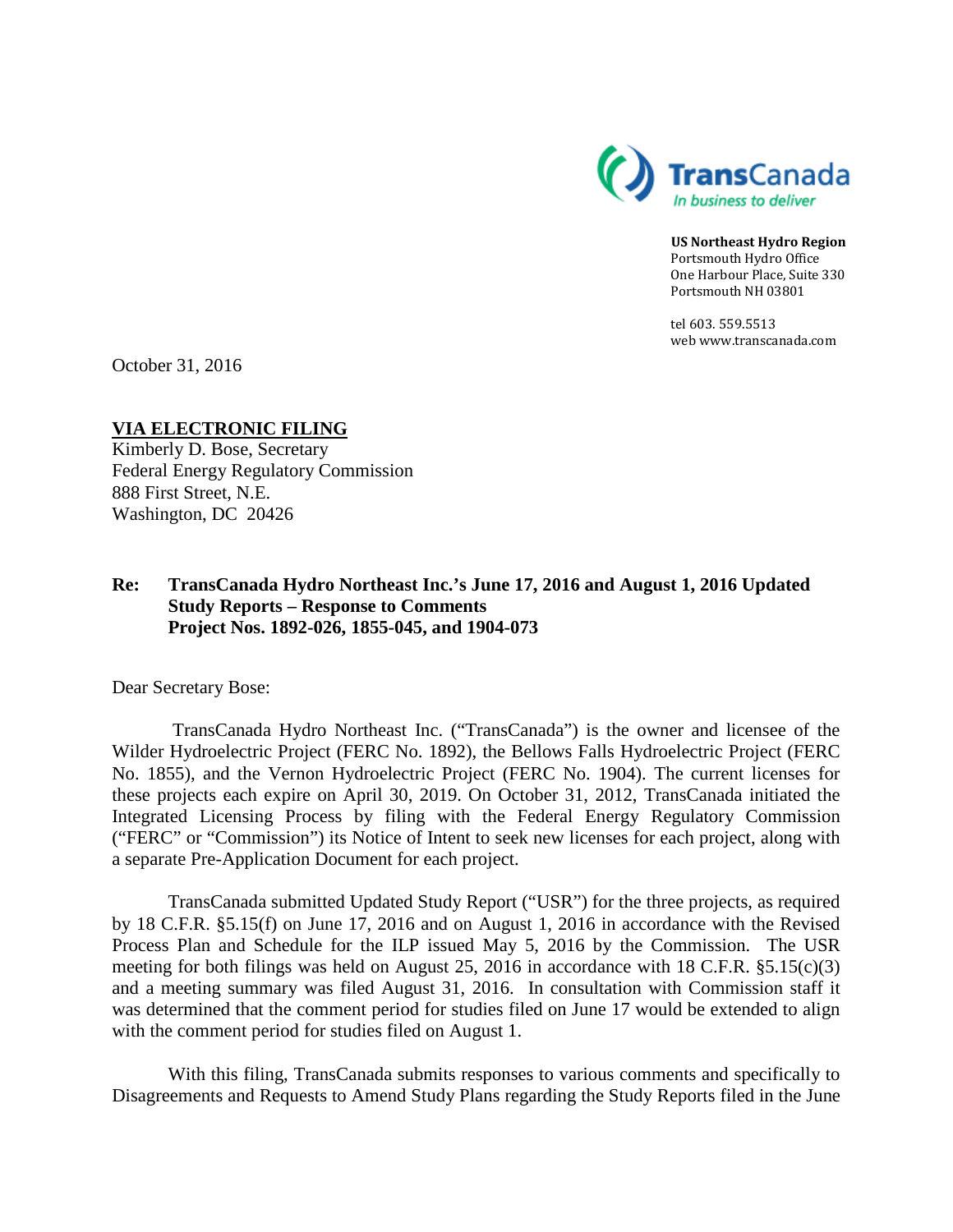TransCanada
*In business to deliver*

**US Northeast Hydro Region**
Portsmouth Hydro Office
One Harbour Place, Suite 330
Portsmouth NH 03801

tel 603. 559.5513
web www.transcanada.com

October 31, 2016

**VIA ELECTRONIC FILING**
Kimberly D. Bose, Secretary
Federal Energy Regulatory Commission
888 First Street, N.E.
Washington, DC 20426

**Re: TransCanada Hydro Northeast Inc.'s June 17, 2016 and August 1, 2016 Updated Study Reports – Response to Comments**
**Project Nos. 1892-026, 1855-045, and 1904-073**

Dear Secretary Bose:

TransCanada Hydro Northeast Inc. ("TransCanada") is the owner and licensee of the Wilder Hydroelectric Project (FERC No. 1892), the Bellows Falls Hydroelectric Project (FERC No. 1855), and the Vernon Hydroelectric Project (FERC No. 1904). The current licenses for these projects each expire on April 30, 2019. On October 31, 2012, TransCanada initiated the Integrated Licensing Process by filing with the Federal Energy Regulatory Commission ("FERC" or "Commission") its Notice of Intent to seek new licenses for each project, along with a separate Pre-Application Document for each project.

TransCanada submitted Updated Study Report ("USR") for the three projects, as required by 18 C.F.R. §5.15(f) on June 17, 2016 and on August 1, 2016 in accordance with the Revised Process Plan and Schedule for the ILP issued May 5, 2016 by the Commission. The USR meeting for both filings was held on August 25, 2016 in accordance with 18 C.F.R. §5.15(c)(3) and a meeting summary was filed August 31, 2016. In consultation with Commission staff it was determined that the comment period for studies filed on June 17 would be extended to align with the comment period for studies filed on August 1.

With this filing, TransCanada submits responses to various comments and specifically to Disagreements and Requests to Amend Study Plans regarding the Study Reports filed in the June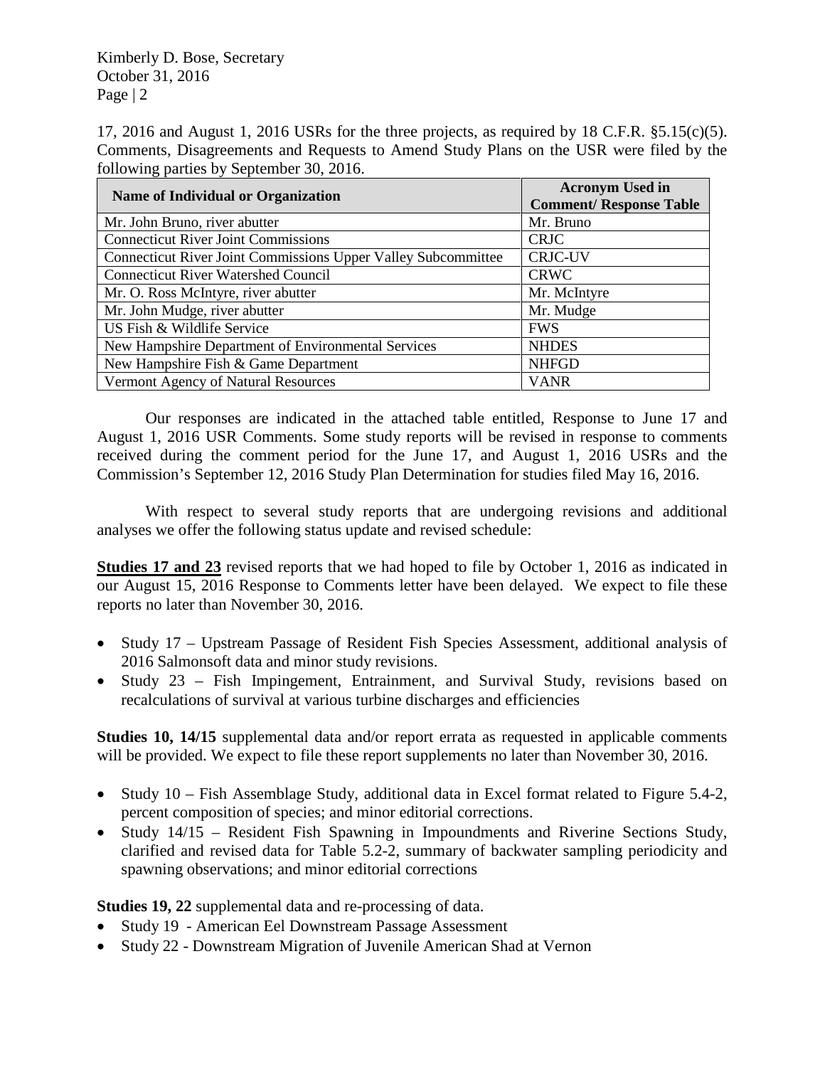17, 2016 and August 1, 2016 USRs for the three projects, as required by 18 C.F.R. §5.15(c)(5). Comments, Disagreements and Requests to Amend Study Plans on the USR were filed by the following parties by September 30, 2016.

| Name of Individual or Organization | Acronym Used in Comment/ Response Table |
|---|---|
| Mr. John Bruno, river abutter | Mr. Bruno |
| Connecticut River Joint Commissions | CRJC |
| Connecticut River Joint Commissions Upper Valley Subcommittee | CRJC-UV |
| Connecticut River Watershed Council | CRWC |
| Mr. O. Ross McIntyre, river abutter | Mr. McIntyre |
| Mr. John Mudge, river abutter | Mr. Mudge |
| US Fish & Wildlife Service | FWS |
| New Hampshire Department of Environmental Services | NHDES |
| New Hampshire Fish & Game Department | NHFGD |
| Vermont Agency of Natural Resources | VANR |

Our responses are indicated in the attached table entitled, Response to June 17 and August 1, 2016 USR Comments. Some study reports will be revised in response to comments received during the comment period for the June 17, and August 1, 2016 USRs and the Commission's September 12, 2016 Study Plan Determination for studies filed May 16, 2016.

With respect to several study reports that are undergoing revisions and additional analyses we offer the following status update and revised schedule:

**Studies 17 and 23** revised reports that we had hoped to file by October 1, 2016 as indicated in our August 15, 2016 Response to Comments letter have been delayed. We expect to file these reports no later than November 30, 2016.

- Study 17 – Upstream Passage of Resident Fish Species Assessment, additional analysis of 2016 Salmonsoft data and minor study revisions.
- Study 23 – Fish Impingement, Entrainment, and Survival Study, revisions based on recalculations of survival at various turbine discharges and efficiencies

**Studies 10, 14/15** supplemental data and/or report errata as requested in applicable comments will be provided. We expect to file these report supplements no later than November 30, 2016.

- Study 10 – Fish Assemblage Study, additional data in Excel format related to Figure 5.4-2, percent composition of species; and minor editorial corrections.
- Study 14/15 – Resident Fish Spawning in Impoundments and Riverine Sections Study, clarified and revised data for Table 5.2-2, summary of backwater sampling periodicity and spawning observations; and minor editorial corrections

**Studies 19, 22** supplemental data and re-processing of data.

- Study 19 - American Eel Downstream Passage Assessment
- Study 22 - Downstream Migration of Juvenile American Shad at Vernon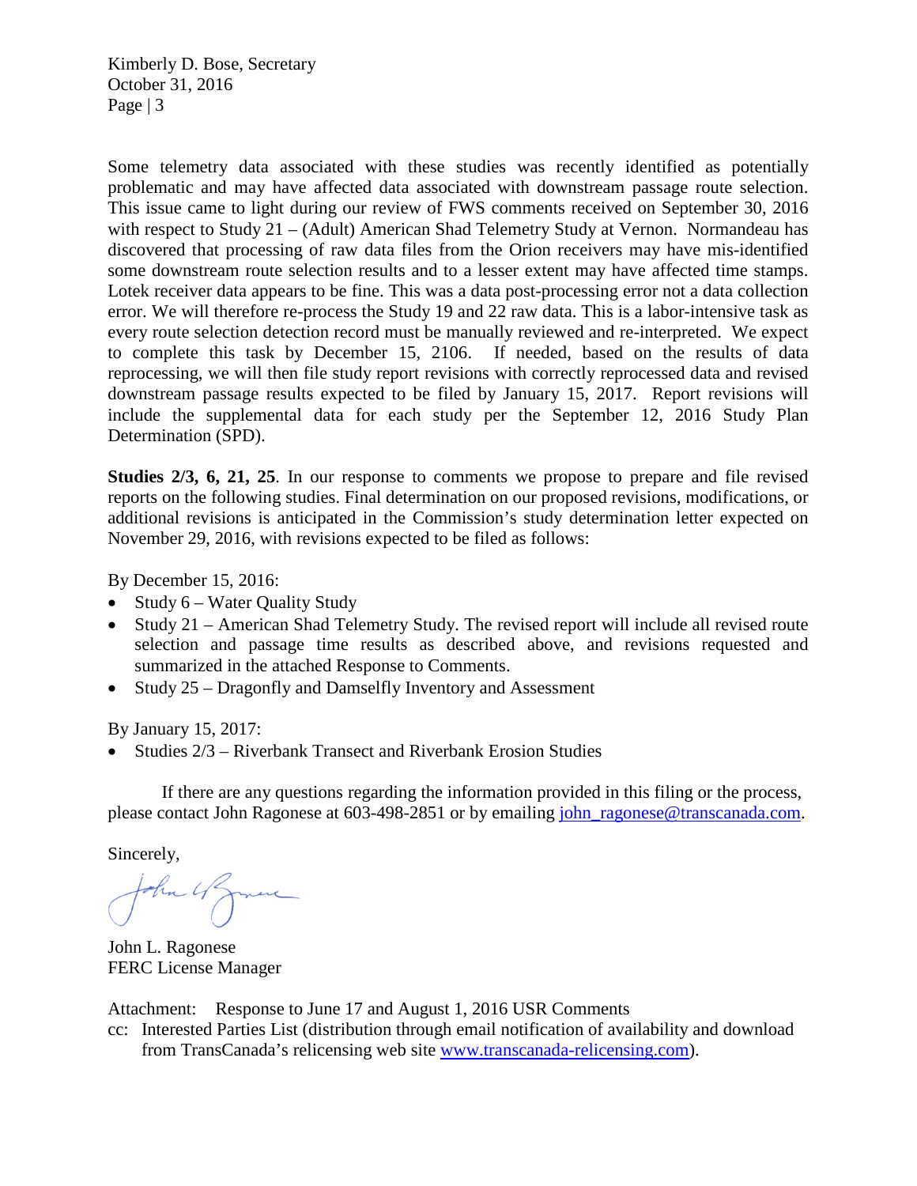Some telemetry data associated with these studies was recently identified as potentially problematic and may have affected data associated with downstream passage route selection. This issue came to light during our review of FWS comments received on September 30, 2016 with respect to Study 21 – (Adult) American Shad Telemetry Study at Vernon. Normandeau has discovered that processing of raw data files from the Orion receivers may have mis-identified some downstream route selection results and to a lesser extent may have affected time stamps. Lotek receiver data appears to be fine. This was a data post-processing error not a data collection error. We will therefore re-process the Study 19 and 22 raw data. This is a labor-intensive task as every route selection detection record must be manually reviewed and re-interpreted. We expect to complete this task by December 15, 2106. If needed, based on the results of data reprocessing, we will then file study report revisions with correctly reprocessed data and revised downstream passage results expected to be filed by January 15, 2017. Report revisions will include the supplemental data for each study per the September 12, 2016 Study Plan Determination (SPD).

**Studies 2/3, 6, 21, 25**. In our response to comments we propose to prepare and file revised reports on the following studies. Final determination on our proposed revisions, modifications, or additional revisions is anticipated in the Commission's study determination letter expected on November 29, 2016, with revisions expected to be filed as follows:

By December 15, 2016:

- Study 6 – Water Quality Study
- Study 21 – American Shad Telemetry Study. The revised report will include all revised route selection and passage time results as described above, and revisions requested and summarized in the attached Response to Comments.
- Study 25 – Dragonfly and Damselfly Inventory and Assessment

By January 15, 2017:

- Studies 2/3 – Riverbank Transect and Riverbank Erosion Studies

If there are any questions regarding the information provided in this filing or the process, please contact John Ragonese at 603-498-2851 or by emailing john_ragonese@transcanada.com.

Sincerely,

John L. Ragonese
FERC License Manager

Attachment: Response to June 17 and August 1, 2016 USR Comments

cc: Interested Parties List (distribution through email notification of availability and download from TransCanada's relicensing web site www.transcanada-relicensing.com).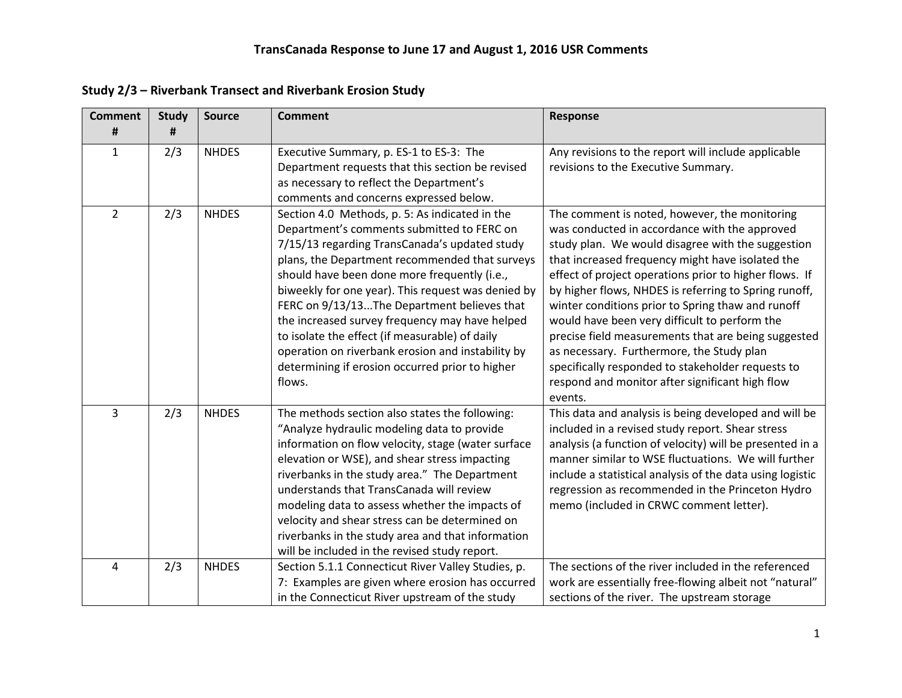# TransCanada Response to June 17 and August 1, 2016 USR Comments

## Study 2/3 – Riverbank Transect and Riverbank Erosion Study

| Comment # | Study # | Source | Comment | Response |
|---|---|---|---|---|
| 1 | 2/3 | NHDES | Executive Summary, p. ES-1 to ES-3: The Department requests that this section be revised as necessary to reflect the Department's comments and concerns expressed below. | Any revisions to the report will include applicable revisions to the Executive Summary. |
| 2 | 2/3 | NHDES | Section 4.0 Methods, p. 5: As indicated in the Department's comments submitted to FERC on 7/15/13 regarding TransCanada's updated study plans, the Department recommended that surveys should have been done more frequently (i.e., biweekly for one year). This request was denied by FERC on 9/13/13...The Department believes that the increased survey frequency may have helped to isolate the effect (if measurable) of daily operation on riverbank erosion and instability by determining if erosion occurred prior to higher flows. | The comment is noted, however, the monitoring was conducted in accordance with the approved study plan. We would disagree with the suggestion that increased frequency might have isolated the effect of project operations prior to higher flows. If by higher flows, NHDES is referring to Spring runoff, winter conditions prior to Spring thaw and runoff would have been very difficult to perform the precise field measurements that are being suggested as necessary. Furthermore, the Study plan specifically responded to stakeholder requests to respond and monitor after significant high flow events. |
| 3 | 2/3 | NHDES | The methods section also states the following: "Analyze hydraulic modeling data to provide information on flow velocity, stage (water surface elevation or WSE), and shear stress impacting riverbanks in the study area." The Department understands that TransCanada will review modeling data to assess whether the impacts of velocity and shear stress can be determined on riverbanks in the study area and that information will be included in the revised study report. | This data and analysis is being developed and will be included in a revised study report. Shear stress analysis (a function of velocity) will be presented in a manner similar to WSE fluctuations. We will further include a statistical analysis of the data using logistic regression as recommended in the Princeton Hydro memo (included in CRWC comment letter). |
| 4 | 2/3 | NHDES | Section 5.1.1 Connecticut River Valley Studies, p. 7: Examples are given where erosion has occurred in the Connecticut River upstream of the study | The sections of the river included in the referenced work are essentially free-flowing albeit not "natural" sections of the river. The upstream storage |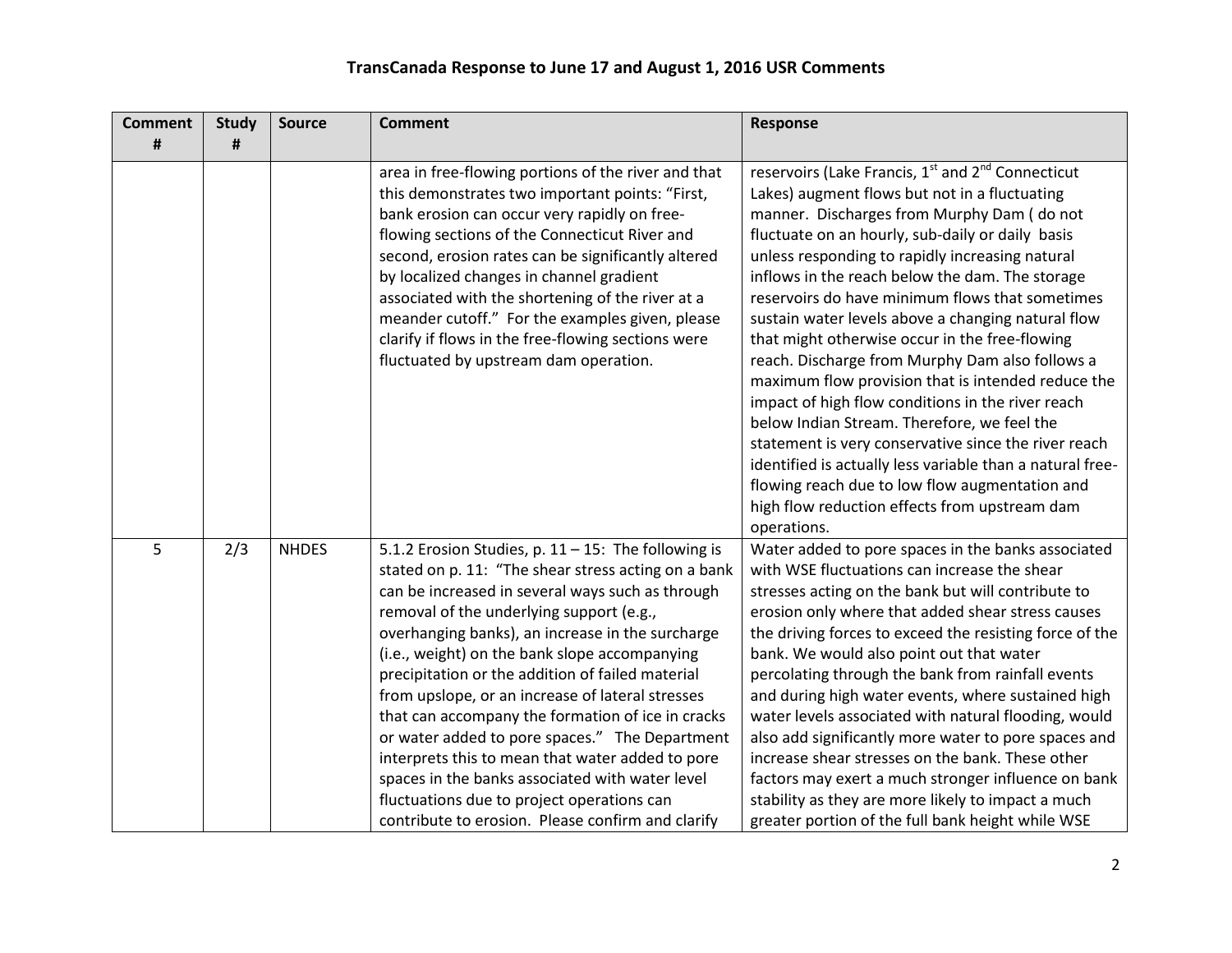# TransCanada Response to June 17 and August 1, 2016 USR Comments

| Comment # | Study # | Source | Comment | Response |
|---|---|---|---|---|
| | | | area in free-flowing portions of the river and that this demonstrates two important points: "First, bank erosion can occur very rapidly on free-flowing sections of the Connecticut River and second, erosion rates can be significantly altered by localized changes in channel gradient associated with the shortening of the river at a meander cutoff." For the examples given, please clarify if flows in the free-flowing sections were fluctuated by upstream dam operation. | reservoirs (Lake Francis, 1st and 2nd Connecticut Lakes) augment flows but not in a fluctuating manner. Discharges from Murphy Dam ( do not fluctuate on an hourly, sub-daily or daily basis unless responding to rapidly increasing natural inflows in the reach below the dam. The storage reservoirs do have minimum flows that sometimes sustain water levels above a changing natural flow that might otherwise occur in the free-flowing reach. Discharge from Murphy Dam also follows a maximum flow provision that is intended reduce the impact of high flow conditions in the river reach below Indian Stream. Therefore, we feel the statement is very conservative since the river reach identified is actually less variable than a natural free-flowing reach due to low flow augmentation and high flow reduction effects from upstream dam operations. |
| 5 | 2/3 | NHDES | 5.1.2 Erosion Studies, p. 11 – 15: The following is stated on p. 11: "The shear stress acting on a bank can be increased in several ways such as through removal of the underlying support (e.g., overhanging banks), an increase in the surcharge (i.e., weight) on the bank slope accompanying precipitation or the addition of failed material from upslope, or an increase of lateral stresses that can accompany the formation of ice in cracks or water added to pore spaces." The Department interprets this to mean that water added to pore spaces in the banks associated with water level fluctuations due to project operations can contribute to erosion. Please confirm and clarify | Water added to pore spaces in the banks associated with WSE fluctuations can increase the shear stresses acting on the bank but will contribute to erosion only where that added shear stress causes the driving forces to exceed the resisting force of the bank. We would also point out that water percolating through the bank from rainfall events and during high water events, where sustained high water levels associated with natural flooding, would also add significantly more water to pore spaces and increase shear stresses on the bank. These other factors may exert a much stronger influence on bank stability as they are more likely to impact a much greater portion of the full bank height while WSE |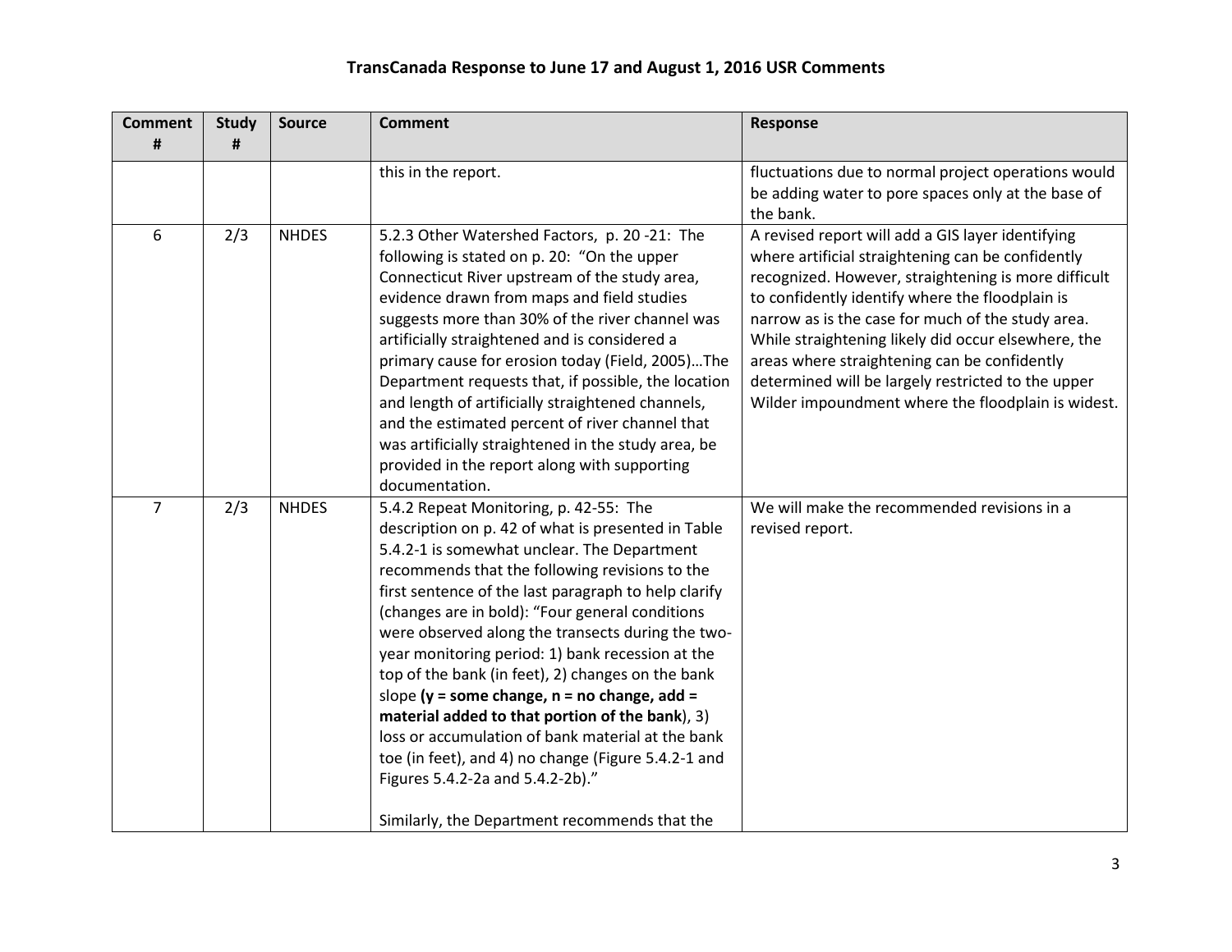# TransCanada Response to June 17 and August 1, 2016 USR Comments

| Comment # | Study # | Source | Comment | Response |
|---|---|---|---|---|
| | | | this in the report. | fluctuations due to normal project operations would be adding water to pore spaces only at the base of the bank. |
| 6 | 2/3 | NHDES | 5.2.3 Other Watershed Factors, p. 20 -21: The following is stated on p. 20: "On the upper Connecticut River upstream of the study area, evidence drawn from maps and field studies suggests more than 30% of the river channel was artificially straightened and is considered a primary cause for erosion today (Field, 2005)…The Department requests that, if possible, the location and length of artificially straightened channels, and the estimated percent of river channel that was artificially straightened in the study area, be provided in the report along with supporting documentation. | A revised report will add a GIS layer identifying where artificial straightening can be confidently recognized. However, straightening is more difficult to confidently identify where the floodplain is narrow as is the case for much of the study area. While straightening likely did occur elsewhere, the areas where straightening can be confidently determined will be largely restricted to the upper Wilder impoundment where the floodplain is widest. |
| 7 | 2/3 | NHDES | 5.4.2 Repeat Monitoring, p. 42-55: The description on p. 42 of what is presented in Table 5.4.2-1 is somewhat unclear. The Department recommends that the following revisions to the first sentence of the last paragraph to help clarify (changes are in bold): "Four general conditions were observed along the transects during the two-year monitoring period: 1) bank recession at the top of the bank (in feet), 2) changes on the bank slope **(y = some change, n = no change, add = material added to that portion of the bank**), 3) loss or accumulation of bank material at the bank toe (in feet), and 4) no change (Figure 5.4.2-1 and Figures 5.4.2-2a and 5.4.2-2b)."<br><br>Similarly, the Department recommends that the | We will make the recommended revisions in a revised report. |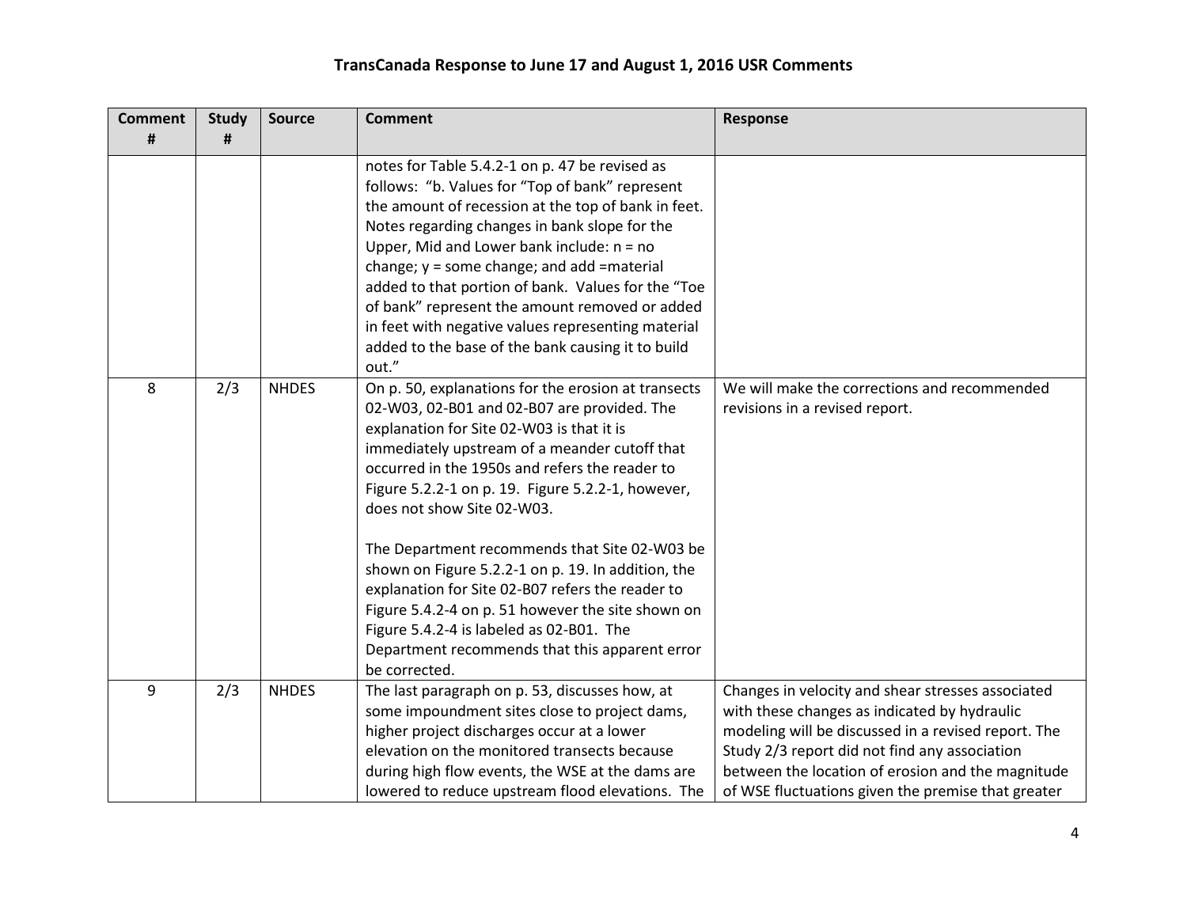# TransCanada Response to June 17 and August 1, 2016 USR Comments

| Comment # | Study # | Source | Comment | Response |
|---|---|---|---|---|
| | | | notes for Table 5.4.2-1 on p. 47 be revised as follows: "b. Values for "Top of bank" represent the amount of recession at the top of bank in feet. Notes regarding changes in bank slope for the Upper, Mid and Lower bank include: n = no change; y = some change; and add =material added to that portion of bank. Values for the "Toe of bank" represent the amount removed or added in feet with negative values representing material added to the base of the bank causing it to build out." | |
| 8 | 2/3 | NHDES | On p. 50, explanations for the erosion at transects 02-W03, 02-B01 and 02-B07 are provided. The explanation for Site 02-W03 is that it is immediately upstream of a meander cutoff that occurred in the 1950s and refers the reader to Figure 5.2.2-1 on p. 19. Figure 5.2.2-1, however, does not show Site 02-W03.<br><br>The Department recommends that Site 02-W03 be shown on Figure 5.2.2-1 on p. 19. In addition, the explanation for Site 02-B07 refers the reader to Figure 5.4.2-4 on p. 51 however the site shown on Figure 5.4.2-4 is labeled as 02-B01. The Department recommends that this apparent error be corrected. | We will make the corrections and recommended revisions in a revised report. |
| 9 | 2/3 | NHDES | The last paragraph on p. 53, discusses how, at some impoundment sites close to project dams, higher project discharges occur at a lower elevation on the monitored transects because during high flow events, the WSE at the dams are lowered to reduce upstream flood elevations. The | Changes in velocity and shear stresses associated with these changes as indicated by hydraulic modeling will be discussed in a revised report. The Study 2/3 report did not find any association between the location of erosion and the magnitude of WSE fluctuations given the premise that greater |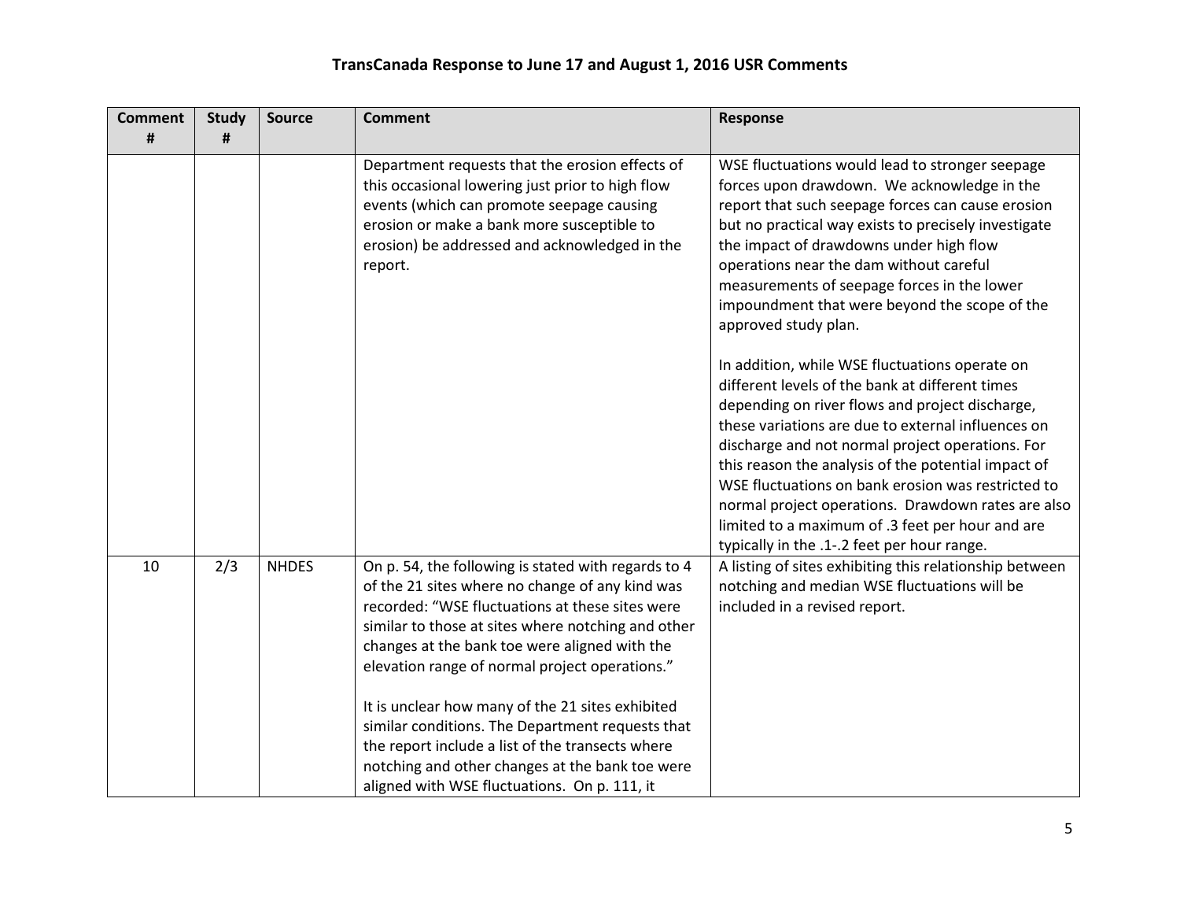# TransCanada Response to June 17 and August 1, 2016 USR Comments

| Comment # | Study # | Source | Comment | Response |
|---|---|---|---|---|
| | | | Department requests that the erosion effects of this occasional lowering just prior to high flow events (which can promote seepage causing erosion or make a bank more susceptible to erosion) be addressed and acknowledged in the report. | WSE fluctuations would lead to stronger seepage forces upon drawdown. We acknowledge in the report that such seepage forces can cause erosion but no practical way exists to precisely investigate the impact of drawdowns under high flow operations near the dam without careful measurements of seepage forces in the lower impoundment that were beyond the scope of the approved study plan.<br><br>In addition, while WSE fluctuations operate on different levels of the bank at different times depending on river flows and project discharge, these variations are due to external influences on discharge and not normal project operations. For this reason the analysis of the potential impact of WSE fluctuations on bank erosion was restricted to normal project operations. Drawdown rates are also limited to a maximum of .3 feet per hour and are typically in the .1-.2 feet per hour range. |
| 10 | 2/3 | NHDES | On p. 54, the following is stated with regards to 4 of the 21 sites where no change of any kind was recorded: "WSE fluctuations at these sites were similar to those at sites where notching and other changes at the bank toe were aligned with the elevation range of normal project operations."<br><br>It is unclear how many of the 21 sites exhibited similar conditions. The Department requests that the report include a list of the transects where notching and other changes at the bank toe were aligned with WSE fluctuations. On p. 111, it | A listing of sites exhibiting this relationship between notching and median WSE fluctuations will be included in a revised report. |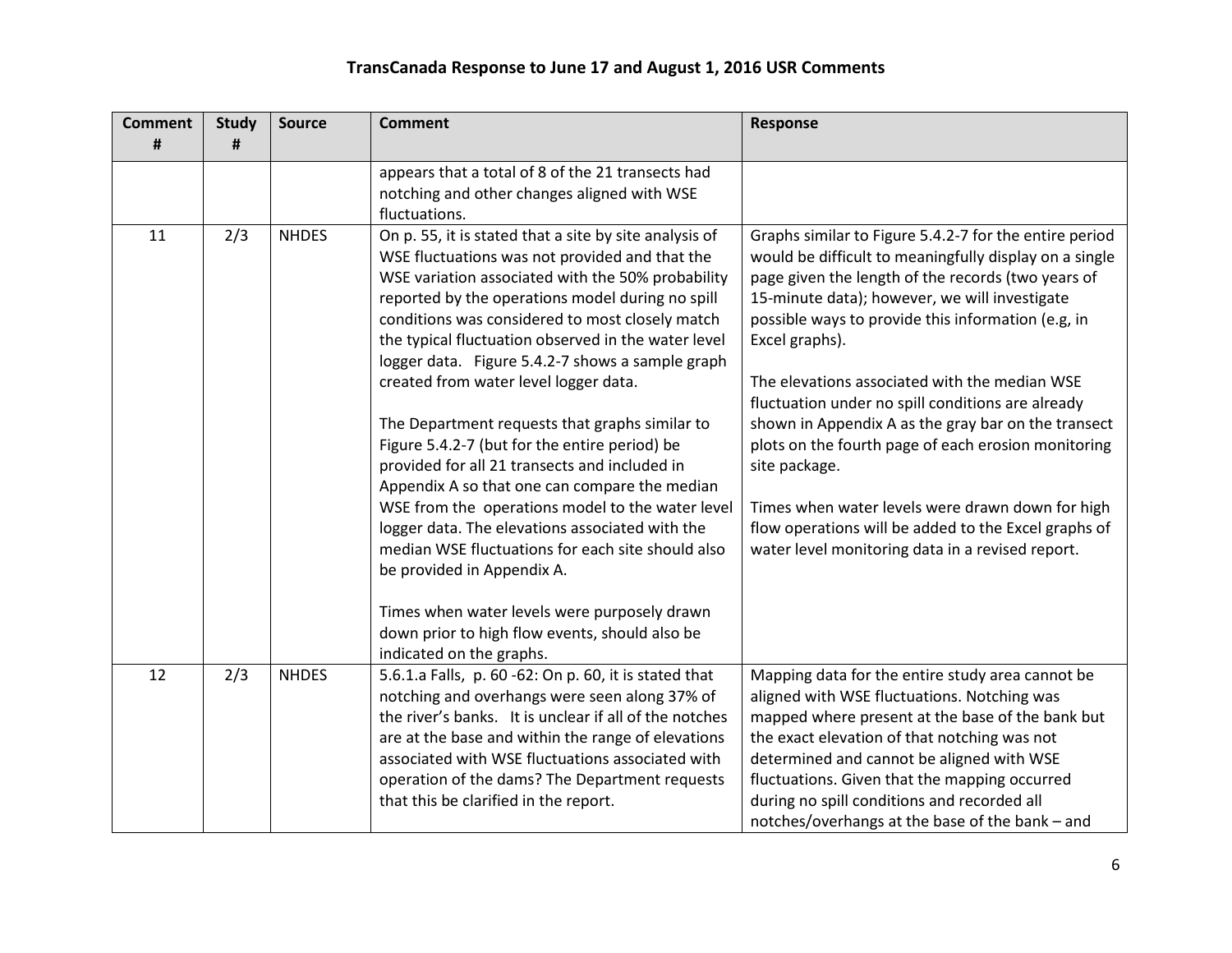# TransCanada Response to June 17 and August 1, 2016 USR Comments

| Comment # | Study # | Source | Comment | Response |
|---|---|---|---|---|
| | | | appears that a total of 8 of the 21 transects had notching and other changes aligned with WSE fluctuations. | |
| 11 | 2/3 | NHDES | On p. 55, it is stated that a site by site analysis of WSE fluctuations was not provided and that the WSE variation associated with the 50% probability reported by the operations model during no spill conditions was considered to most closely match the typical fluctuation observed in the water level logger data. Figure 5.4.2-7 shows a sample graph created from water level logger data.<br><br>The Department requests that graphs similar to Figure 5.4.2-7 (but for the entire period) be provided for all 21 transects and included in Appendix A so that one can compare the median WSE from the operations model to the water level logger data. The elevations associated with the median WSE fluctuations for each site should also be provided in Appendix A.<br><br>Times when water levels were purposely drawn down prior to high flow events, should also be indicated on the graphs. | Graphs similar to Figure 5.4.2-7 for the entire period would be difficult to meaningfully display on a single page given the length of the records (two years of 15-minute data); however, we will investigate possible ways to provide this information (e.g, in Excel graphs).<br><br>The elevations associated with the median WSE fluctuation under no spill conditions are already shown in Appendix A as the gray bar on the transect plots on the fourth page of each erosion monitoring site package.<br><br>Times when water levels were drawn down for high flow operations will be added to the Excel graphs of water level monitoring data in a revised report. |
| 12 | 2/3 | NHDES | 5.6.1.a Falls, p. 60 -62: On p. 60, it is stated that notching and overhangs were seen along 37% of the river's banks. It is unclear if all of the notches are at the base and within the range of elevations associated with WSE fluctuations associated with operation of the dams? The Department requests that this be clarified in the report. | Mapping data for the entire study area cannot be aligned with WSE fluctuations. Notching was mapped where present at the base of the bank but the exact elevation of that notching was not determined and cannot be aligned with WSE fluctuations. Given that the mapping occurred during no spill conditions and recorded all notches/overhangs at the base of the bank – and |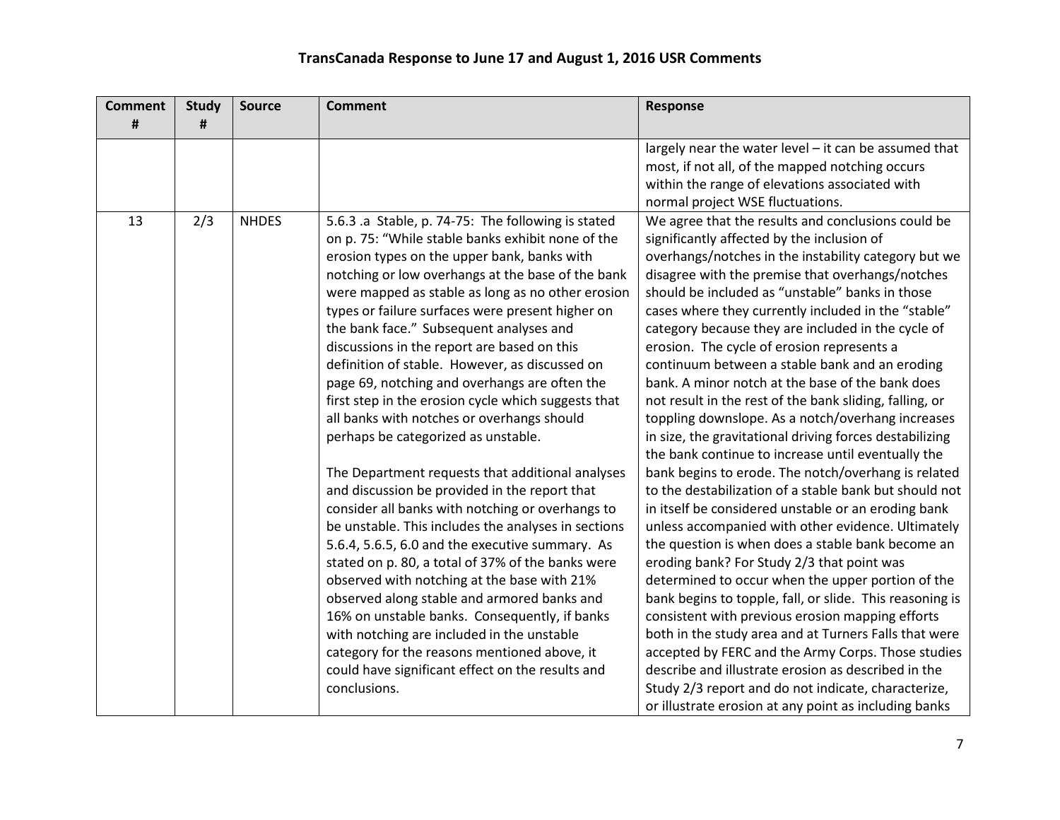## TransCanada Response to June 17 and August 1, 2016 USR Comments

| Comment # | Study # | Source | Comment | Response |
|---|---|---|---|---|
| | | | | largely near the water level – it can be assumed that most, if not all, of the mapped notching occurs within the range of elevations associated with normal project WSE fluctuations. |
| 13 | 2/3 | NHDES | 5.6.3 .a Stable, p. 74-75: The following is stated on p. 75: "While stable banks exhibit none of the erosion types on the upper bank, banks with notching or low overhangs at the base of the bank were mapped as stable as long as no other erosion types or failure surfaces were present higher on the bank face." Subsequent analyses and discussions in the report are based on this definition of stable. However, as discussed on page 69, notching and overhangs are often the first step in the erosion cycle which suggests that all banks with notches or overhangs should perhaps be categorized as unstable.<br><br>The Department requests that additional analyses and discussion be provided in the report that consider all banks with notching or overhangs to be unstable. This includes the analyses in sections 5.6.4, 5.6.5, 6.0 and the executive summary. As stated on p. 80, a total of 37% of the banks were observed with notching at the base with 21% observed along stable and armored banks and 16% on unstable banks. Consequently, if banks with notching are included in the unstable category for the reasons mentioned above, it could have significant effect on the results and conclusions. | We agree that the results and conclusions could be significantly affected by the inclusion of overhangs/notches in the instability category but we disagree with the premise that overhangs/notches should be included as "unstable" banks in those cases where they currently included in the "stable" category because they are included in the cycle of erosion. The cycle of erosion represents a continuum between a stable bank and an eroding bank. A minor notch at the base of the bank does not result in the rest of the bank sliding, falling, or toppling downslope. As a notch/overhang increases in size, the gravitational driving forces destabilizing the bank continue to increase until eventually the bank begins to erode. The notch/overhang is related to the destabilization of a stable bank but should not in itself be considered unstable or an eroding bank unless accompanied with other evidence. Ultimately the question is when does a stable bank become an eroding bank? For Study 2/3 that point was determined to occur when the upper portion of the bank begins to topple, fall, or slide. This reasoning is consistent with previous erosion mapping efforts both in the study area and at Turners Falls that were accepted by FERC and the Army Corps. Those studies describe and illustrate erosion as described in the Study 2/3 report and do not indicate, characterize, or illustrate erosion at any point as including banks |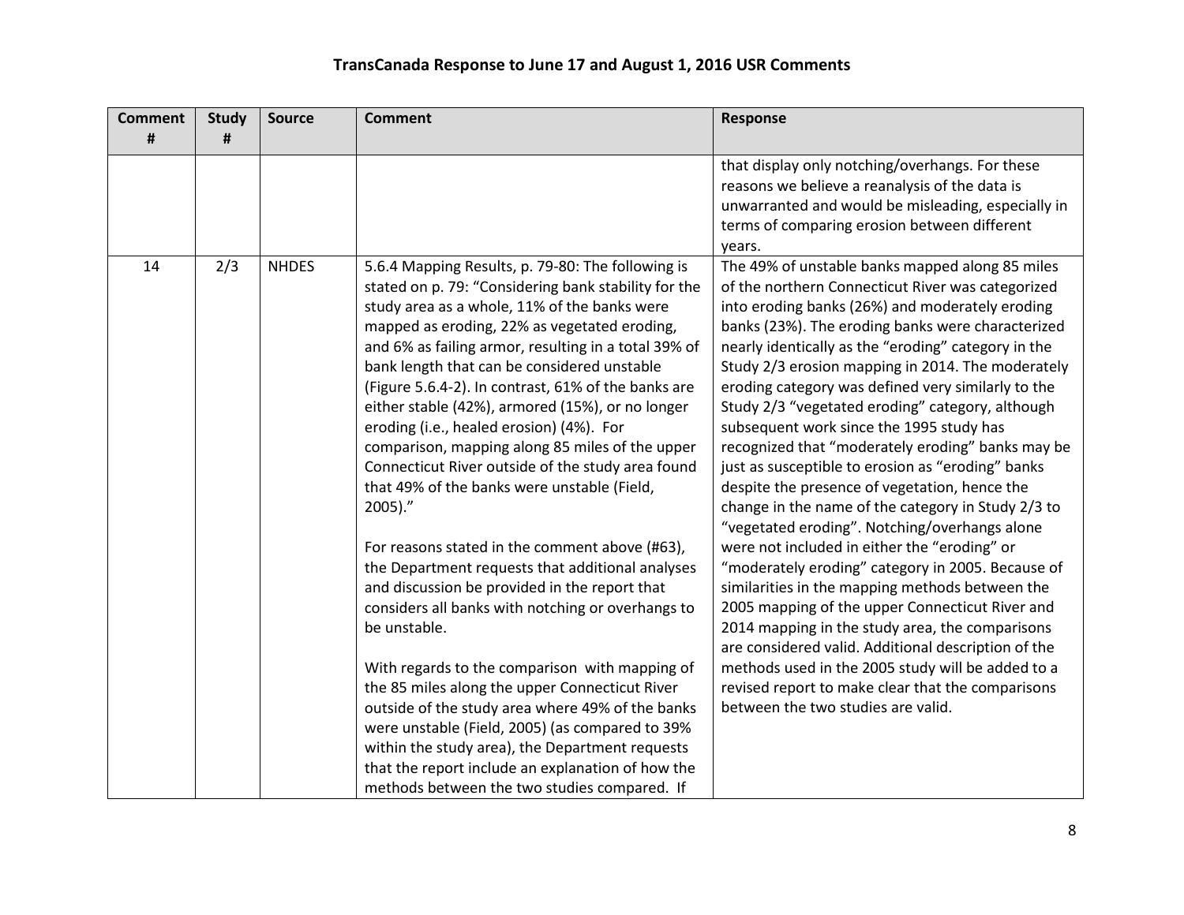## TransCanada Response to June 17 and August 1, 2016 USR Comments

| Comment # | Study # | Source | Comment | Response |
|---|---|---|---|---|
| | | | | that display only notching/overhangs. For these reasons we believe a reanalysis of the data is unwarranted and would be misleading, especially in terms of comparing erosion between different years. |
| 14 | 2/3 | NHDES | 5.6.4 Mapping Results, p. 79-80: The following is stated on p. 79: "Considering bank stability for the study area as a whole, 11% of the banks were mapped as eroding, 22% as vegetated eroding, and 6% as failing armor, resulting in a total 39% of bank length that can be considered unstable (Figure 5.6.4-2). In contrast, 61% of the banks are either stable (42%), armored (15%), or no longer eroding (i.e., healed erosion) (4%). For comparison, mapping along 85 miles of the upper Connecticut River outside of the study area found that 49% of the banks were unstable (Field, 2005)."<br><br>For reasons stated in the comment above (#63), the Department requests that additional analyses and discussion be provided in the report that considers all banks with notching or overhangs to be unstable.<br><br>With regards to the comparison with mapping of the 85 miles along the upper Connecticut River outside of the study area where 49% of the banks were unstable (Field, 2005) (as compared to 39% within the study area), the Department requests that the report include an explanation of how the methods between the two studies compared. If | The 49% of unstable banks mapped along 85 miles of the northern Connecticut River was categorized into eroding banks (26%) and moderately eroding banks (23%). The eroding banks were characterized nearly identically as the "eroding" category in the Study 2/3 erosion mapping in 2014. The moderately eroding category was defined very similarly to the Study 2/3 "vegetated eroding" category, although subsequent work since the 1995 study has recognized that "moderately eroding" banks may be just as susceptible to erosion as "eroding" banks despite the presence of vegetation, hence the change in the name of the category in Study 2/3 to "vegetated eroding". Notching/overhangs alone were not included in either the "eroding" or "moderately eroding" category in 2005. Because of similarities in the mapping methods between the 2005 mapping of the upper Connecticut River and 2014 mapping in the study area, the comparisons are considered valid. Additional description of the methods used in the 2005 study will be added to a revised report to make clear that the comparisons between the two studies are valid. |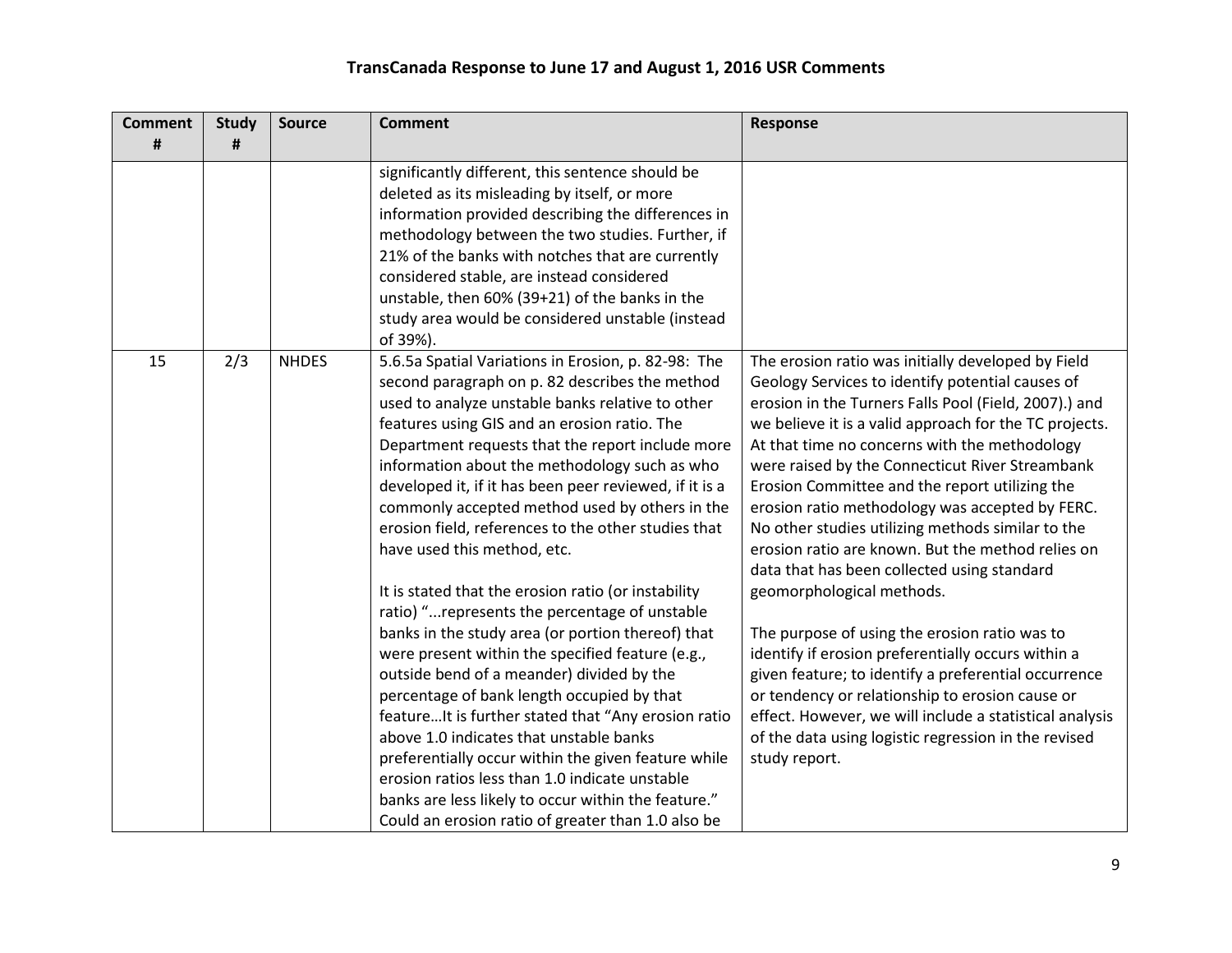# TransCanada Response to June 17 and August 1, 2016 USR Comments

| Comment # | Study # | Source | Comment | Response |
|---|---|---|---|---|
| | | | significantly different, this sentence should be deleted as its misleading by itself, or more information provided describing the differences in methodology between the two studies. Further, if 21% of the banks with notches that are currently considered stable, are instead considered unstable, then 60% (39+21) of the banks in the study area would be considered unstable (instead of 39%). | |
| 15 | 2/3 | NHDES | 5.6.5a Spatial Variations in Erosion, p. 82-98: The second paragraph on p. 82 describes the method used to analyze unstable banks relative to other features using GIS and an erosion ratio. The Department requests that the report include more information about the methodology such as who developed it, if it has been peer reviewed, if it is a commonly accepted method used by others in the erosion field, references to the other studies that have used this method, etc.<br><br>It is stated that the erosion ratio (or instability ratio) "...represents the percentage of unstable banks in the study area (or portion thereof) that were present within the specified feature (e.g., outside bend of a meander) divided by the percentage of bank length occupied by that feature…It is further stated that "Any erosion ratio above 1.0 indicates that unstable banks preferentially occur within the given feature while erosion ratios less than 1.0 indicate unstable banks are less likely to occur within the feature." Could an erosion ratio of greater than 1.0 also be | The erosion ratio was initially developed by Field Geology Services to identify potential causes of erosion in the Turners Falls Pool (Field, 2007).) and we believe it is a valid approach for the TC projects. At that time no concerns with the methodology were raised by the Connecticut River Streambank Erosion Committee and the report utilizing the erosion ratio methodology was accepted by FERC. No other studies utilizing methods similar to the erosion ratio are known. But the method relies on data that has been collected using standard geomorphological methods.<br><br>The purpose of using the erosion ratio was to identify if erosion preferentially occurs within a given feature; to identify a preferential occurrence or tendency or relationship to erosion cause or effect. However, we will include a statistical analysis of the data using logistic regression in the revised study report. |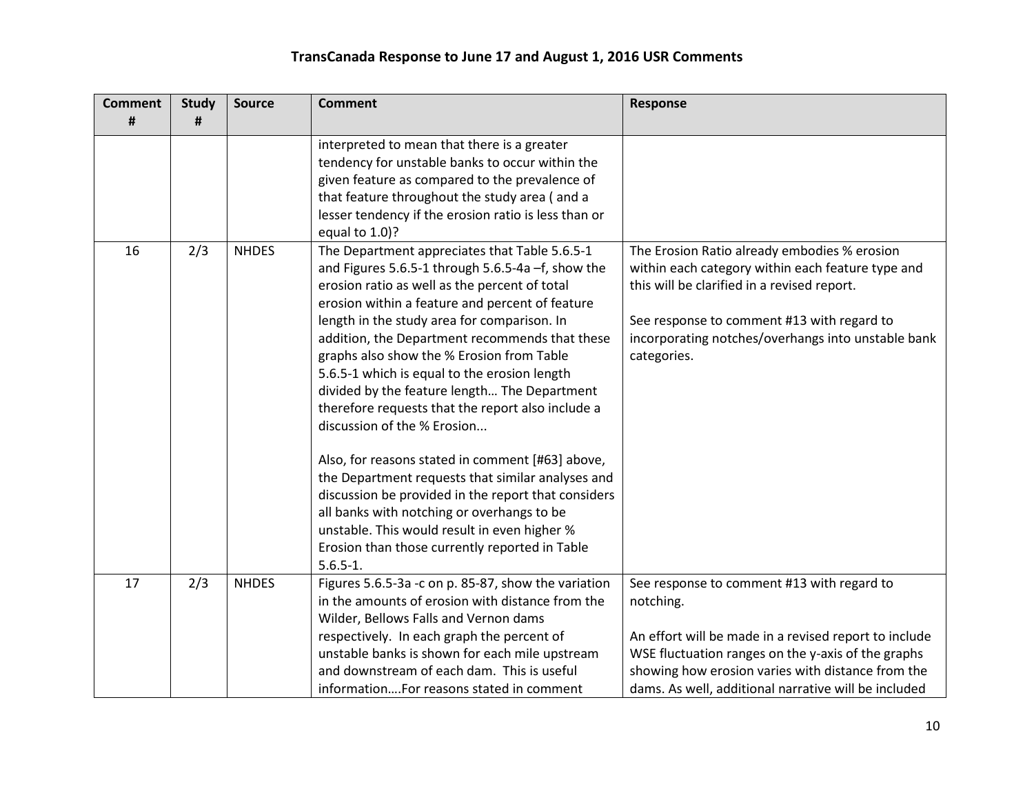# TransCanada Response to June 17 and August 1, 2016 USR Comments

| Comment # | Study # | Source | Comment | Response |
|---|---|---|---|---|
| | | | interpreted to mean that there is a greater tendency for unstable banks to occur within the given feature as compared to the prevalence of that feature throughout the study area ( and a lesser tendency if the erosion ratio is less than or equal to 1.0)? | |
| 16 | 2/3 | NHDES | The Department appreciates that Table 5.6.5-1 and Figures 5.6.5-1 through 5.6.5-4a –f, show the erosion ratio as well as the percent of total erosion within a feature and percent of feature length in the study area for comparison. In addition, the Department recommends that these graphs also show the % Erosion from Table 5.6.5-1 which is equal to the erosion length divided by the feature length… The Department therefore requests that the report also include a discussion of the % Erosion...<br><br>Also, for reasons stated in comment [#63] above, the Department requests that similar analyses and discussion be provided in the report that considers all banks with notching or overhangs to be unstable. This would result in even higher % Erosion than those currently reported in Table 5.6.5-1. | The Erosion Ratio already embodies % erosion within each category within each feature type and this will be clarified in a revised report.<br><br>See response to comment #13 with regard to incorporating notches/overhangs into unstable bank categories. |
| 17 | 2/3 | NHDES | Figures 5.6.5-3a -c on p. 85-87, show the variation in the amounts of erosion with distance from the Wilder, Bellows Falls and Vernon dams respectively. In each graph the percent of unstable banks is shown for each mile upstream and downstream of each dam. This is useful information….For reasons stated in comment | See response to comment #13 with regard to notching.<br><br>An effort will be made in a revised report to include WSE fluctuation ranges on the y-axis of the graphs showing how erosion varies with distance from the dams. As well, additional narrative will be included |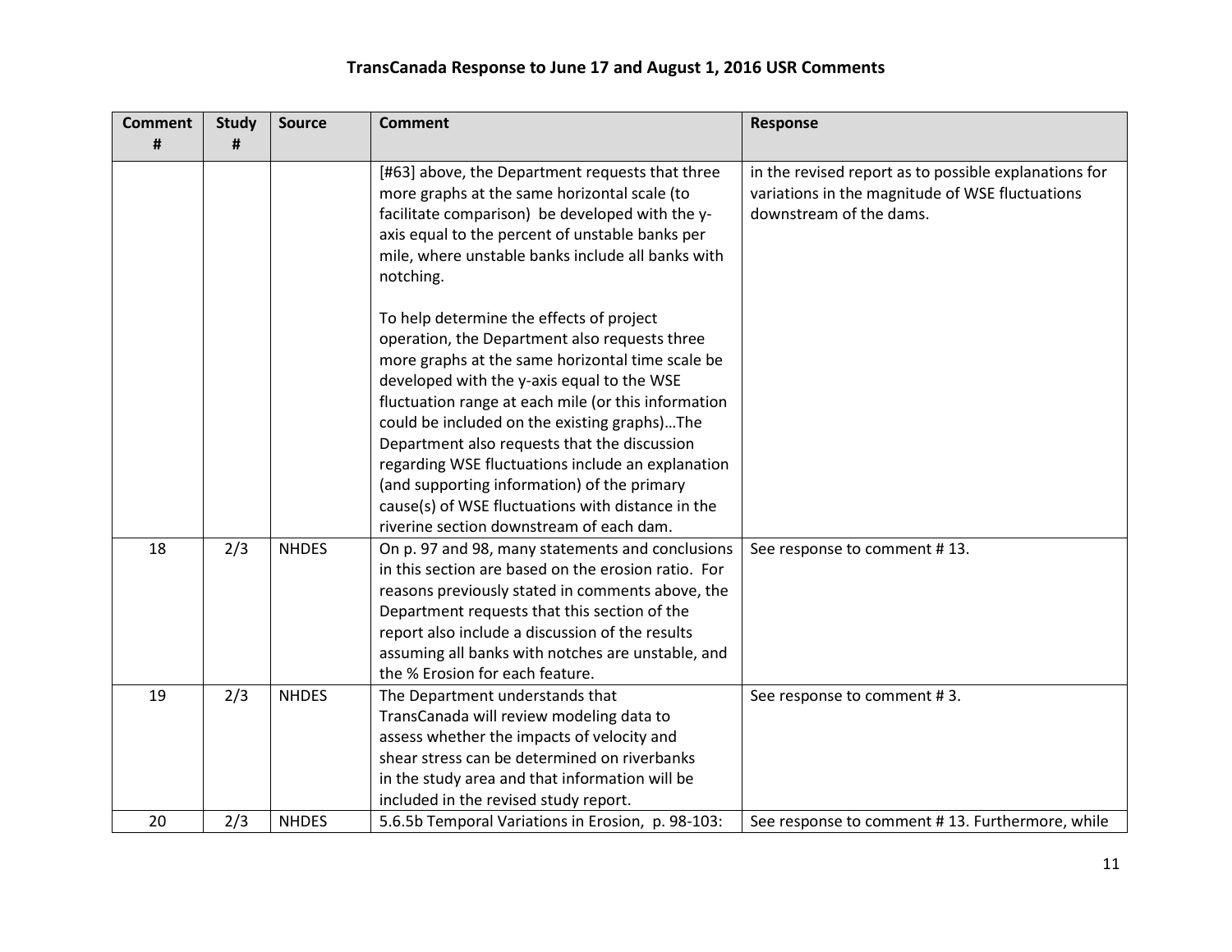# TransCanada Response to June 17 and August 1, 2016 USR Comments

| Comment # | Study # | Source | Comment | Response |
|---|---|---|---|---|
| | | | [#63] above, the Department requests that three more graphs at the same horizontal scale (to facilitate comparison) be developed with the y-axis equal to the percent of unstable banks per mile, where unstable banks include all banks with notching.<br><br>To help determine the effects of project operation, the Department also requests three more graphs at the same horizontal time scale be developed with the y-axis equal to the WSE fluctuation range at each mile (or this information could be included on the existing graphs)…The Department also requests that the discussion regarding WSE fluctuations include an explanation (and supporting information) of the primary cause(s) of WSE fluctuations with distance in the riverine section downstream of each dam. | in the revised report as to possible explanations for variations in the magnitude of WSE fluctuations downstream of the dams. |
| 18 | 2/3 | NHDES | On p. 97 and 98, many statements and conclusions in this section are based on the erosion ratio. For reasons previously stated in comments above, the Department requests that this section of the report also include a discussion of the results assuming all banks with notches are unstable, and the % Erosion for each feature. | See response to comment # 13. |
| 19 | 2/3 | NHDES | The Department understands that TransCanada will review modeling data to assess whether the impacts of velocity and shear stress can be determined on riverbanks in the study area and that information will be included in the revised study report. | See response to comment # 3. |
| 20 | 2/3 | NHDES | 5.6.5b Temporal Variations in Erosion, p. 98-103: | See response to comment # 13. Furthermore, while |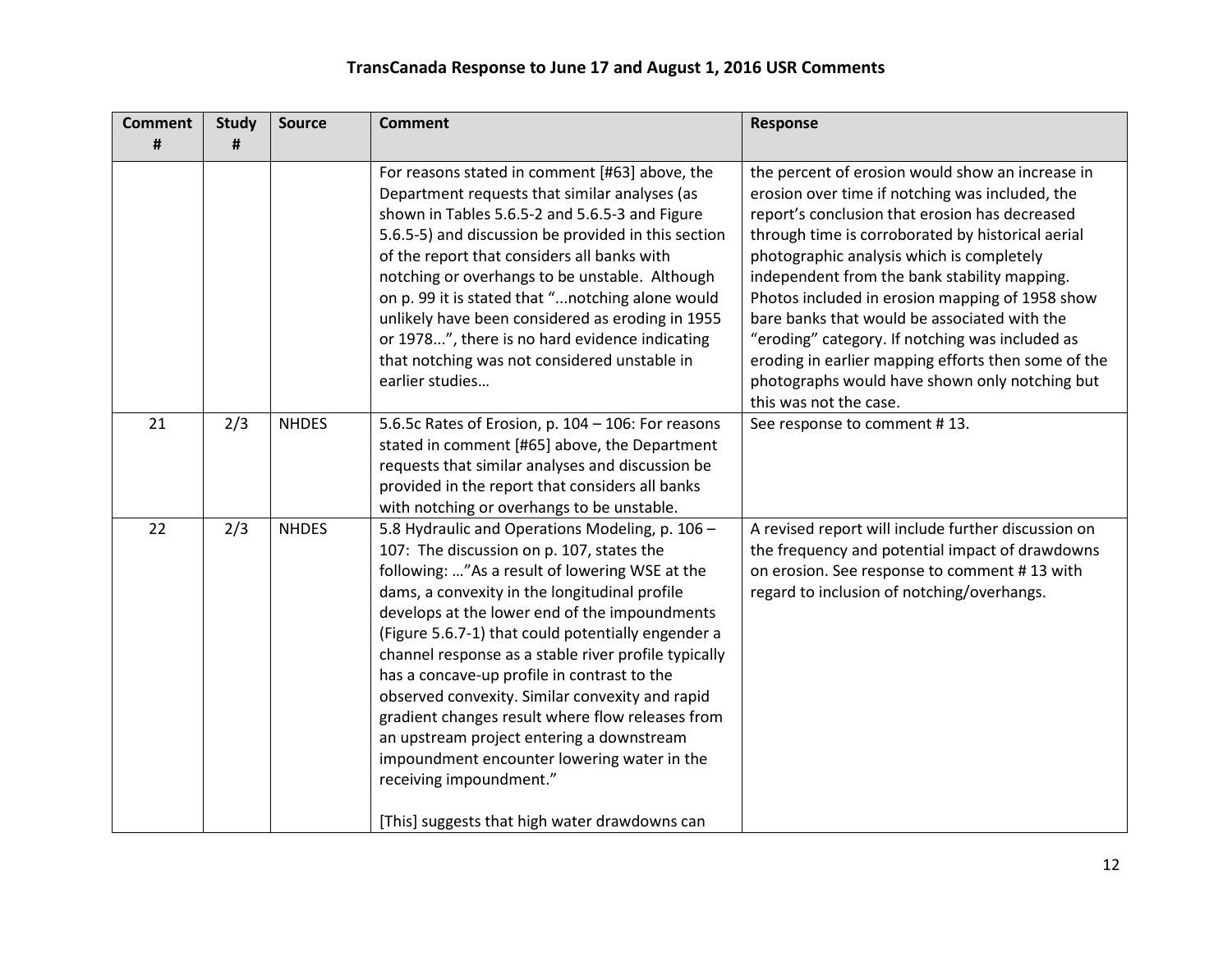## TransCanada Response to June 17 and August 1, 2016 USR Comments

| Comment # | Study # | Source | Comment | Response |
|---|---|---|---|---|
| | | | For reasons stated in comment [#63] above, the Department requests that similar analyses (as shown in Tables 5.6.5-2 and 5.6.5-3 and Figure 5.6.5-5) and discussion be provided in this section of the report that considers all banks with notching or overhangs to be unstable. Although on p. 99 it is stated that "...notching alone would unlikely have been considered as eroding in 1955 or 1978...", there is no hard evidence indicating that notching was not considered unstable in earlier studies… | the percent of erosion would show an increase in erosion over time if notching was included, the report's conclusion that erosion has decreased through time is corroborated by historical aerial photographic analysis which is completely independent from the bank stability mapping. Photos included in erosion mapping of 1958 show bare banks that would be associated with the "eroding" category. If notching was included as eroding in earlier mapping efforts then some of the photographs would have shown only notching but this was not the case. |
| 21 | 2/3 | NHDES | 5.6.5c Rates of Erosion, p. 104 – 106: For reasons stated in comment [#65] above, the Department requests that similar analyses and discussion be provided in the report that considers all banks with notching or overhangs to be unstable. | See response to comment # 13. |
| 22 | 2/3 | NHDES | 5.8 Hydraulic and Operations Modeling, p. 106 – 107: The discussion on p. 107, states the following: …"As a result of lowering WSE at the dams, a convexity in the longitudinal profile develops at the lower end of the impoundments (Figure 5.6.7-1) that could potentially engender a channel response as a stable river profile typically has a concave-up profile in contrast to the observed convexity. Similar convexity and rapid gradient changes result where flow releases from an upstream project entering a downstream impoundment encounter lowering water in the receiving impoundment."<br><br>[This] suggests that high water drawdowns can | A revised report will include further discussion on the frequency and potential impact of drawdowns on erosion. See response to comment # 13 with regard to inclusion of notching/overhangs. |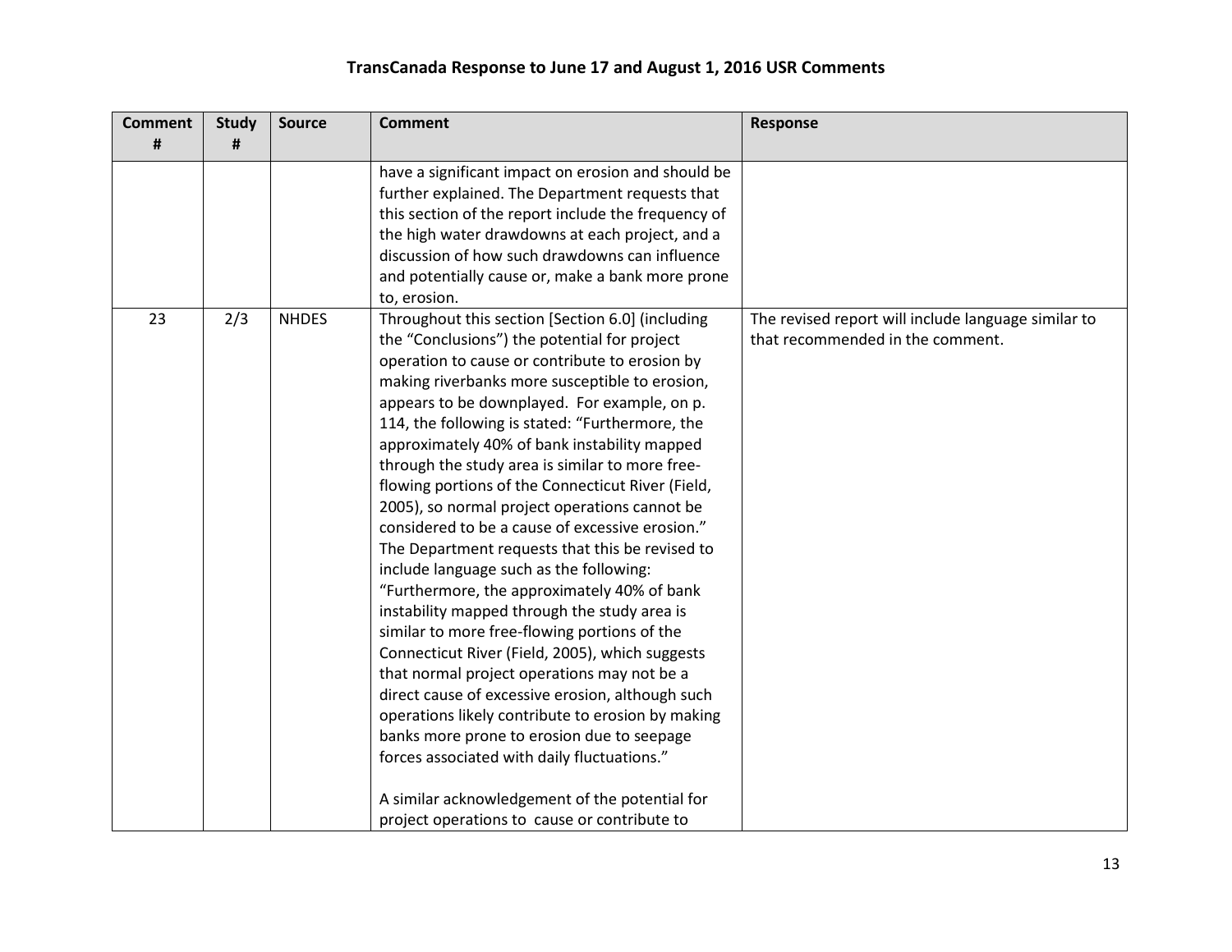# TransCanada Response to June 17 and August 1, 2016 USR Comments

| Comment # | Study # | Source | Comment | Response |
|---|---|---|---|---|
| | | | have a significant impact on erosion and should be further explained. The Department requests that this section of the report include the frequency of the high water drawdowns at each project, and a discussion of how such drawdowns can influence and potentially cause or, make a bank more prone to, erosion. | |
| 23 | 2/3 | NHDES | Throughout this section [Section 6.0] (including the "Conclusions") the potential for project operation to cause or contribute to erosion by making riverbanks more susceptible to erosion, appears to be downplayed. For example, on p. 114, the following is stated: "Furthermore, the approximately 40% of bank instability mapped through the study area is similar to more free-flowing portions of the Connecticut River (Field, 2005), so normal project operations cannot be considered to be a cause of excessive erosion." The Department requests that this be revised to include language such as the following: "Furthermore, the approximately 40% of bank instability mapped through the study area is similar to more free-flowing portions of the Connecticut River (Field, 2005), which suggests that normal project operations may not be a direct cause of excessive erosion, although such operations likely contribute to erosion by making banks more prone to erosion due to seepage forces associated with daily fluctuations." <br><br> A similar acknowledgement of the potential for project operations to cause or contribute to | The revised report will include language similar to that recommended in the comment. |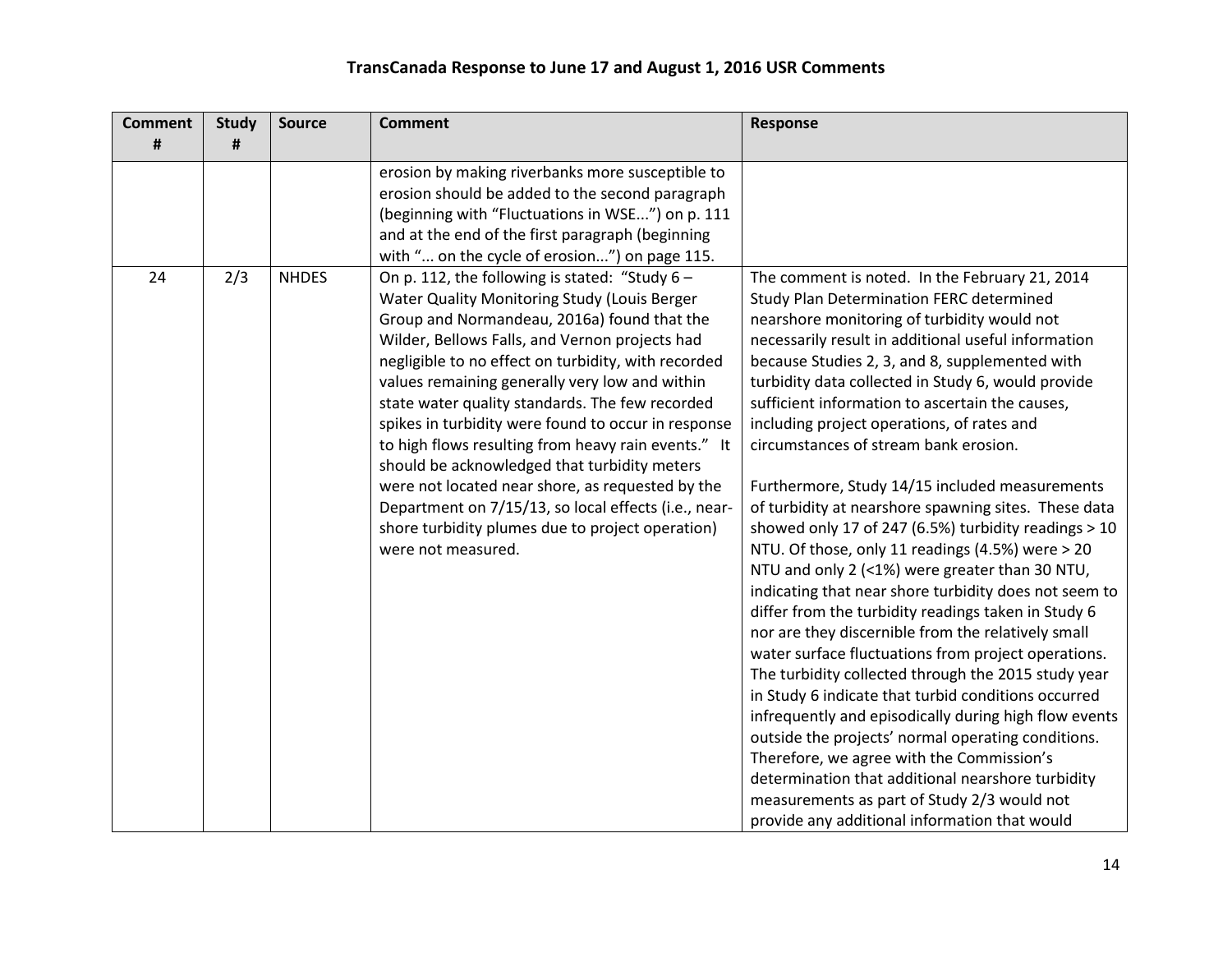# TransCanada Response to June 17 and August 1, 2016 USR Comments

| Comment # | Study # | Source | Comment | Response |
|---|---|---|---|---|
| | | | erosion by making riverbanks more susceptible to erosion should be added to the second paragraph (beginning with "Fluctuations in WSE...") on p. 111 and at the end of the first paragraph (beginning with "... on the cycle of erosion...") on page 115. | |
| 24 | 2/3 | NHDES | On p. 112, the following is stated: "Study 6 – Water Quality Monitoring Study (Louis Berger Group and Normandeau, 2016a) found that the Wilder, Bellows Falls, and Vernon projects had negligible to no effect on turbidity, with recorded values remaining generally very low and within state water quality standards. The few recorded spikes in turbidity were found to occur in response to high flows resulting from heavy rain events." It should be acknowledged that turbidity meters were not located near shore, as requested by the Department on 7/15/13, so local effects (i.e., near-shore turbidity plumes due to project operation) were not measured. | The comment is noted. In the February 21, 2014 Study Plan Determination FERC determined nearshore monitoring of turbidity would not necessarily result in additional useful information because Studies 2, 3, and 8, supplemented with turbidity data collected in Study 6, would provide sufficient information to ascertain the causes, including project operations, of rates and circumstances of stream bank erosion.<br><br>Furthermore, Study 14/15 included measurements of turbidity at nearshore spawning sites. These data showed only 17 of 247 (6.5%) turbidity readings > 10 NTU. Of those, only 11 readings (4.5%) were > 20 NTU and only 2 (<1%) were greater than 30 NTU, indicating that near shore turbidity does not seem to differ from the turbidity readings taken in Study 6 nor are they discernible from the relatively small water surface fluctuations from project operations. The turbidity collected through the 2015 study year in Study 6 indicate that turbid conditions occurred infrequently and episodically during high flow events outside the projects' normal operating conditions. Therefore, we agree with the Commission's determination that additional nearshore turbidity measurements as part of Study 2/3 would not provide any additional information that would |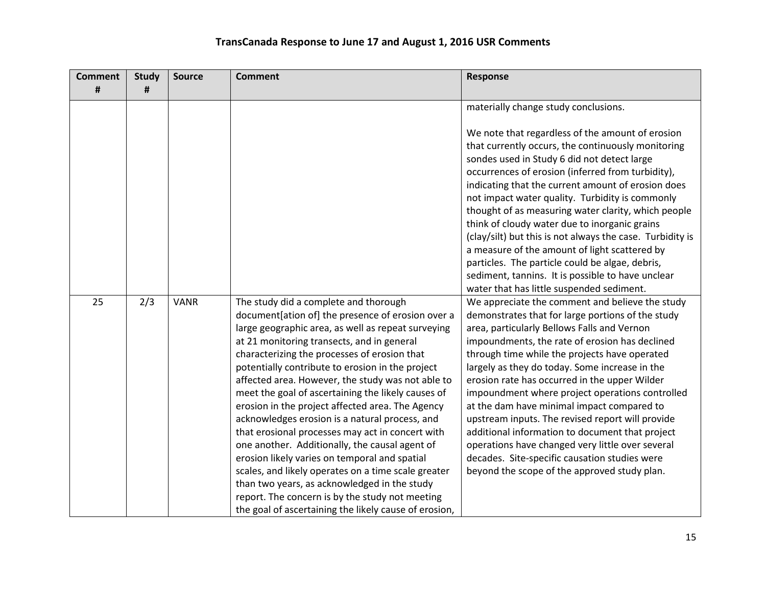# TransCanada Response to June 17 and August 1, 2016 USR Comments

| Comment # | Study # | Source | Comment | Response |
|---|---|---|---|---|
| | | | | materially change study conclusions.<br><br>We note that regardless of the amount of erosion that currently occurs, the continuously monitoring sondes used in Study 6 did not detect large occurrences of erosion (inferred from turbidity), indicating that the current amount of erosion does not impact water quality. Turbidity is commonly thought of as measuring water clarity, which people think of cloudy water due to inorganic grains (clay/silt) but this is not always the case. Turbidity is a measure of the amount of light scattered by particles. The particle could be algae, debris, sediment, tannins. It is possible to have unclear water that has little suspended sediment. |
| 25 | 2/3 | VANR | The study did a complete and thorough document[ation of] the presence of erosion over a large geographic area, as well as repeat surveying at 21 monitoring transects, and in general characterizing the processes of erosion that potentially contribute to erosion in the project affected area. However, the study was not able to meet the goal of ascertaining the likely causes of erosion in the project affected area. The Agency acknowledges erosion is a natural process, and that erosional processes may act in concert with one another. Additionally, the causal agent of erosion likely varies on temporal and spatial scales, and likely operates on a time scale greater than two years, as acknowledged in the study report. The concern is by the study not meeting the goal of ascertaining the likely cause of erosion, | We appreciate the comment and believe the study demonstrates that for large portions of the study area, particularly Bellows Falls and Vernon impoundments, the rate of erosion has declined through time while the projects have operated largely as they do today. Some increase in the erosion rate has occurred in the upper Wilder impoundment where project operations controlled at the dam have minimal impact compared to upstream inputs. The revised report will provide additional information to document that project operations have changed very little over several decades. Site-specific causation studies were beyond the scope of the approved study plan. |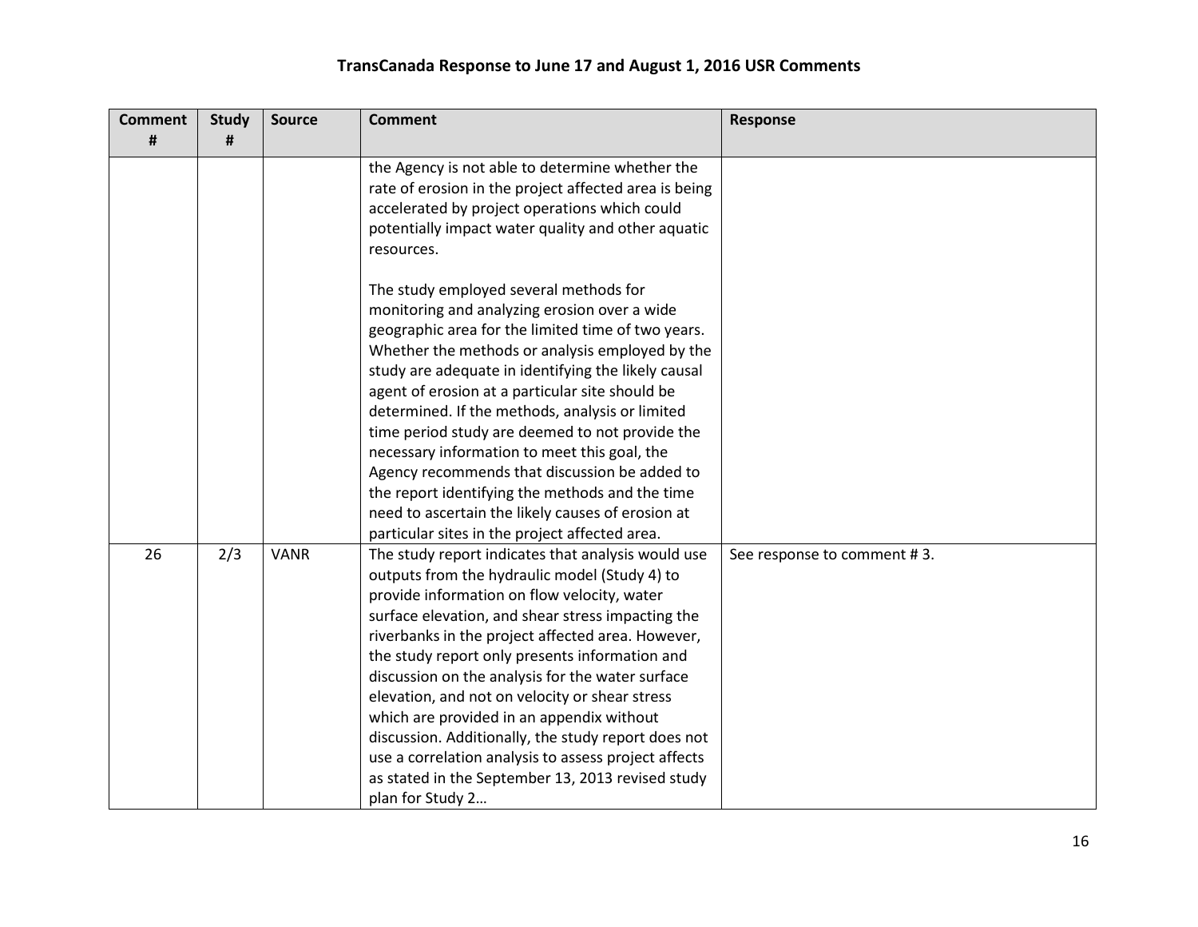## TransCanada Response to June 17 and August 1, 2016 USR Comments

| Comment # | Study # | Source | Comment | Response |
|---|---|---|---|---|
| | | | the Agency is not able to determine whether the rate of erosion in the project affected area is being accelerated by project operations which could potentially impact water quality and other aquatic resources.<br><br>The study employed several methods for monitoring and analyzing erosion over a wide geographic area for the limited time of two years. Whether the methods or analysis employed by the study are adequate in identifying the likely causal agent of erosion at a particular site should be determined. If the methods, analysis or limited time period study are deemed to not provide the necessary information to meet this goal, the Agency recommends that discussion be added to the report identifying the methods and the time need to ascertain the likely causes of erosion at particular sites in the project affected area. | |
| 26 | 2/3 | VANR | The study report indicates that analysis would use outputs from the hydraulic model (Study 4) to provide information on flow velocity, water surface elevation, and shear stress impacting the riverbanks in the project affected area. However, the study report only presents information and discussion on the analysis for the water surface elevation, and not on velocity or shear stress which are provided in an appendix without discussion. Additionally, the study report does not use a correlation analysis to assess project affects as stated in the September 13, 2013 revised study plan for Study 2… | See response to comment # 3. |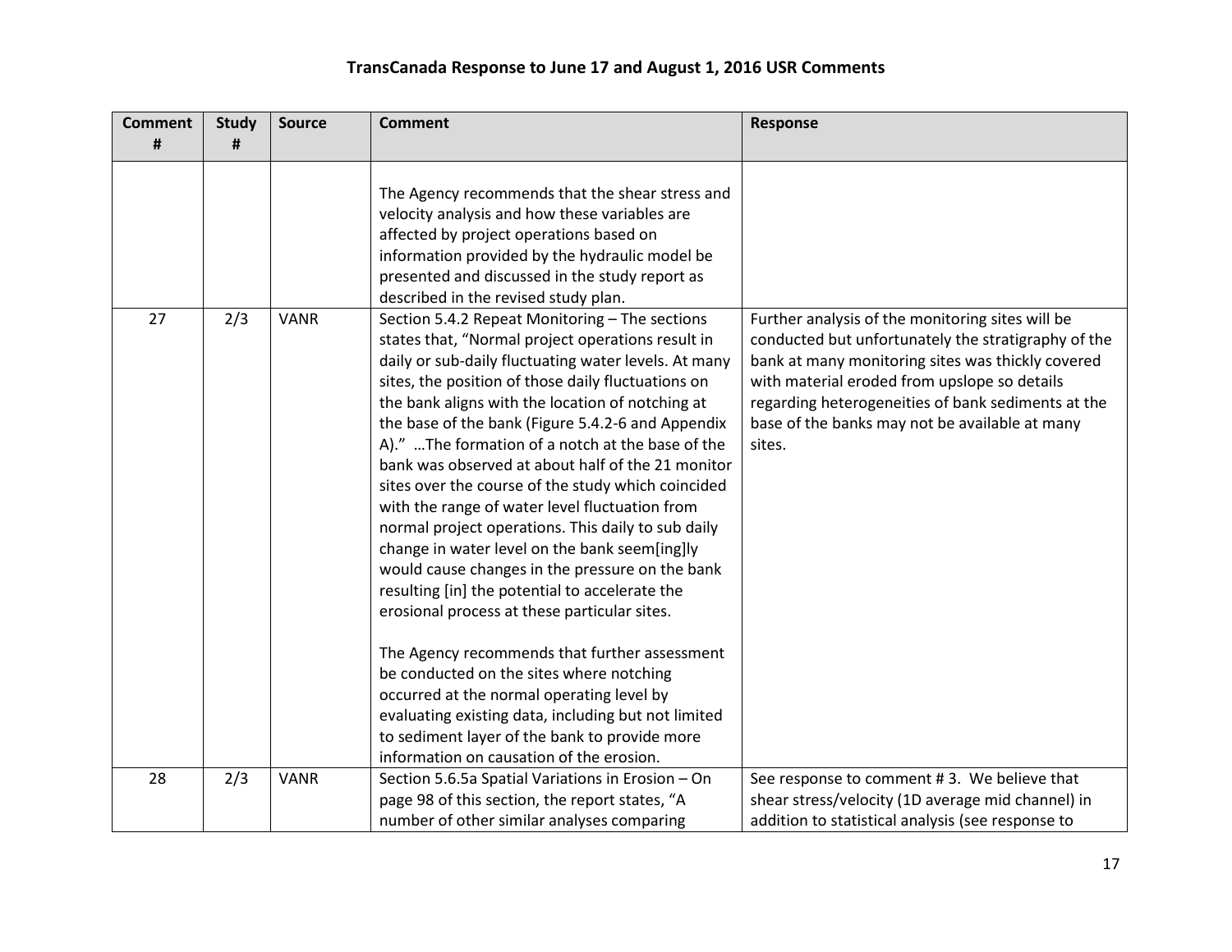# TransCanada Response to June 17 and August 1, 2016 USR Comments

| Comment # | Study # | Source | Comment | Response |
|---|---|---|---|---|
| | | | The Agency recommends that the shear stress and velocity analysis and how these variables are affected by project operations based on information provided by the hydraulic model be presented and discussed in the study report as described in the revised study plan. | |
| 27 | 2/3 | VANR | Section 5.4.2 Repeat Monitoring – The sections states that, "Normal project operations result in daily or sub-daily fluctuating water levels. At many sites, the position of those daily fluctuations on the bank aligns with the location of notching at the base of the bank (Figure 5.4.2-6 and Appendix A)." …The formation of a notch at the base of the bank was observed at about half of the 21 monitor sites over the course of the study which coincided with the range of water level fluctuation from normal project operations. This daily to sub daily change in water level on the bank seem[ing]ly would cause changes in the pressure on the bank resulting [in] the potential to accelerate the erosional process at these particular sites.<br><br>The Agency recommends that further assessment be conducted on the sites where notching occurred at the normal operating level by evaluating existing data, including but not limited to sediment layer of the bank to provide more information on causation of the erosion. | Further analysis of the monitoring sites will be conducted but unfortunately the stratigraphy of the bank at many monitoring sites was thickly covered with material eroded from upslope so details regarding heterogeneities of bank sediments at the base of the banks may not be available at many sites. |
| 28 | 2/3 | VANR | Section 5.6.5a Spatial Variations in Erosion – On page 98 of this section, the report states, "A number of other similar analyses comparing | See response to comment # 3. We believe that shear stress/velocity (1D average mid channel) in addition to statistical analysis (see response to |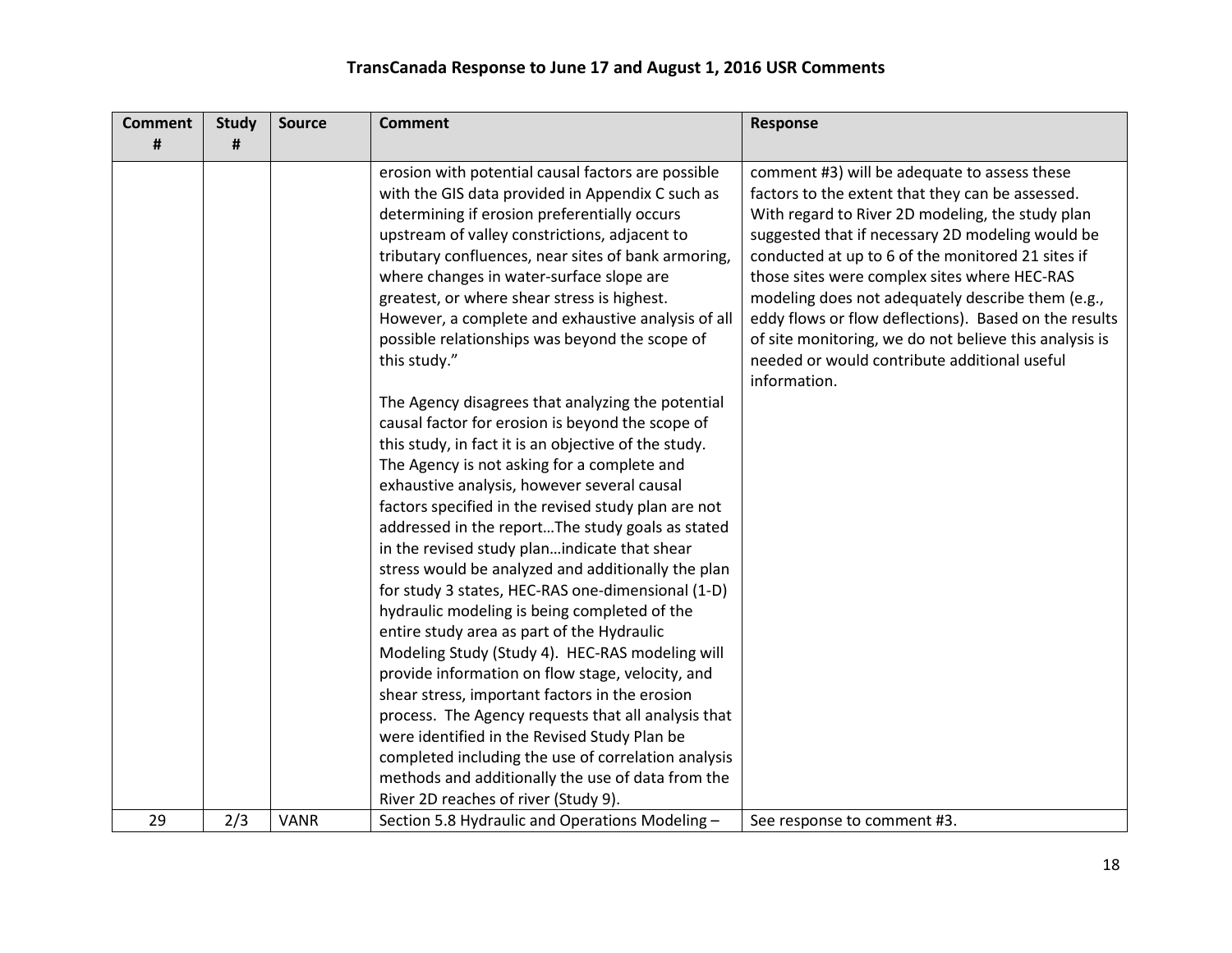# TransCanada Response to June 17 and August 1, 2016 USR Comments

| Comment # | Study # | Source | Comment | Response |
|---|---|---|---|---|
| | | | erosion with potential causal factors are possible with the GIS data provided in Appendix C such as determining if erosion preferentially occurs upstream of valley constrictions, adjacent to tributary confluences, near sites of bank armoring, where changes in water-surface slope are greatest, or where shear stress is highest. However, a complete and exhaustive analysis of all possible relationships was beyond the scope of this study."<br><br>The Agency disagrees that analyzing the potential causal factor for erosion is beyond the scope of this study, in fact it is an objective of the study. The Agency is not asking for a complete and exhaustive analysis, however several causal factors specified in the revised study plan are not addressed in the report…The study goals as stated in the revised study plan…indicate that shear stress would be analyzed and additionally the plan for study 3 states, HEC-RAS one-dimensional (1-D) hydraulic modeling is being completed of the entire study area as part of the Hydraulic Modeling Study (Study 4). HEC-RAS modeling will provide information on flow stage, velocity, and shear stress, important factors in the erosion process. The Agency requests that all analysis that were identified in the Revised Study Plan be completed including the use of correlation analysis methods and additionally the use of data from the River 2D reaches of river (Study 9). | comment #3) will be adequate to assess these factors to the extent that they can be assessed. With regard to River 2D modeling, the study plan suggested that if necessary 2D modeling would be conducted at up to 6 of the monitored 21 sites if those sites were complex sites where HEC-RAS modeling does not adequately describe them (e.g., eddy flows or flow deflections). Based on the results of site monitoring, we do not believe this analysis is needed or would contribute additional useful information. |
| 29 | 2/3 | VANR | Section 5.8 Hydraulic and Operations Modeling – | See response to comment #3. |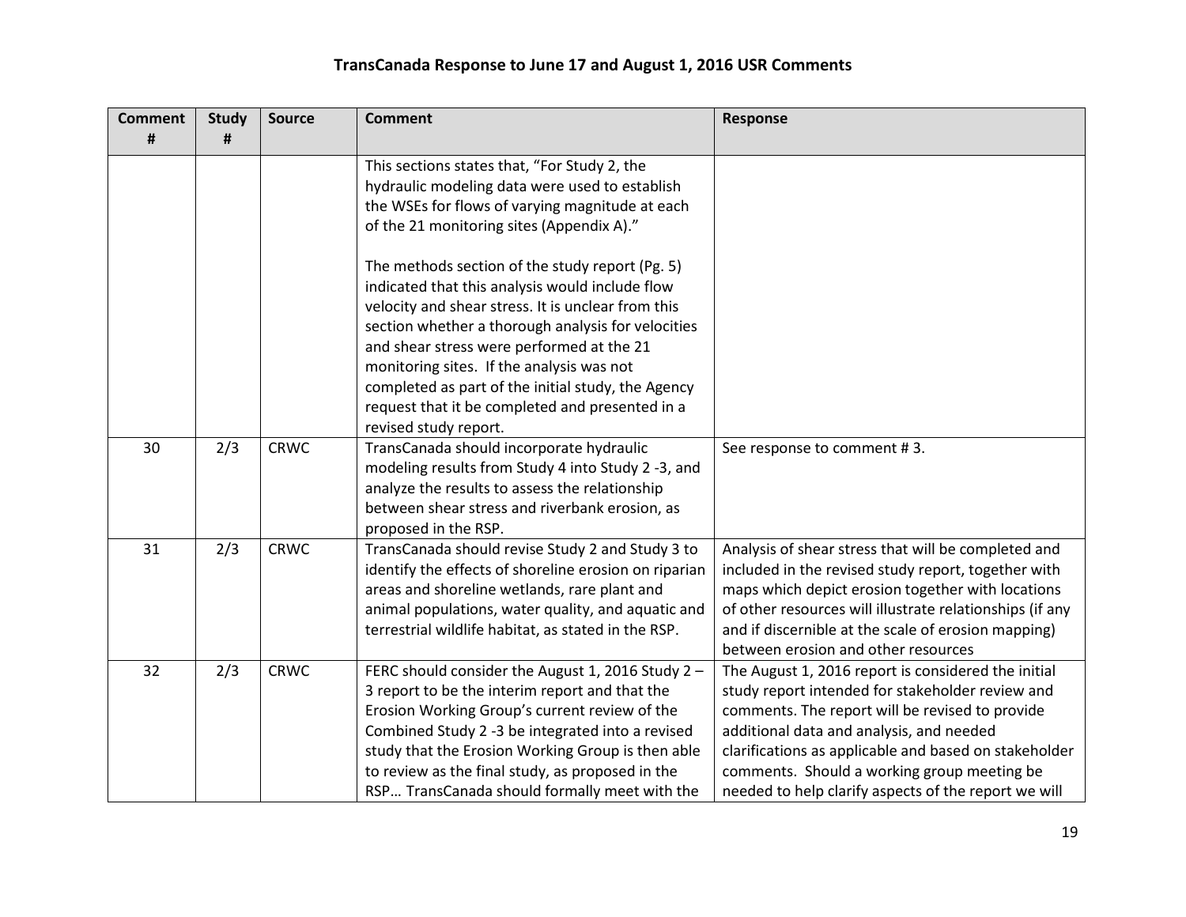# TransCanada Response to June 17 and August 1, 2016 USR Comments

| Comment # | Study # | Source | Comment | Response |
|---|---|---|---|---|
| | | | This sections states that, "For Study 2, the hydraulic modeling data were used to establish the WSEs for flows of varying magnitude at each of the 21 monitoring sites (Appendix A)."<br><br>The methods section of the study report (Pg. 5) indicated that this analysis would include flow velocity and shear stress. It is unclear from this section whether a thorough analysis for velocities and shear stress were performed at the 21 monitoring sites. If the analysis was not completed as part of the initial study, the Agency request that it be completed and presented in a revised study report. | |
| 30 | 2/3 | CRWC | TransCanada should incorporate hydraulic modeling results from Study 4 into Study 2 -3, and analyze the results to assess the relationship between shear stress and riverbank erosion, as proposed in the RSP. | See response to comment # 3. |
| 31 | 2/3 | CRWC | TransCanada should revise Study 2 and Study 3 to identify the effects of shoreline erosion on riparian areas and shoreline wetlands, rare plant and animal populations, water quality, and aquatic and terrestrial wildlife habitat, as stated in the RSP. | Analysis of shear stress that will be completed and included in the revised study report, together with maps which depict erosion together with locations of other resources will illustrate relationships (if any and if discernible at the scale of erosion mapping) between erosion and other resources |
| 32 | 2/3 | CRWC | FERC should consider the August 1, 2016 Study 2 – 3 report to be the interim report and that the Erosion Working Group's current review of the Combined Study 2 -3 be integrated into a revised study that the Erosion Working Group is then able to review as the final study, as proposed in the RSP… TransCanada should formally meet with the | The August 1, 2016 report is considered the initial study report intended for stakeholder review and comments. The report will be revised to provide additional data and analysis, and needed clarifications as applicable and based on stakeholder comments. Should a working group meeting be needed to help clarify aspects of the report we will |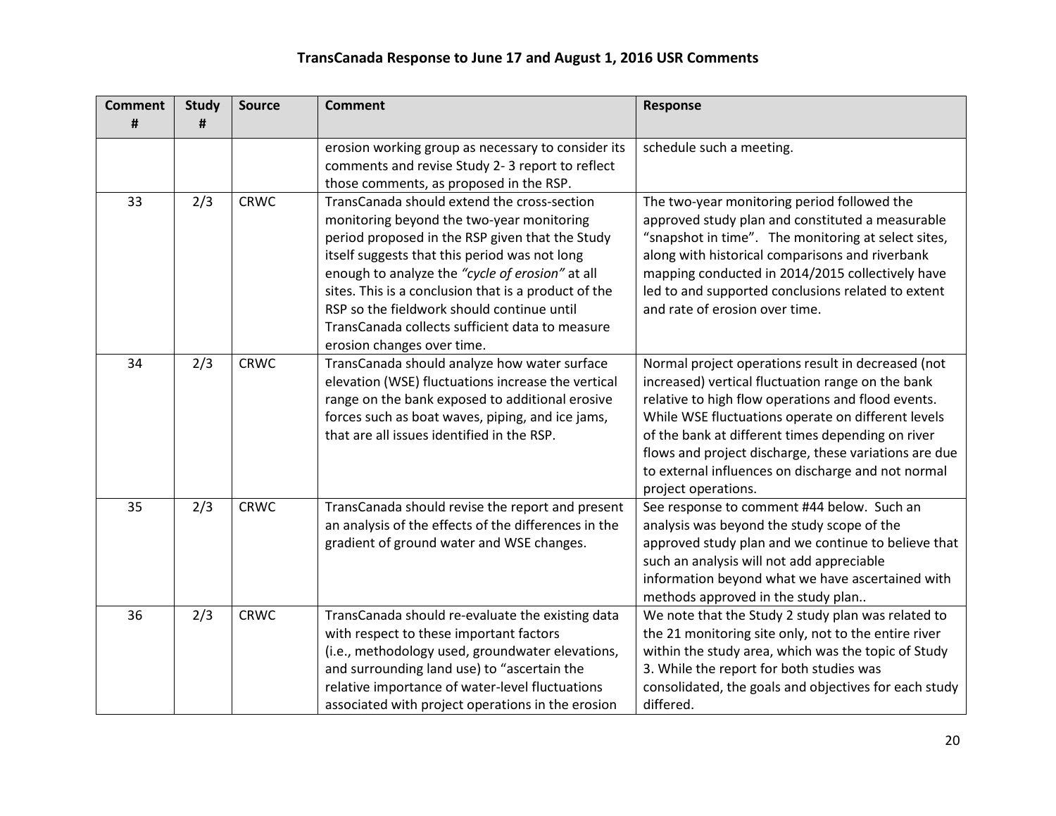# TransCanada Response to June 17 and August 1, 2016 USR Comments

| Comment # | Study # | Source | Comment | Response |
|---|---|---|---|---|
| | | | erosion working group as necessary to consider its comments and revise Study 2- 3 report to reflect those comments, as proposed in the RSP. | schedule such a meeting. |
| 33 | 2/3 | CRWC | TransCanada should extend the cross-section monitoring beyond the two-year monitoring period proposed in the RSP given that the Study itself suggests that this period was not long enough to analyze the *"cycle of erosion"* at all sites. This is a conclusion that is a product of the RSP so the fieldwork should continue until TransCanada collects sufficient data to measure erosion changes over time. | The two-year monitoring period followed the approved study plan and constituted a measurable "snapshot in time". The monitoring at select sites, along with historical comparisons and riverbank mapping conducted in 2014/2015 collectively have led to and supported conclusions related to extent and rate of erosion over time. |
| 34 | 2/3 | CRWC | TransCanada should analyze how water surface elevation (WSE) fluctuations increase the vertical range on the bank exposed to additional erosive forces such as boat waves, piping, and ice jams, that are all issues identified in the RSP. | Normal project operations result in decreased (not increased) vertical fluctuation range on the bank relative to high flow operations and flood events. While WSE fluctuations operate on different levels of the bank at different times depending on river flows and project discharge, these variations are due to external influences on discharge and not normal project operations. |
| 35 | 2/3 | CRWC | TransCanada should revise the report and present an analysis of the effects of the differences in the gradient of ground water and WSE changes. | See response to comment #44 below. Such an analysis was beyond the study scope of the approved study plan and we continue to believe that such an analysis will not add appreciable information beyond what we have ascertained with methods approved in the study plan.. |
| 36 | 2/3 | CRWC | TransCanada should re-evaluate the existing data with respect to these important factors (i.e., methodology used, groundwater elevations, and surrounding land use) to "ascertain the relative importance of water-level fluctuations associated with project operations in the erosion | We note that the Study 2 study plan was related to the 21 monitoring site only, not to the entire river within the study area, which was the topic of Study 3. While the report for both studies was consolidated, the goals and objectives for each study differed. |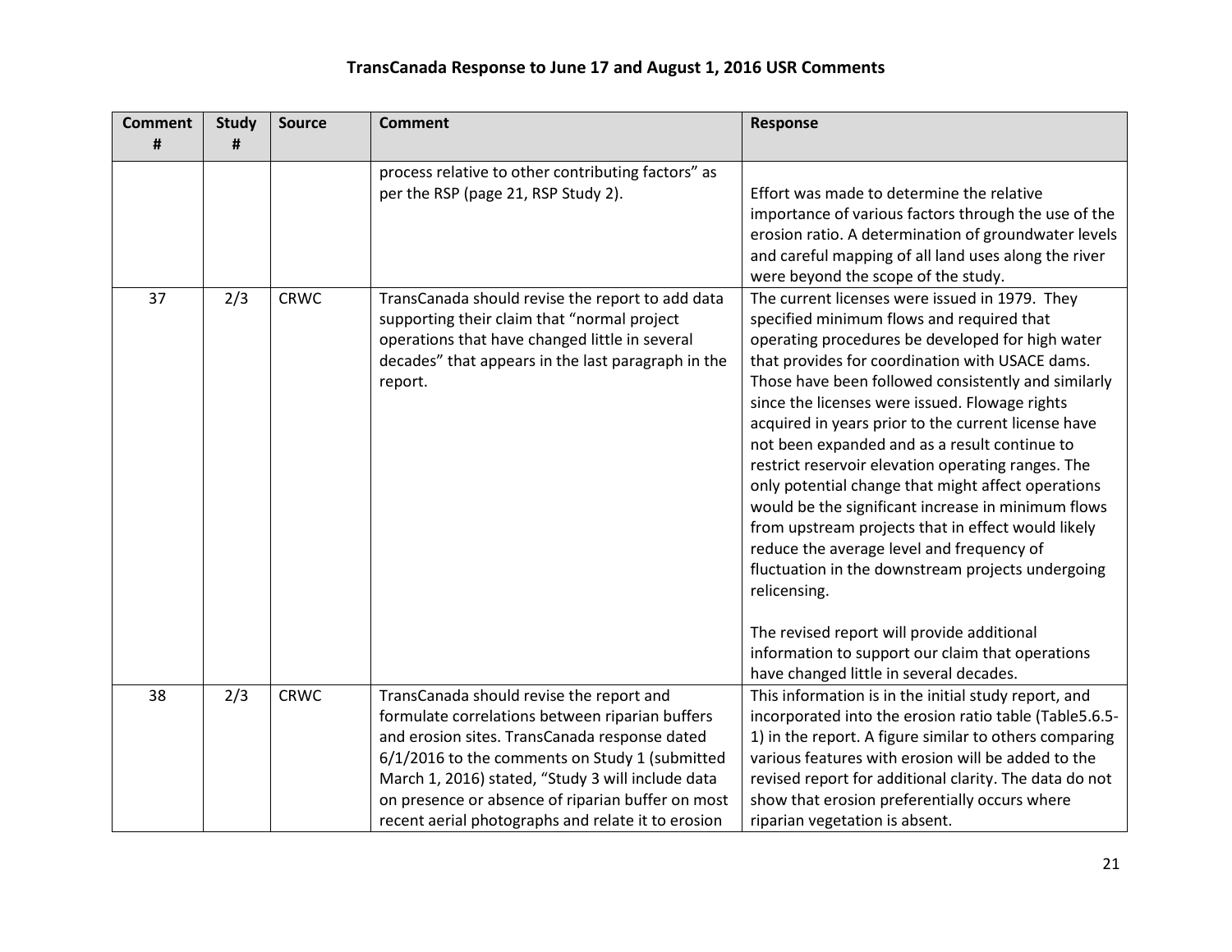## TransCanada Response to June 17 and August 1, 2016 USR Comments

| Comment # | Study # | Source | Comment | Response |
|---|---|---|---|---|
| | | | process relative to other contributing factors" as per the RSP (page 21, RSP Study 2). | Effort was made to determine the relative importance of various factors through the use of the erosion ratio. A determination of groundwater levels and careful mapping of all land uses along the river were beyond the scope of the study. |
| 37 | 2/3 | CRWC | TransCanada should revise the report to add data supporting their claim that "normal project operations that have changed little in several decades" that appears in the last paragraph in the report. | The current licenses were issued in 1979. They specified minimum flows and required that operating procedures be developed for high water that provides for coordination with USACE dams. Those have been followed consistently and similarly since the licenses were issued. Flowage rights acquired in years prior to the current license have not been expanded and as a result continue to restrict reservoir elevation operating ranges. The only potential change that might affect operations would be the significant increase in minimum flows from upstream projects that in effect would likely reduce the average level and frequency of fluctuation in the downstream projects undergoing relicensing.<br><br>The revised report will provide additional information to support our claim that operations have changed little in several decades. |
| 38 | 2/3 | CRWC | TransCanada should revise the report and formulate correlations between riparian buffers and erosion sites. TransCanada response dated 6/1/2016 to the comments on Study 1 (submitted March 1, 2016) stated, "Study 3 will include data on presence or absence of riparian buffer on most recent aerial photographs and relate it to erosion | This information is in the initial study report, and incorporated into the erosion ratio table (Table5.6.5-1) in the report. A figure similar to others comparing various features with erosion will be added to the revised report for additional clarity. The data do not show that erosion preferentially occurs where riparian vegetation is absent. |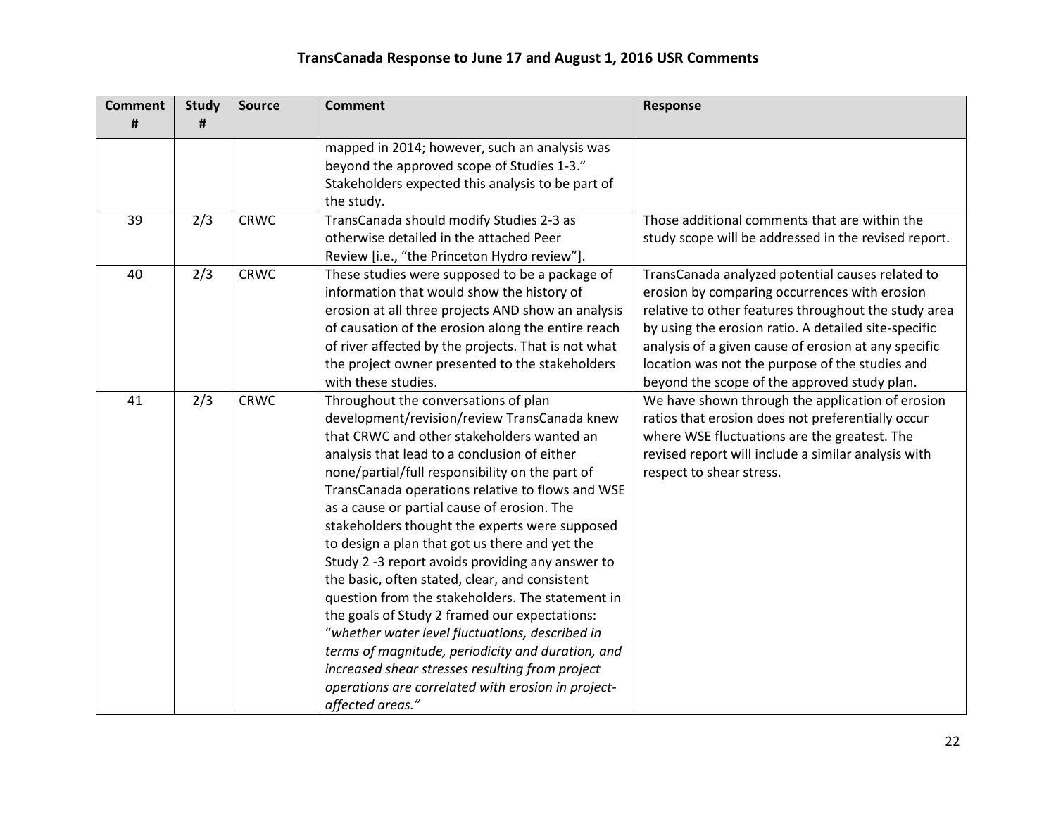# TransCanada Response to June 17 and August 1, 2016 USR Comments

| Comment # | Study # | Source | Comment | Response |
|---|---|---|---|---|
| | | | mapped in 2014; however, such an analysis was beyond the approved scope of Studies 1-3." Stakeholders expected this analysis to be part of the study. | |
| 39 | 2/3 | CRWC | TransCanada should modify Studies 2-3 as otherwise detailed in the attached Peer Review [i.e., "the Princeton Hydro review"]. | Those additional comments that are within the study scope will be addressed in the revised report. |
| 40 | 2/3 | CRWC | These studies were supposed to be a package of information that would show the history of erosion at all three projects AND show an analysis of causation of the erosion along the entire reach of river affected by the projects. That is not what the project owner presented to the stakeholders with these studies. | TransCanada analyzed potential causes related to erosion by comparing occurrences with erosion relative to other features throughout the study area by using the erosion ratio. A detailed site-specific analysis of a given cause of erosion at any specific location was not the purpose of the studies and beyond the scope of the approved study plan. |
| 41 | 2/3 | CRWC | Throughout the conversations of plan development/revision/review TransCanada knew that CRWC and other stakeholders wanted an analysis that lead to a conclusion of either none/partial/full responsibility on the part of TransCanada operations relative to flows and WSE as a cause or partial cause of erosion. The stakeholders thought the experts were supposed to design a plan that got us there and yet the Study 2 -3 report avoids providing any answer to the basic, often stated, clear, and consistent question from the stakeholders. The statement in the goals of Study 2 framed our expectations: "*whether water level fluctuations, described in terms of magnitude, periodicity and duration, and increased shear stresses resulting from project operations are correlated with erosion in project-affected areas.*" | We have shown through the application of erosion ratios that erosion does not preferentially occur where WSE fluctuations are the greatest. The revised report will include a similar analysis with respect to shear stress. |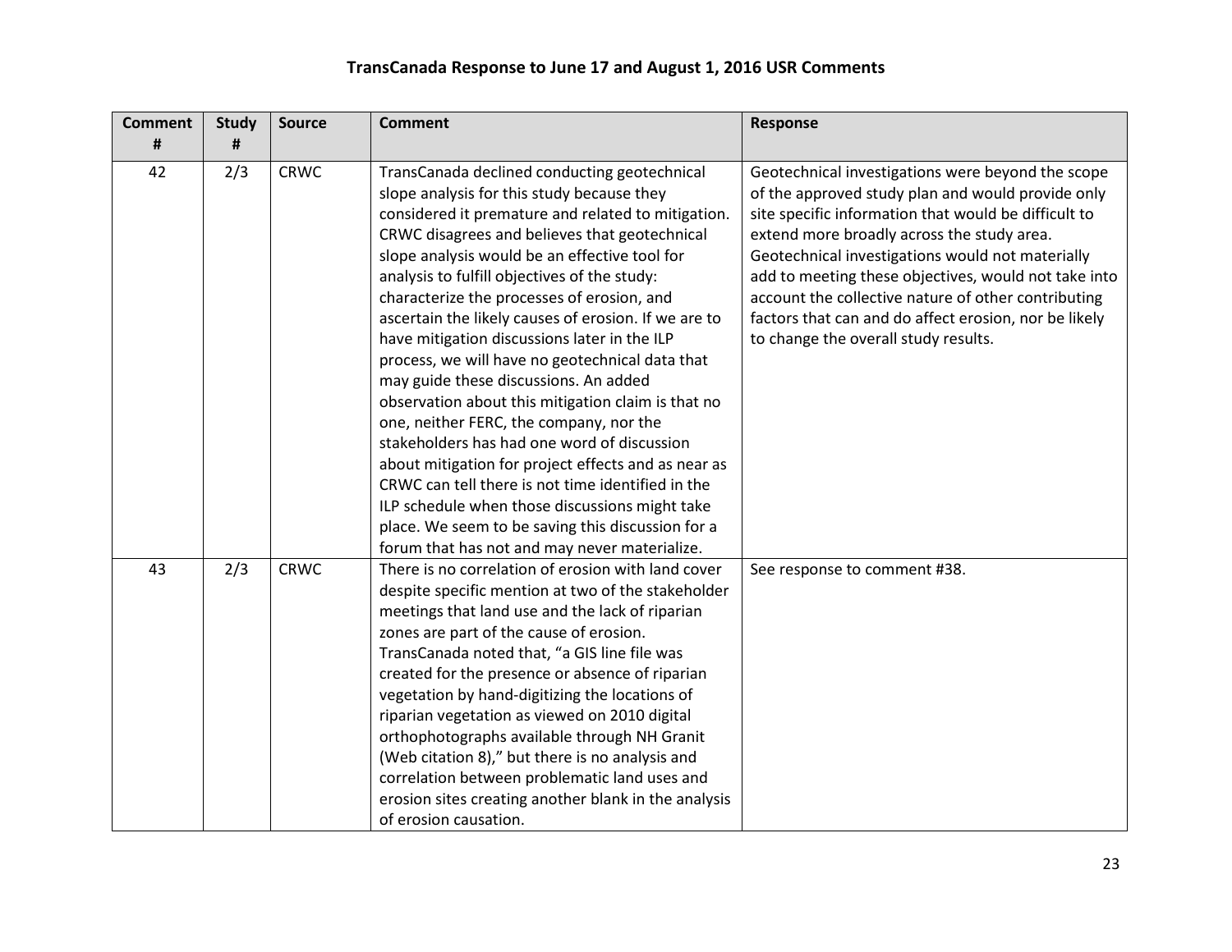# TransCanada Response to June 17 and August 1, 2016 USR Comments

| Comment # | Study # | Source | Comment | Response |
|---|---|---|---|---|
| 42 | 2/3 | CRWC | TransCanada declined conducting geotechnical slope analysis for this study because they considered it premature and related to mitigation. CRWC disagrees and believes that geotechnical slope analysis would be an effective tool for analysis to fulfill objectives of the study: characterize the processes of erosion, and ascertain the likely causes of erosion. If we are to have mitigation discussions later in the ILP process, we will have no geotechnical data that may guide these discussions. An added observation about this mitigation claim is that no one, neither FERC, the company, nor the stakeholders has had one word of discussion about mitigation for project effects and as near as CRWC can tell there is not time identified in the ILP schedule when those discussions might take place. We seem to be saving this discussion for a forum that has not and may never materialize. | Geotechnical investigations were beyond the scope of the approved study plan and would provide only site specific information that would be difficult to extend more broadly across the study area. Geotechnical investigations would not materially add to meeting these objectives, would not take into account the collective nature of other contributing factors that can and do affect erosion, nor be likely to change the overall study results. |
| 43 | 2/3 | CRWC | There is no correlation of erosion with land cover despite specific mention at two of the stakeholder meetings that land use and the lack of riparian zones are part of the cause of erosion. TransCanada noted that, "a GIS line file was created for the presence or absence of riparian vegetation by hand-digitizing the locations of riparian vegetation as viewed on 2010 digital orthophotographs available through NH Granit (Web citation 8)," but there is no analysis and correlation between problematic land uses and erosion sites creating another blank in the analysis of erosion causation. | See response to comment #38. |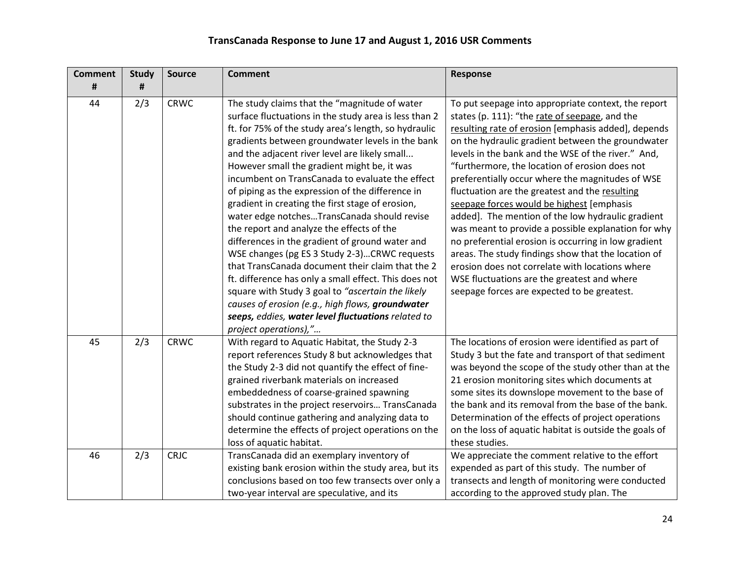## TransCanada Response to June 17 and August 1, 2016 USR Comments

| Comment # | Study # | Source | Comment | Response |
|---|---|---|---|---|
| 44 | 2/3 | CRWC | The study claims that the "magnitude of water surface fluctuations in the study area is less than 2 ft. for 75% of the study area's length, so hydraulic gradients between groundwater levels in the bank and the adjacent river level are likely small... However small the gradient might be, it was incumbent on TransCanada to evaluate the effect of piping as the expression of the difference in gradient in creating the first stage of erosion, water edge notches…TransCanada should revise the report and analyze the effects of the differences in the gradient of ground water and WSE changes (pg ES 3 Study 2-3)…CRWC requests that TransCanada document their claim that the 2 ft. difference has only a small effect. This does not square with Study 3 goal to *"ascertain the likely causes of erosion (e.g., high flows, **groundwater seeps,** eddies, **water level fluctuations** related to project operations),"…* | To put seepage into appropriate context, the report states (p. 111): "the rate of seepage, and the resulting rate of erosion [emphasis added], depends on the hydraulic gradient between the groundwater levels in the bank and the WSE of the river." And, "furthermore, the location of erosion does not preferentially occur where the magnitudes of WSE fluctuation are the greatest and the resulting seepage forces would be highest [emphasis added]. The mention of the low hydraulic gradient was meant to provide a possible explanation for why no preferential erosion is occurring in low gradient areas. The study findings show that the location of erosion does not correlate with locations where WSE fluctuations are the greatest and where seepage forces are expected to be greatest. |
| 45 | 2/3 | CRWC | With regard to Aquatic Habitat, the Study 2-3 report references Study 8 but acknowledges that the Study 2-3 did not quantify the effect of fine-grained riverbank materials on increased embeddedness of coarse-grained spawning substrates in the project reservoirs… TransCanada should continue gathering and analyzing data to determine the effects of project operations on the loss of aquatic habitat. | The locations of erosion were identified as part of Study 3 but the fate and transport of that sediment was beyond the scope of the study other than at the 21 erosion monitoring sites which documents at some sites its downslope movement to the base of the bank and its removal from the base of the bank. Determination of the effects of project operations on the loss of aquatic habitat is outside the goals of these studies. |
| 46 | 2/3 | CRJC | TransCanada did an exemplary inventory of existing bank erosion within the study area, but its conclusions based on too few transects over only a two-year interval are speculative, and its | We appreciate the comment relative to the effort expended as part of this study. The number of transects and length of monitoring were conducted according to the approved study plan. The |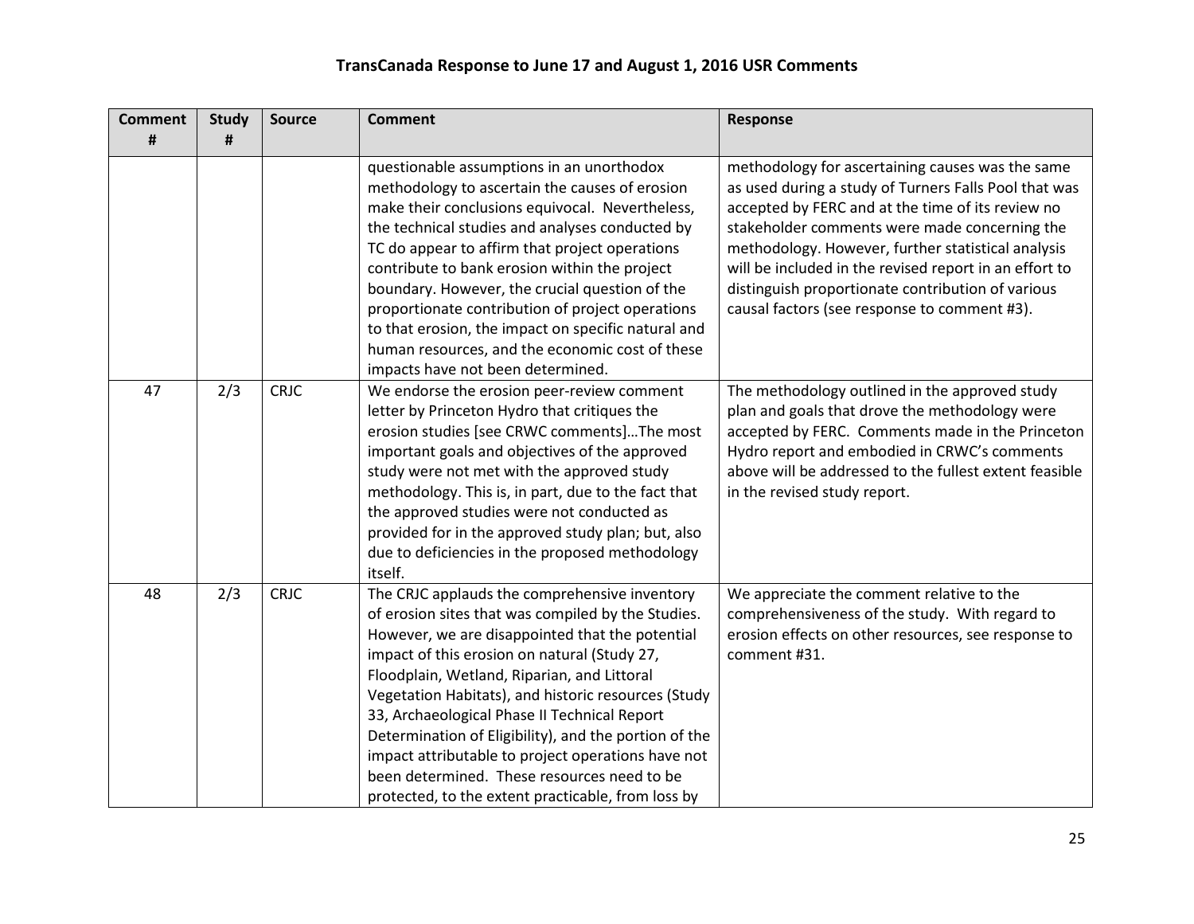## TransCanada Response to June 17 and August 1, 2016 USR Comments

| Comment # | Study # | Source | Comment | Response |
|---|---|---|---|---|
| | | | questionable assumptions in an unorthodox methodology to ascertain the causes of erosion make their conclusions equivocal. Nevertheless, the technical studies and analyses conducted by TC do appear to affirm that project operations contribute to bank erosion within the project boundary. However, the crucial question of the proportionate contribution of project operations to that erosion, the impact on specific natural and human resources, and the economic cost of these impacts have not been determined. | methodology for ascertaining causes was the same as used during a study of Turners Falls Pool that was accepted by FERC and at the time of its review no stakeholder comments were made concerning the methodology. However, further statistical analysis will be included in the revised report in an effort to distinguish proportionate contribution of various causal factors (see response to comment #3). |
| 47 | 2/3 | CRJC | We endorse the erosion peer-review comment letter by Princeton Hydro that critiques the erosion studies [see CRWC comments]…The most important goals and objectives of the approved study were not met with the approved study methodology. This is, in part, due to the fact that the approved studies were not conducted as provided for in the approved study plan; but, also due to deficiencies in the proposed methodology itself. | The methodology outlined in the approved study plan and goals that drove the methodology were accepted by FERC. Comments made in the Princeton Hydro report and embodied in CRWC's comments above will be addressed to the fullest extent feasible in the revised study report. |
| 48 | 2/3 | CRJC | The CRJC applauds the comprehensive inventory of erosion sites that was compiled by the Studies. However, we are disappointed that the potential impact of this erosion on natural (Study 27, Floodplain, Wetland, Riparian, and Littoral Vegetation Habitats), and historic resources (Study 33, Archaeological Phase II Technical Report Determination of Eligibility), and the portion of the impact attributable to project operations have not been determined. These resources need to be protected, to the extent practicable, from loss by | We appreciate the comment relative to the comprehensiveness of the study. With regard to erosion effects on other resources, see response to comment #31. |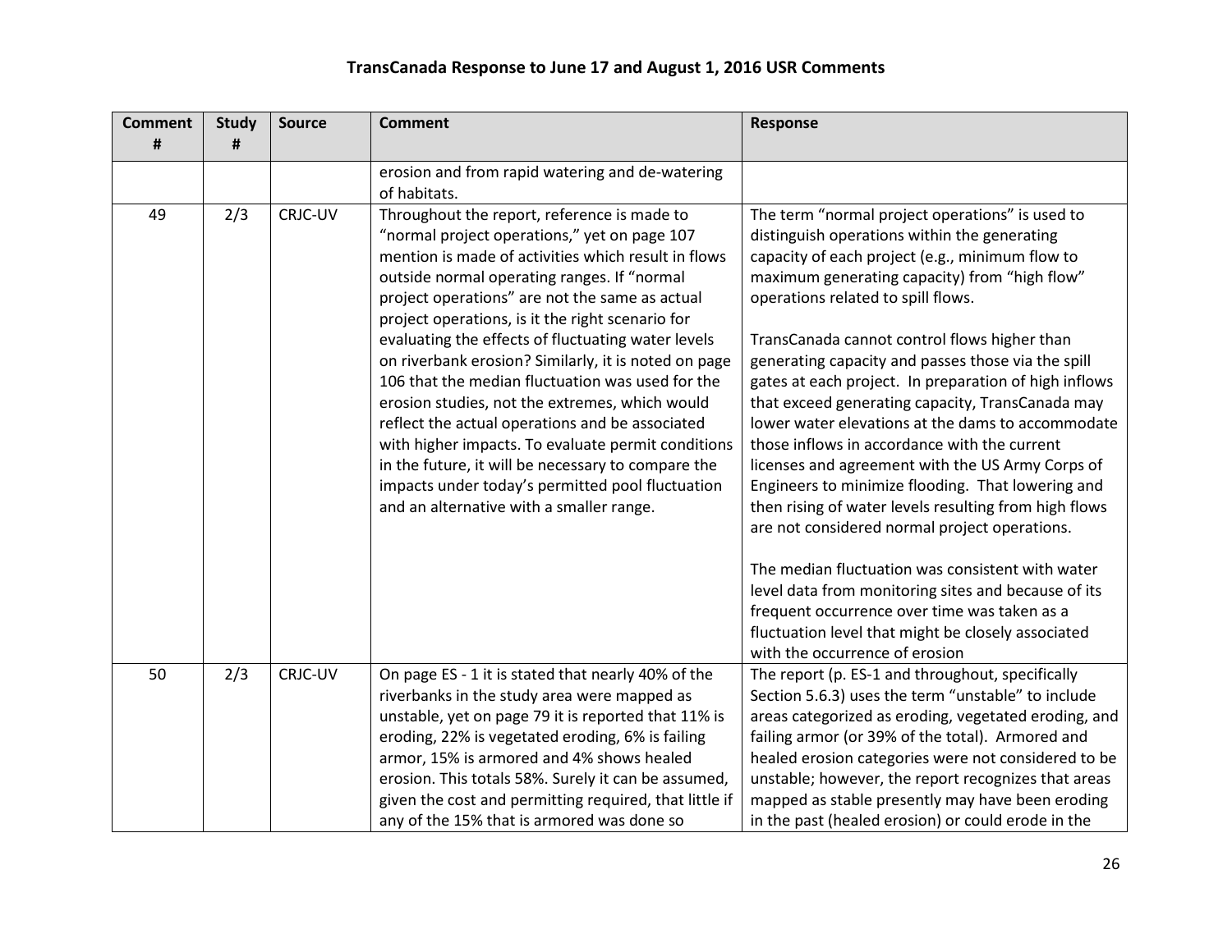## TransCanada Response to June 17 and August 1, 2016 USR Comments

| Comment # | Study # | Source | Comment | Response |
|---|---|---|---|---|
| | | | erosion and from rapid watering and de-watering of habitats. | |
| 49 | 2/3 | CRJC-UV | Throughout the report, reference is made to "normal project operations," yet on page 107 mention is made of activities which result in flows outside normal operating ranges. If "normal project operations" are not the same as actual project operations, is it the right scenario for evaluating the effects of fluctuating water levels on riverbank erosion? Similarly, it is noted on page 106 that the median fluctuation was used for the erosion studies, not the extremes, which would reflect the actual operations and be associated with higher impacts. To evaluate permit conditions in the future, it will be necessary to compare the impacts under today's permitted pool fluctuation and an alternative with a smaller range. | The term "normal project operations" is used to distinguish operations within the generating capacity of each project (e.g., minimum flow to maximum generating capacity) from "high flow" operations related to spill flows.<br><br>TransCanada cannot control flows higher than generating capacity and passes those via the spill gates at each project. In preparation of high inflows that exceed generating capacity, TransCanada may lower water elevations at the dams to accommodate those inflows in accordance with the current licenses and agreement with the US Army Corps of Engineers to minimize flooding. That lowering and then rising of water levels resulting from high flows are not considered normal project operations.<br><br>The median fluctuation was consistent with water level data from monitoring sites and because of its frequent occurrence over time was taken as a fluctuation level that might be closely associated with the occurrence of erosion |
| 50 | 2/3 | CRJC-UV | On page ES - 1 it is stated that nearly 40% of the riverbanks in the study area were mapped as unstable, yet on page 79 it is reported that 11% is eroding, 22% is vegetated eroding, 6% is failing armor, 15% is armored and 4% shows healed erosion. This totals 58%. Surely it can be assumed, given the cost and permitting required, that little if any of the 15% that is armored was done so | The report (p. ES-1 and throughout, specifically Section 5.6.3) uses the term "unstable" to include areas categorized as eroding, vegetated eroding, and failing armor (or 39% of the total). Armored and healed erosion categories were not considered to be unstable; however, the report recognizes that areas mapped as stable presently may have been eroding in the past (healed erosion) or could erode in the |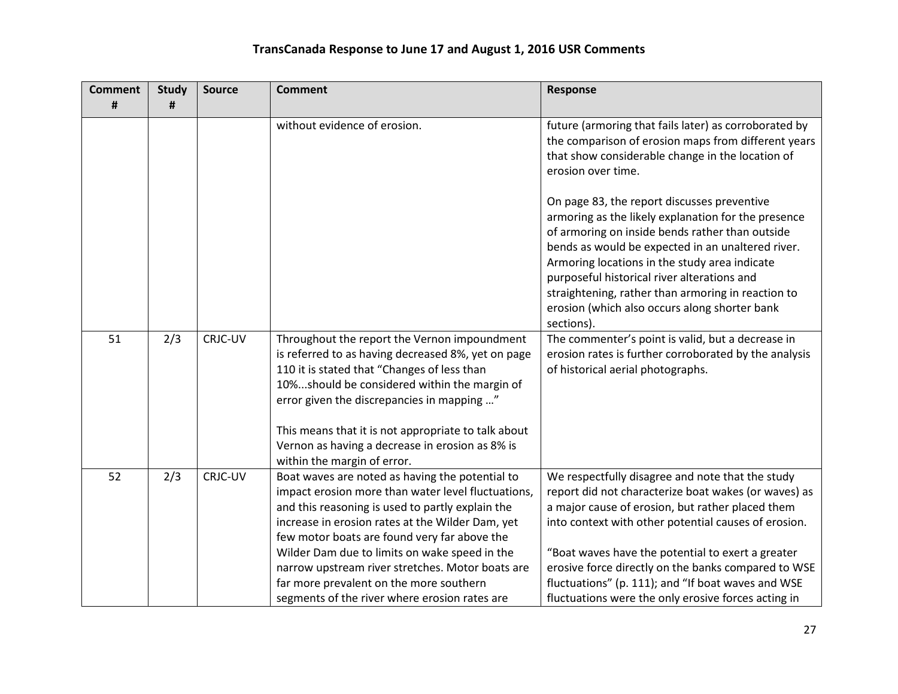# TransCanada Response to June 17 and August 1, 2016 USR Comments

| Comment # | Study # | Source | Comment | Response |
|---|---|---|---|---|
| | | | without evidence of erosion. | future (armoring that fails later) as corroborated by the comparison of erosion maps from different years that show considerable change in the location of erosion over time.<br><br>On page 83, the report discusses preventive armoring as the likely explanation for the presence of armoring on inside bends rather than outside bends as would be expected in an unaltered river. Armoring locations in the study area indicate purposeful historical river alterations and straightening, rather than armoring in reaction to erosion (which also occurs along shorter bank sections). |
| 51 | 2/3 | CRJC-UV | Throughout the report the Vernon impoundment is referred to as having decreased 8%, yet on page 110 it is stated that "Changes of less than 10%...should be considered within the margin of error given the discrepancies in mapping …"<br><br>This means that it is not appropriate to talk about Vernon as having a decrease in erosion as 8% is within the margin of error. | The commenter's point is valid, but a decrease in erosion rates is further corroborated by the analysis of historical aerial photographs. |
| 52 | 2/3 | CRJC-UV | Boat waves are noted as having the potential to impact erosion more than water level fluctuations, and this reasoning is used to partly explain the increase in erosion rates at the Wilder Dam, yet few motor boats are found very far above the Wilder Dam due to limits on wake speed in the narrow upstream river stretches. Motor boats are far more prevalent on the more southern segments of the river where erosion rates are | We respectfully disagree and note that the study report did not characterize boat wakes (or waves) as a major cause of erosion, but rather placed them into context with other potential causes of erosion.<br><br>"Boat waves have the potential to exert a greater erosive force directly on the banks compared to WSE fluctuations" (p. 111); and "If boat waves and WSE fluctuations were the only erosive forces acting in |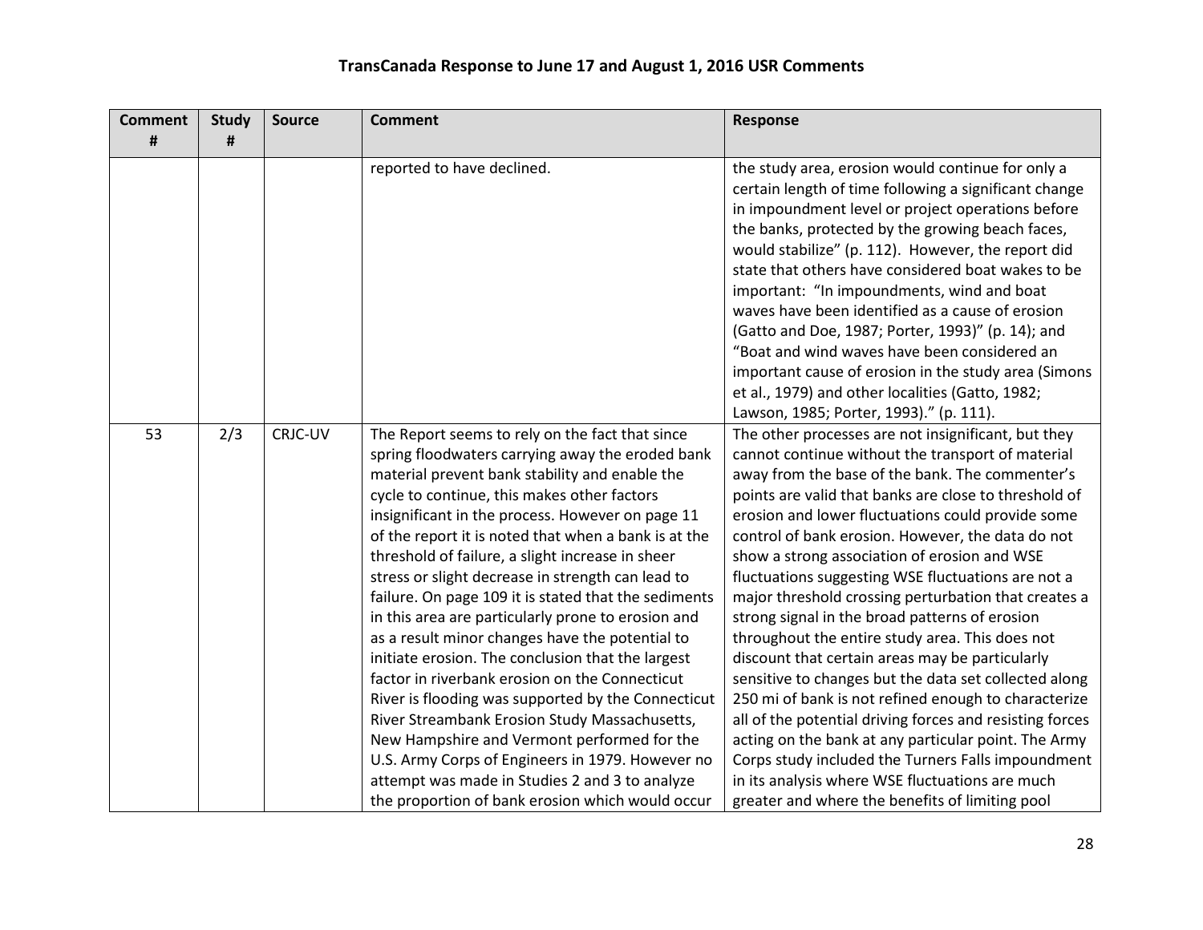# TransCanada Response to June 17 and August 1, 2016 USR Comments

| Comment # | Study # | Source | Comment | Response |
|---|---|---|---|---|
| | | | reported to have declined. | the study area, erosion would continue for only a certain length of time following a significant change in impoundment level or project operations before the banks, protected by the growing beach faces, would stabilize" (p. 112). However, the report did state that others have considered boat wakes to be important: "In impoundments, wind and boat waves have been identified as a cause of erosion (Gatto and Doe, 1987; Porter, 1993)" (p. 14); and "Boat and wind waves have been considered an important cause of erosion in the study area (Simons et al., 1979) and other localities (Gatto, 1982; Lawson, 1985; Porter, 1993)." (p. 111). |
| 53 | 2/3 | CRJC-UV | The Report seems to rely on the fact that since spring floodwaters carrying away the eroded bank material prevent bank stability and enable the cycle to continue, this makes other factors insignificant in the process. However on page 11 of the report it is noted that when a bank is at the threshold of failure, a slight increase in sheer stress or slight decrease in strength can lead to failure. On page 109 it is stated that the sediments in this area are particularly prone to erosion and as a result minor changes have the potential to initiate erosion. The conclusion that the largest factor in riverbank erosion on the Connecticut River is flooding was supported by the Connecticut River Streambank Erosion Study Massachusetts, New Hampshire and Vermont performed for the U.S. Army Corps of Engineers in 1979. However no attempt was made in Studies 2 and 3 to analyze the proportion of bank erosion which would occur | The other processes are not insignificant, but they cannot continue without the transport of material away from the base of the bank. The commenter's points are valid that banks are close to threshold of erosion and lower fluctuations could provide some control of bank erosion. However, the data do not show a strong association of erosion and WSE fluctuations suggesting WSE fluctuations are not a major threshold crossing perturbation that creates a strong signal in the broad patterns of erosion throughout the entire study area. This does not discount that certain areas may be particularly sensitive to changes but the data set collected along 250 mi of bank is not refined enough to characterize all of the potential driving forces and resisting forces acting on the bank at any particular point. The Army Corps study included the Turners Falls impoundment in its analysis where WSE fluctuations are much greater and where the benefits of limiting pool |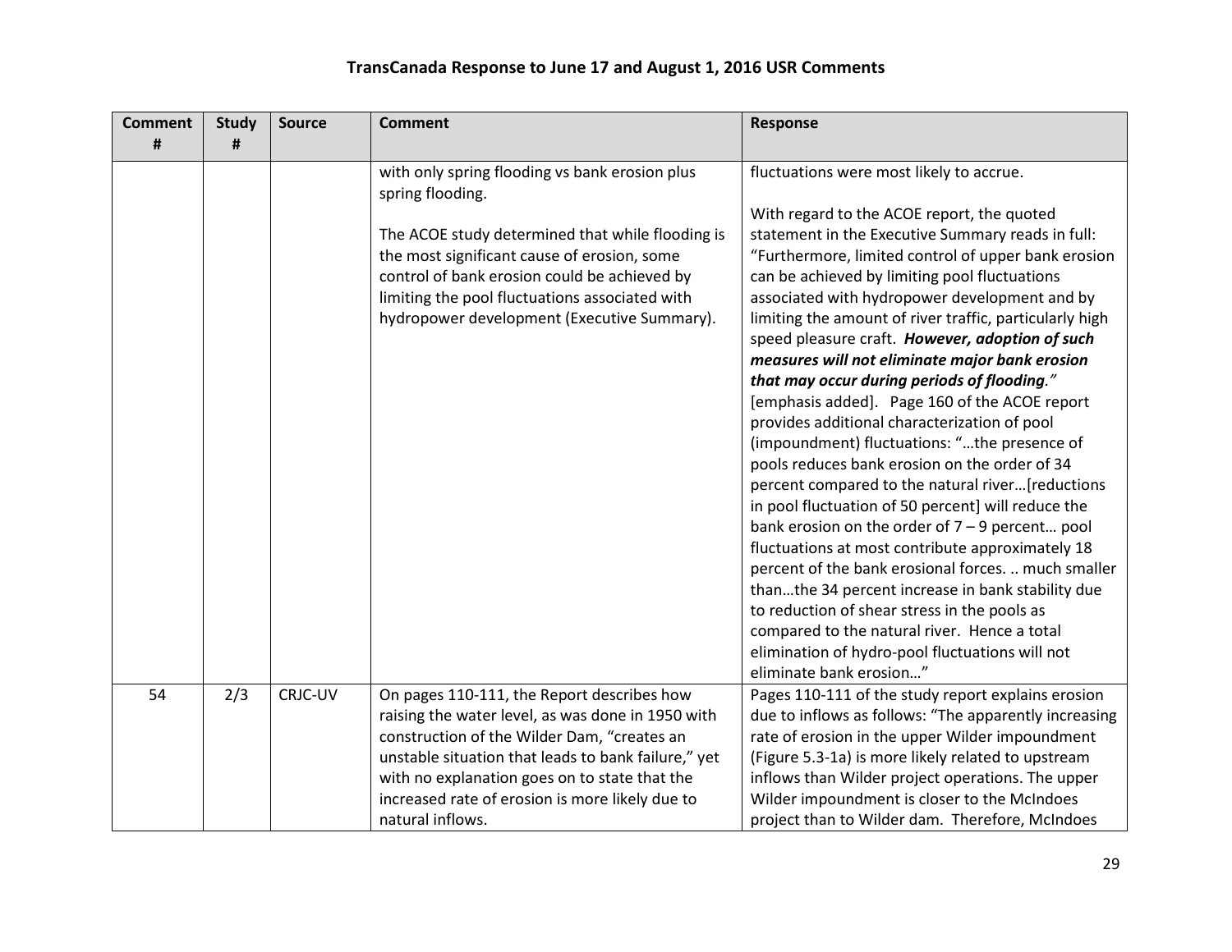## TransCanada Response to June 17 and August 1, 2016 USR Comments

| Comment # | Study # | Source | Comment | Response |
|---|---|---|---|---|
| | | | with only spring flooding vs bank erosion plus spring flooding.<br><br>The ACOE study determined that while flooding is the most significant cause of erosion, some control of bank erosion could be achieved by limiting the pool fluctuations associated with hydropower development (Executive Summary). | fluctuations were most likely to accrue.<br><br>With regard to the ACOE report, the quoted statement in the Executive Summary reads in full: "Furthermore, limited control of upper bank erosion can be achieved by limiting pool fluctuations associated with hydropower development and by limiting the amount of river traffic, particularly high speed pleasure craft. ***However, adoption of such measures will not eliminate major bank erosion that may occur during periods of flooding**."* [emphasis added]. Page 160 of the ACOE report provides additional characterization of pool (impoundment) fluctuations: "…the presence of pools reduces bank erosion on the order of 34 percent compared to the natural river…[reductions in pool fluctuation of 50 percent] will reduce the bank erosion on the order of 7 – 9 percent… pool fluctuations at most contribute approximately 18 percent of the bank erosional forces. .. much smaller than…the 34 percent increase in bank stability due to reduction of shear stress in the pools as compared to the natural river. Hence a total elimination of hydro-pool fluctuations will not eliminate bank erosion…" |
| 54 | 2/3 | CRJC-UV | On pages 110-111, the Report describes how raising the water level, as was done in 1950 with construction of the Wilder Dam, "creates an unstable situation that leads to bank failure," yet with no explanation goes on to state that the increased rate of erosion is more likely due to natural inflows. | Pages 110-111 of the study report explains erosion due to inflows as follows: "The apparently increasing rate of erosion in the upper Wilder impoundment (Figure 5.3-1a) is more likely related to upstream inflows than Wilder project operations. The upper Wilder impoundment is closer to the McIndoes project than to Wilder dam. Therefore, McIndoes |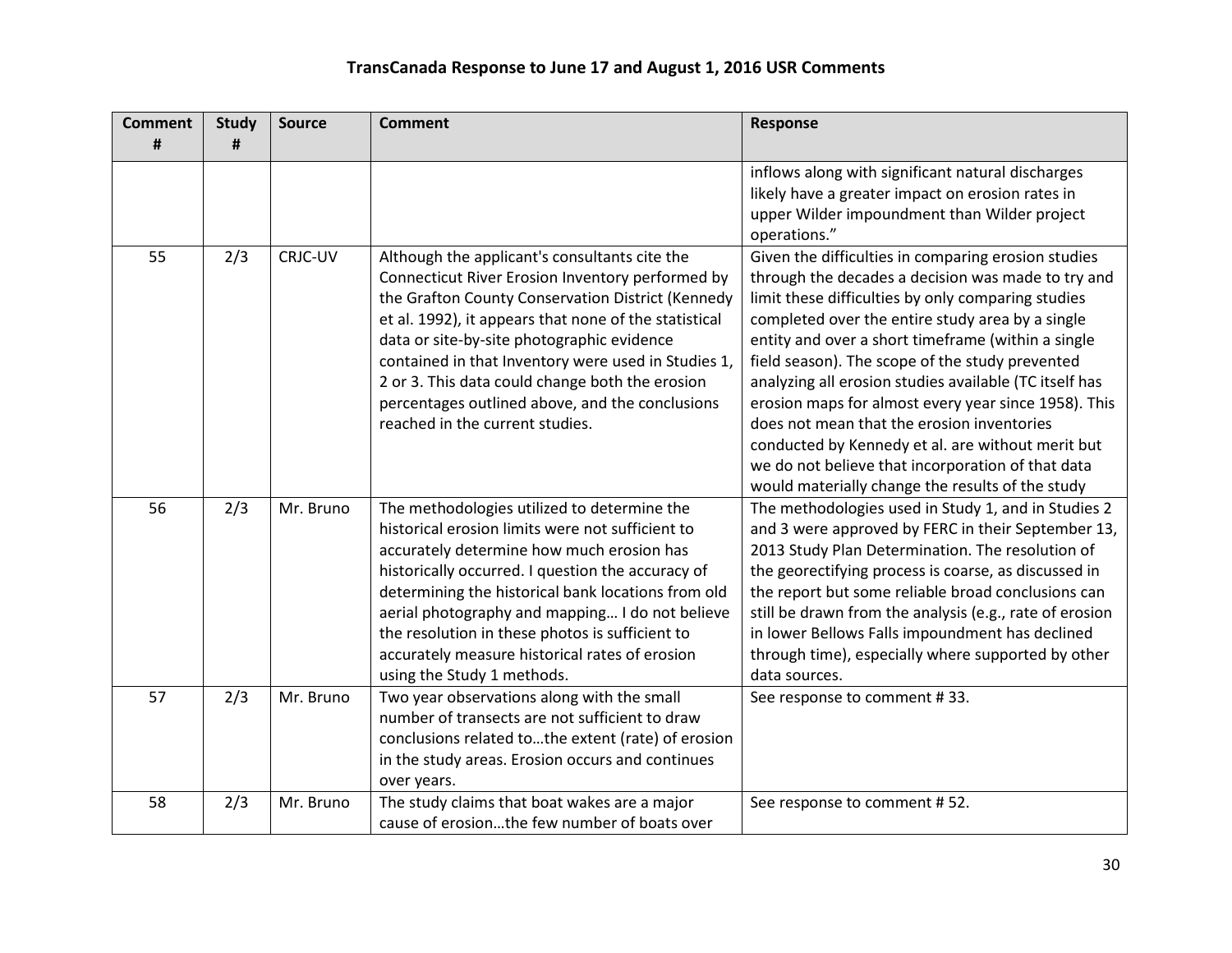# TransCanada Response to June 17 and August 1, 2016 USR Comments

| Comment # | Study # | Source | Comment | Response |
|---|---|---|---|---|
| | | | | inflows along with significant natural discharges likely have a greater impact on erosion rates in upper Wilder impoundment than Wilder project operations." |
| 55 | 2/3 | CRJC-UV | Although the applicant's consultants cite the Connecticut River Erosion Inventory performed by the Grafton County Conservation District (Kennedy et al. 1992), it appears that none of the statistical data or site-by-site photographic evidence contained in that Inventory were used in Studies 1, 2 or 3. This data could change both the erosion percentages outlined above, and the conclusions reached in the current studies. | Given the difficulties in comparing erosion studies through the decades a decision was made to try and limit these difficulties by only comparing studies completed over the entire study area by a single entity and over a short timeframe (within a single field season). The scope of the study prevented analyzing all erosion studies available (TC itself has erosion maps for almost every year since 1958). This does not mean that the erosion inventories conducted by Kennedy et al. are without merit but we do not believe that incorporation of that data would materially change the results of the study |
| 56 | 2/3 | Mr. Bruno | The methodologies utilized to determine the historical erosion limits were not sufficient to accurately determine how much erosion has historically occurred. I question the accuracy of determining the historical bank locations from old aerial photography and mapping… I do not believe the resolution in these photos is sufficient to accurately measure historical rates of erosion using the Study 1 methods. | The methodologies used in Study 1, and in Studies 2 and 3 were approved by FERC in their September 13, 2013 Study Plan Determination. The resolution of the georectifying process is coarse, as discussed in the report but some reliable broad conclusions can still be drawn from the analysis (e.g., rate of erosion in lower Bellows Falls impoundment has declined through time), especially where supported by other data sources. |
| 57 | 2/3 | Mr. Bruno | Two year observations along with the small number of transects are not sufficient to draw conclusions related to…the extent (rate) of erosion in the study areas. Erosion occurs and continues over years. | See response to comment # 33. |
| 58 | 2/3 | Mr. Bruno | The study claims that boat wakes are a major cause of erosion…the few number of boats over | See response to comment # 52. |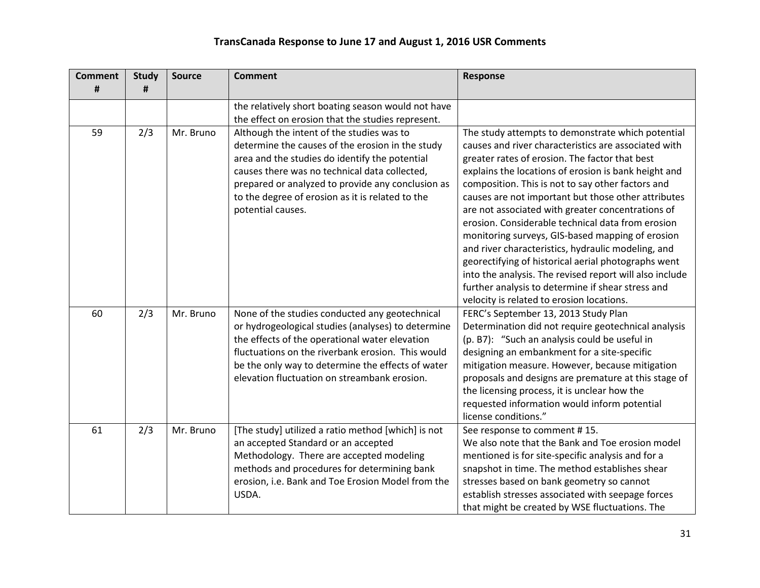| Comment # | Study # | Source | Comment | Response |
|---|---|---|---|---|
| | | | the relatively short boating season would not have the effect on erosion that the studies represent. | |
| 59 | 2/3 | Mr. Bruno | Although the intent of the studies was to determine the causes of the erosion in the study area and the studies do identify the potential causes there was no technical data collected, prepared or analyzed to provide any conclusion as to the degree of erosion as it is related to the potential causes. | The study attempts to demonstrate which potential causes and river characteristics are associated with greater rates of erosion. The factor that best explains the locations of erosion is bank height and composition. This is not to say other factors and causes are not important but those other attributes are not associated with greater concentrations of erosion. Considerable technical data from erosion monitoring surveys, GIS-based mapping of erosion and river characteristics, hydraulic modeling, and georectifying of historical aerial photographs went into the analysis. The revised report will also include further analysis to determine if shear stress and velocity is related to erosion locations. |
| 60 | 2/3 | Mr. Bruno | None of the studies conducted any geotechnical or hydrogeological studies (analyses) to determine the effects of the operational water elevation fluctuations on the riverbank erosion. This would be the only way to determine the effects of water elevation fluctuation on streambank erosion. | FERC's September 13, 2013 Study Plan Determination did not require geotechnical analysis (p. B7): "Such an analysis could be useful in designing an embankment for a site-specific mitigation measure. However, because mitigation proposals and designs are premature at this stage of the licensing process, it is unclear how the requested information would inform potential license conditions." |
| 61 | 2/3 | Mr. Bruno | [The study] utilized a ratio method [which] is not an accepted Standard or an accepted Methodology. There are accepted modeling methods and procedures for determining bank erosion, i.e. Bank and Toe Erosion Model from the USDA. | See response to comment # 15.<br>We also note that the Bank and Toe erosion model mentioned is for site-specific analysis and for a snapshot in time. The method establishes shear stresses based on bank geometry so cannot establish stresses associated with seepage forces that might be created by WSE fluctuations. The |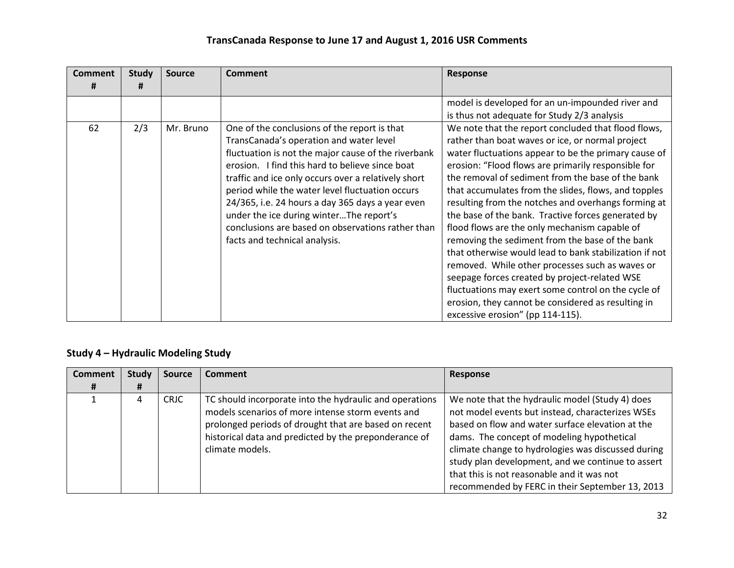## TransCanada Response to June 17 and August 1, 2016 USR Comments

| Comment # | Study # | Source | Comment | Response |
|---|---|---|---|---|
| | | | | model is developed for an un-impounded river and is thus not adequate for Study 2/3 analysis |
| 62 | 2/3 | Mr. Bruno | One of the conclusions of the report is that TransCanada's operation and water level fluctuation is not the major cause of the riverbank erosion. I find this hard to believe since boat traffic and ice only occurs over a relatively short period while the water level fluctuation occurs 24/365, i.e. 24 hours a day 365 days a year even under the ice during winter…The report's conclusions are based on observations rather than facts and technical analysis. | We note that the report concluded that flood flows, rather than boat waves or ice, or normal project water fluctuations appear to be the primary cause of erosion: "Flood flows are primarily responsible for the removal of sediment from the base of the bank that accumulates from the slides, flows, and topples resulting from the notches and overhangs forming at the base of the bank. Tractive forces generated by flood flows are the only mechanism capable of removing the sediment from the base of the bank that otherwise would lead to bank stabilization if not removed. While other processes such as waves or seepage forces created by project-related WSE fluctuations may exert some control on the cycle of erosion, they cannot be considered as resulting in excessive erosion" (pp 114-115). |

### Study 4 – Hydraulic Modeling Study

| Comment # | Study # | Source | Comment | Response |
|---|---|---|---|---|
| 1 | 4 | CRJC | TC should incorporate into the hydraulic and operations models scenarios of more intense storm events and prolonged periods of drought that are based on recent historical data and predicted by the preponderance of climate models. | We note that the hydraulic model (Study 4) does not model events but instead, characterizes WSEs based on flow and water surface elevation at the dams. The concept of modeling hypothetical climate change to hydrologies was discussed during study plan development, and we continue to assert that this is not reasonable and it was not recommended by FERC in their September 13, 2013 |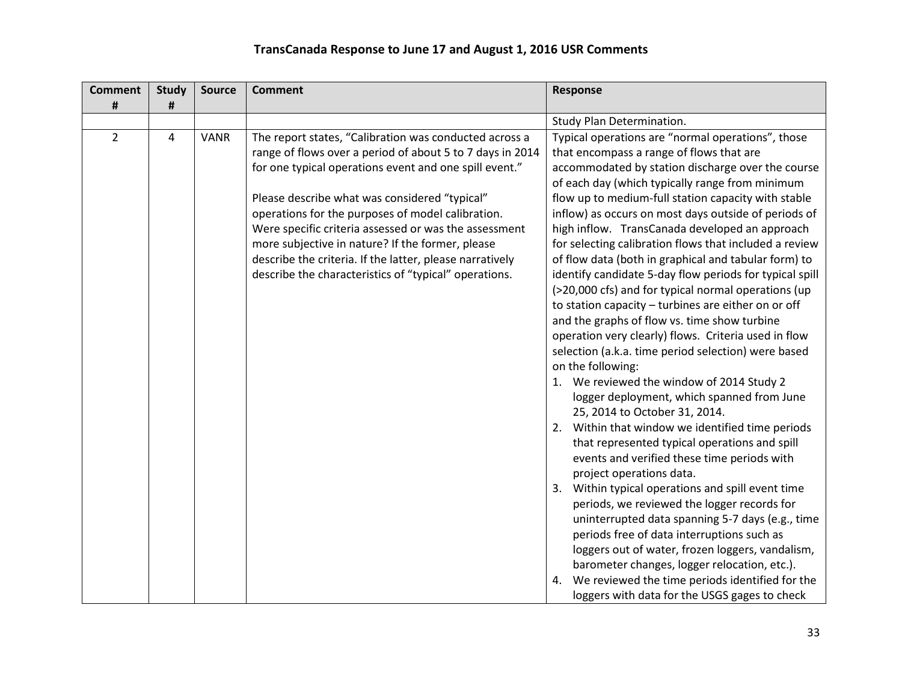## TransCanada Response to June 17 and August 1, 2016 USR Comments

| Comment # | Study # | Source | Comment | Response |
|---|---|---|---|---|
| | | | | Study Plan Determination. |
| 2 | 4 | VANR | The report states, "Calibration was conducted across a range of flows over a period of about 5 to 7 days in 2014 for one typical operations event and one spill event."<br><br>Please describe what was considered "typical" operations for the purposes of model calibration. Were specific criteria assessed or was the assessment more subjective in nature? If the former, please describe the criteria. If the latter, please narratively describe the characteristics of "typical" operations. | Typical operations are "normal operations", those that encompass a range of flows that are accommodated by station discharge over the course of each day (which typically range from minimum flow up to medium-full station capacity with stable inflow) as occurs on most days outside of periods of high inflow. TransCanada developed an approach for selecting calibration flows that included a review of flow data (both in graphical and tabular form) to identify candidate 5-day flow periods for typical spill (>20,000 cfs) and for typical normal operations (up to station capacity – turbines are either on or off and the graphs of flow vs. time show turbine operation very clearly) flows. Criteria used in flow selection (a.k.a. time period selection) were based on the following:<br>1. We reviewed the window of 2014 Study 2 logger deployment, which spanned from June 25, 2014 to October 31, 2014.<br>2. Within that window we identified time periods that represented typical operations and spill events and verified these time periods with project operations data.<br>3. Within typical operations and spill event time periods, we reviewed the logger records for uninterrupted data spanning 5-7 days (e.g., time periods free of data interruptions such as loggers out of water, frozen loggers, vandalism, barometer changes, logger relocation, etc.).<br>4. We reviewed the time periods identified for the loggers with data for the USGS gages to check |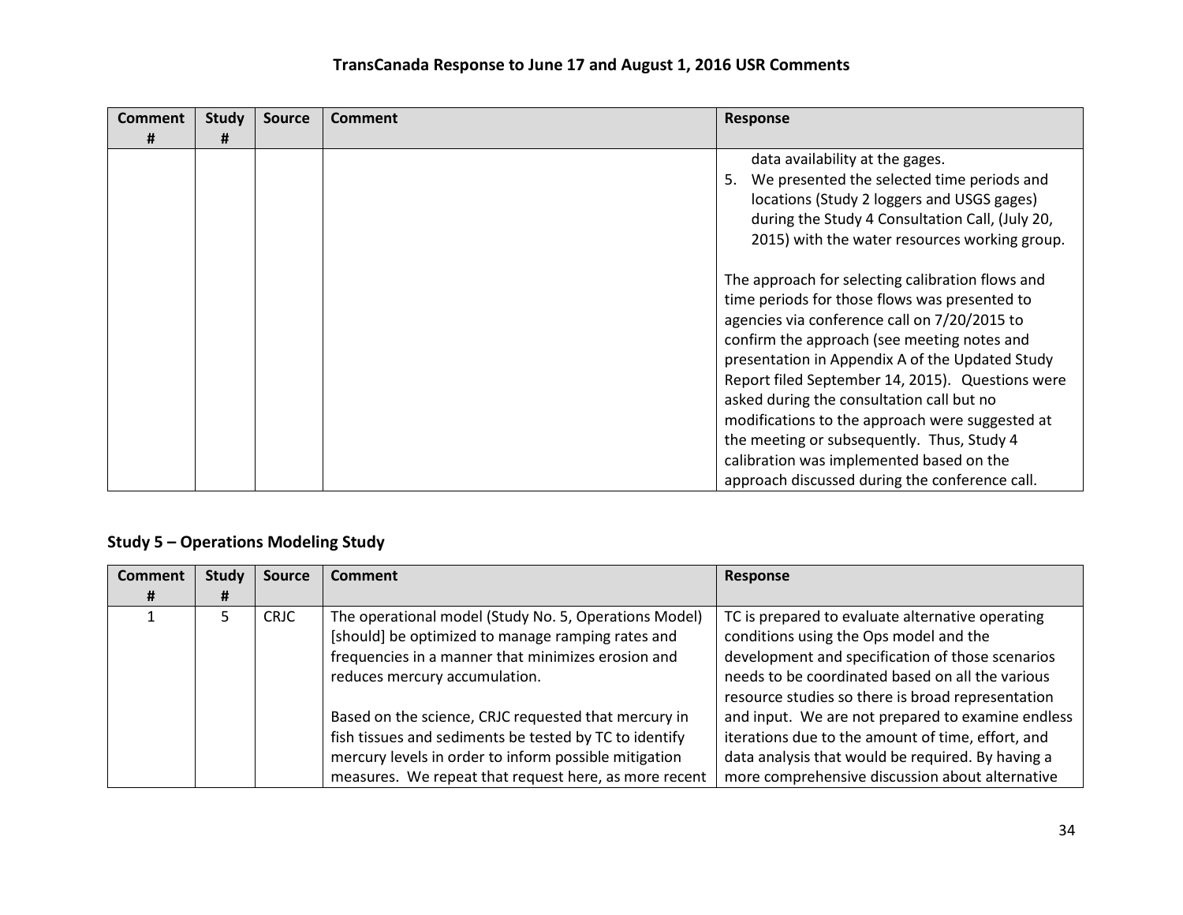| Comment # | Study # | Source | Comment | Response |
|---|---|---|---|---|
| | | | | data availability at the gages.<br>5. We presented the selected time periods and locations (Study 2 loggers and USGS gages) during the Study 4 Consultation Call, (July 20, 2015) with the water resources working group.<br><br>The approach for selecting calibration flows and time periods for those flows was presented to agencies via conference call on 7/20/2015 to confirm the approach (see meeting notes and presentation in Appendix A of the Updated Study Report filed September 14, 2015). Questions were asked during the consultation call but no modifications to the approach were suggested at the meeting or subsequently. Thus, Study 4 calibration was implemented based on the approach discussed during the conference call. |

## Study 5 – Operations Modeling Study

| Comment # | Study # | Source | Comment | Response |
|---|---|---|---|---|
| 1 | 5 | CRJC | The operational model (Study No. 5, Operations Model) [should] be optimized to manage ramping rates and frequencies in a manner that minimizes erosion and reduces mercury accumulation.<br><br>Based on the science, CRJC requested that mercury in fish tissues and sediments be tested by TC to identify mercury levels in order to inform possible mitigation measures. We repeat that request here, as more recent | TC is prepared to evaluate alternative operating conditions using the Ops model and the development and specification of those scenarios needs to be coordinated based on all the various resource studies so there is broad representation and input. We are not prepared to examine endless iterations due to the amount of time, effort, and data analysis that would be required. By having a more comprehensive discussion about alternative |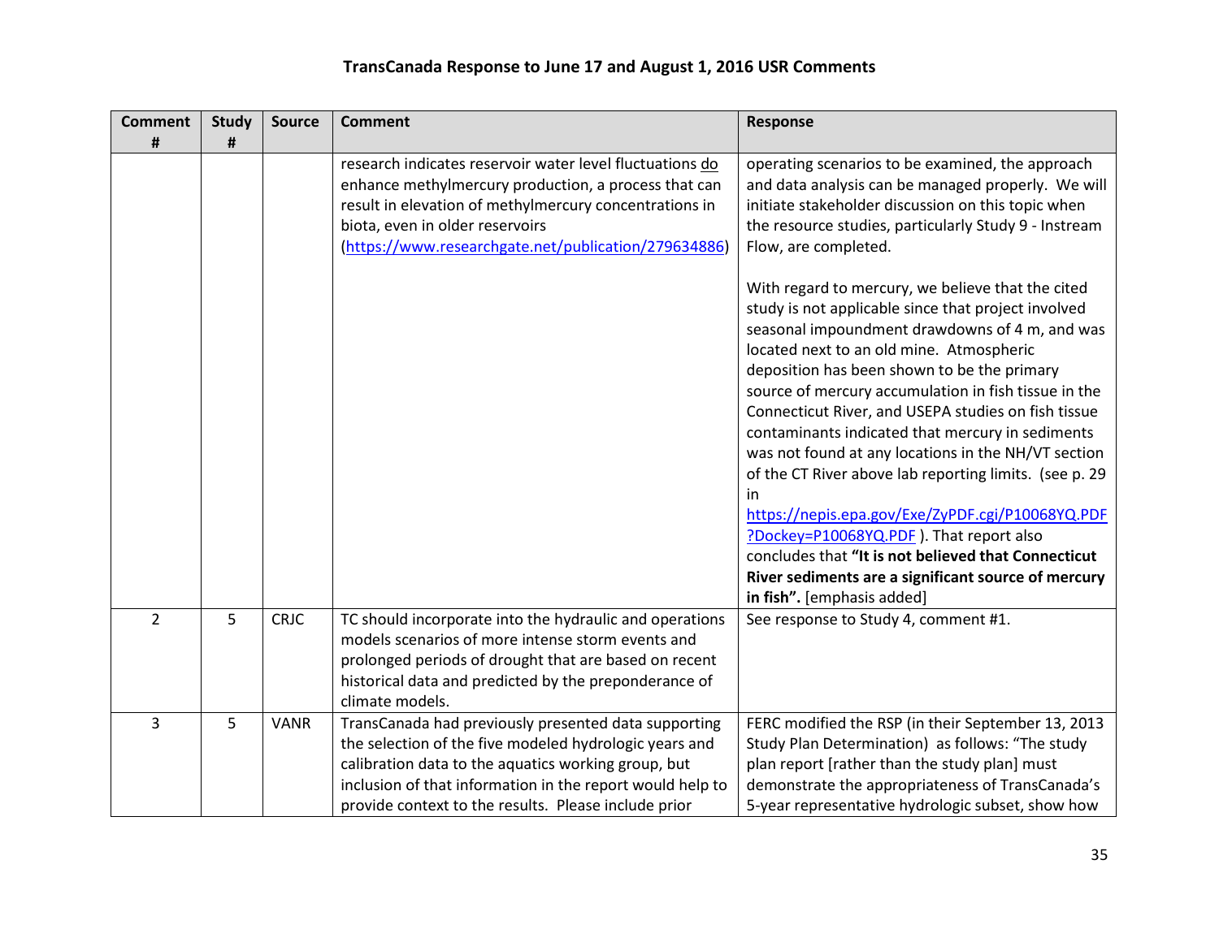# TransCanada Response to June 17 and August 1, 2016 USR Comments

| Comment # | Study # | Source | Comment | Response |
|---|---|---|---|---|
| | | | research indicates reservoir water level fluctuations do enhance methylmercury production, a process that can result in elevation of methylmercury concentrations in biota, even in older reservoirs (https://www.researchgate.net/publication/279634886) | operating scenarios to be examined, the approach and data analysis can be managed properly. We will initiate stakeholder discussion on this topic when the resource studies, particularly Study 9 - Instream Flow, are completed.<br><br>With regard to mercury, we believe that the cited study is not applicable since that project involved seasonal impoundment drawdowns of 4 m, and was located next to an old mine. Atmospheric deposition has been shown to be the primary source of mercury accumulation in fish tissue in the Connecticut River, and USEPA studies on fish tissue contaminants indicated that mercury in sediments was not found at any locations in the NH/VT section of the CT River above lab reporting limits. (see p. 29 in https://nepis.epa.gov/Exe/ZyPDF.cgi/P10068YQ.PDF?Dockey=P10068YQ.PDF ). That report also concludes that **"It is not believed that Connecticut River sediments are a significant source of mercury in fish".** [emphasis added] |
| 2 | 5 | CRJC | TC should incorporate into the hydraulic and operations models scenarios of more intense storm events and prolonged periods of drought that are based on recent historical data and predicted by the preponderance of climate models. | See response to Study 4, comment #1. |
| 3 | 5 | VANR | TransCanada had previously presented data supporting the selection of the five modeled hydrologic years and calibration data to the aquatics working group, but inclusion of that information in the report would help to provide context to the results. Please include prior | FERC modified the RSP (in their September 13, 2013 Study Plan Determination) as follows: "The study plan report [rather than the study plan] must demonstrate the appropriateness of TransCanada's 5-year representative hydrologic subset, show how |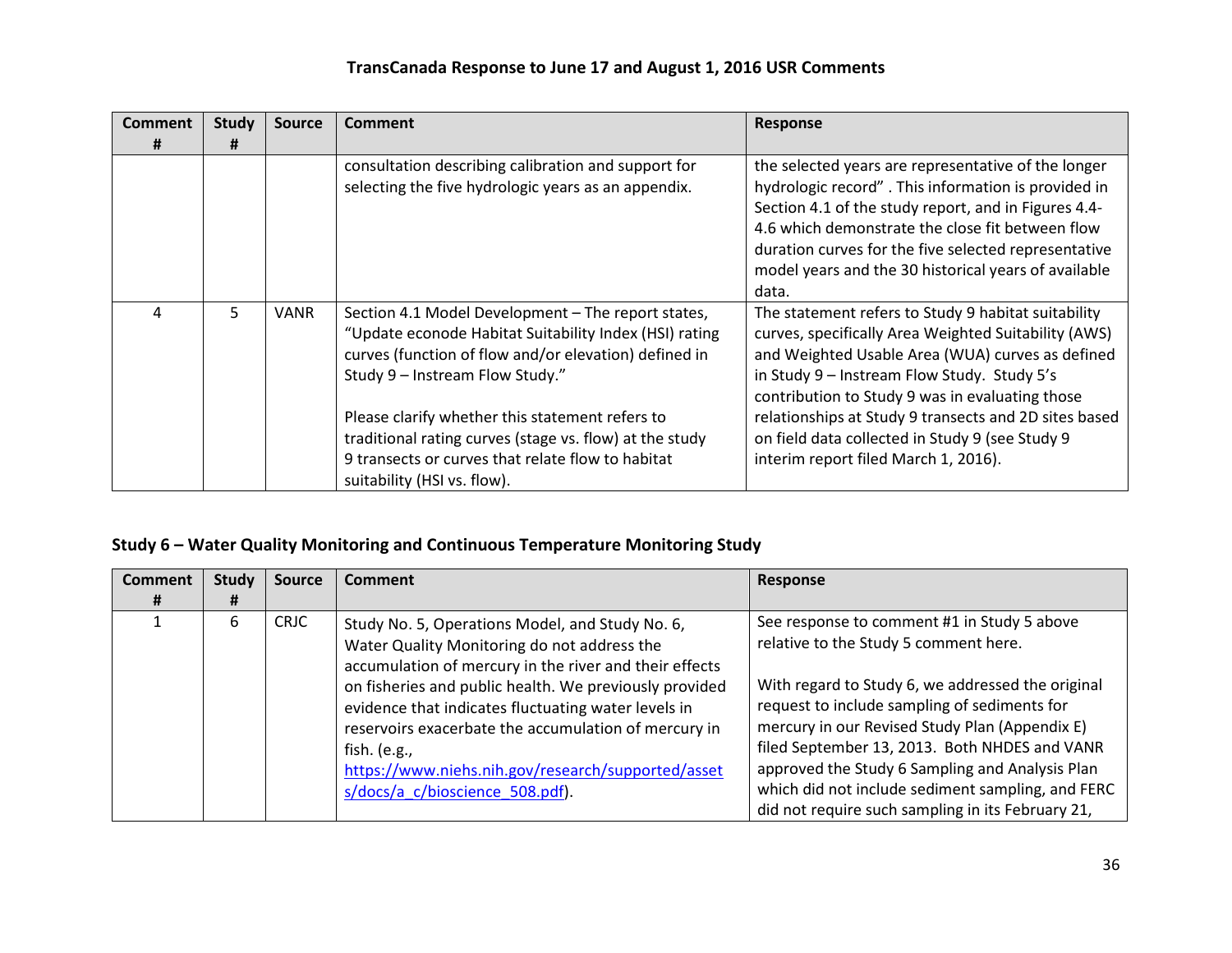## TransCanada Response to June 17 and August 1, 2016 USR Comments

| Comment # | Study # | Source | Comment | Response |
|---|---|---|---|---|
| | | | consultation describing calibration and support for selecting the five hydrologic years as an appendix. | the selected years are representative of the longer hydrologic record" . This information is provided in Section 4.1 of the study report, and in Figures 4.4-4.6 which demonstrate the close fit between flow duration curves for the five selected representative model years and the 30 historical years of available data. |
| 4 | 5 | VANR | Section 4.1 Model Development – The report states, "Update econode Habitat Suitability Index (HSI) rating curves (function of flow and/or elevation) defined in Study 9 – Instream Flow Study."<br><br>Please clarify whether this statement refers to traditional rating curves (stage vs. flow) at the study 9 transects or curves that relate flow to habitat suitability (HSI vs. flow). | The statement refers to Study 9 habitat suitability curves, specifically Area Weighted Suitability (AWS) and Weighted Usable Area (WUA) curves as defined in Study 9 – Instream Flow Study. Study 5's contribution to Study 9 was in evaluating those relationships at Study 9 transects and 2D sites based on field data collected in Study 9 (see Study 9 interim report filed March 1, 2016). |

### Study 6 – Water Quality Monitoring and Continuous Temperature Monitoring Study

| Comment # | Study # | Source | Comment | Response |
|---|---|---|---|---|
| 1 | 6 | CRJC | Study No. 5, Operations Model, and Study No. 6, Water Quality Monitoring do not address the accumulation of mercury in the river and their effects on fisheries and public health. We previously provided evidence that indicates fluctuating water levels in reservoirs exacerbate the accumulation of mercury in fish. (e.g., [https://www.niehs.nih.gov/research/supported/assets/docs/a_c/bioscience_508.pdf](https://www.niehs.nih.gov/research/supported/assets/docs/a_c/bioscience_508.pdf)). | See response to comment #1 in Study 5 above relative to the Study 5 comment here.<br><br>With regard to Study 6, we addressed the original request to include sampling of sediments for mercury in our Revised Study Plan (Appendix E) filed September 13, 2013. Both NHDES and VANR approved the Study 6 Sampling and Analysis Plan which did not include sediment sampling, and FERC did not require such sampling in its February 21, |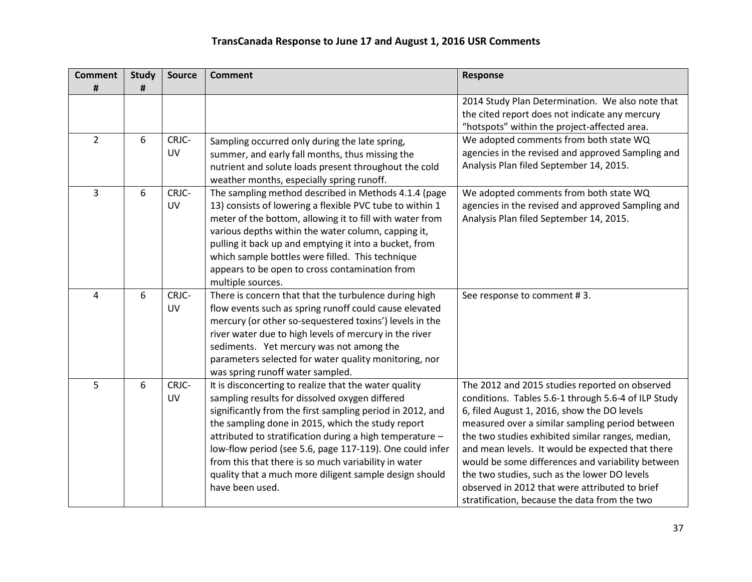## TransCanada Response to June 17 and August 1, 2016 USR Comments

| Comment # | Study # | Source | Comment | Response |
|---|---|---|---|---|
| | | | | 2014 Study Plan Determination. We also note that the cited report does not indicate any mercury "hotspots" within the project-affected area. |
| 2 | 6 | CRJC-UV | Sampling occurred only during the late spring, summer, and early fall months, thus missing the nutrient and solute loads present throughout the cold weather months, especially spring runoff. | We adopted comments from both state WQ agencies in the revised and approved Sampling and Analysis Plan filed September 14, 2015. |
| 3 | 6 | CRJC-UV | The sampling method described in Methods 4.1.4 (page 13) consists of lowering a flexible PVC tube to within 1 meter of the bottom, allowing it to fill with water from various depths within the water column, capping it, pulling it back up and emptying it into a bucket, from which sample bottles were filled. This technique appears to be open to cross contamination from multiple sources. | We adopted comments from both state WQ agencies in the revised and approved Sampling and Analysis Plan filed September 14, 2015. |
| 4 | 6 | CRJC-UV | There is concern that that the turbulence during high flow events such as spring runoff could cause elevated mercury (or other so-sequestered toxins') levels in the river water due to high levels of mercury in the river sediments. Yet mercury was not among the parameters selected for water quality monitoring, nor was spring runoff water sampled. | See response to comment # 3. |
| 5 | 6 | CRJC-UV | It is disconcerting to realize that the water quality sampling results for dissolved oxygen differed significantly from the first sampling period in 2012, and the sampling done in 2015, which the study report attributed to stratification during a high temperature – low-flow period (see 5.6, page 117-119). One could infer from this that there is so much variability in water quality that a much more diligent sample design should have been used. | The 2012 and 2015 studies reported on observed conditions. Tables 5.6-1 through 5.6-4 of ILP Study 6, filed August 1, 2016, show the DO levels measured over a similar sampling period between the two studies exhibited similar ranges, median, and mean levels. It would be expected that there would be some differences and variability between the two studies, such as the lower DO levels observed in 2012 that were attributed to brief stratification, because the data from the two |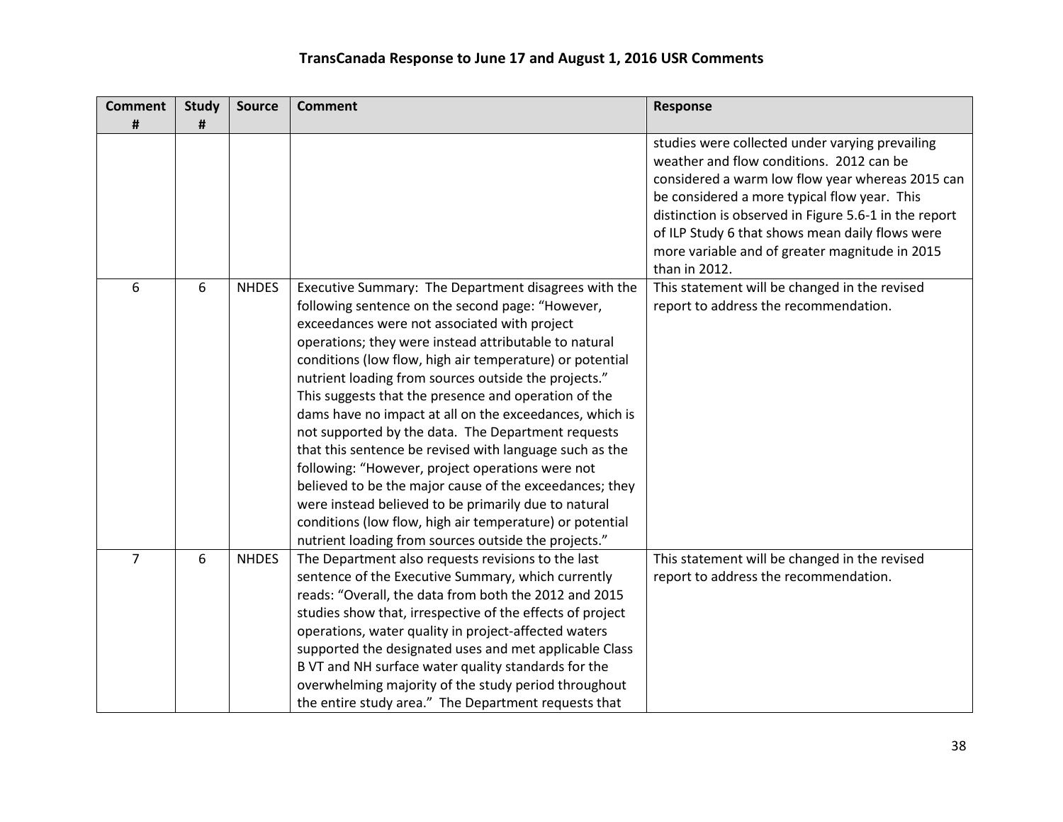# TransCanada Response to June 17 and August 1, 2016 USR Comments

| Comment # | Study # | Source | Comment | Response |
|---|---|---|---|---|
| | | | | studies were collected under varying prevailing weather and flow conditions. 2012 can be considered a warm low flow year whereas 2015 can be considered a more typical flow year. This distinction is observed in Figure 5.6-1 in the report of ILP Study 6 that shows mean daily flows were more variable and of greater magnitude in 2015 than in 2012. |
| 6 | 6 | NHDES | Executive Summary: The Department disagrees with the following sentence on the second page: "However, exceedances were not associated with project operations; they were instead attributable to natural conditions (low flow, high air temperature) or potential nutrient loading from sources outside the projects." This suggests that the presence and operation of the dams have no impact at all on the exceedances, which is not supported by the data. The Department requests that this sentence be revised with language such as the following: "However, project operations were not believed to be the major cause of the exceedances; they were instead believed to be primarily due to natural conditions (low flow, high air temperature) or potential nutrient loading from sources outside the projects." | This statement will be changed in the revised report to address the recommendation. |
| 7 | 6 | NHDES | The Department also requests revisions to the last sentence of the Executive Summary, which currently reads: "Overall, the data from both the 2012 and 2015 studies show that, irrespective of the effects of project operations, water quality in project-affected waters supported the designated uses and met applicable Class B VT and NH surface water quality standards for the overwhelming majority of the study period throughout the entire study area." The Department requests that | This statement will be changed in the revised report to address the recommendation. |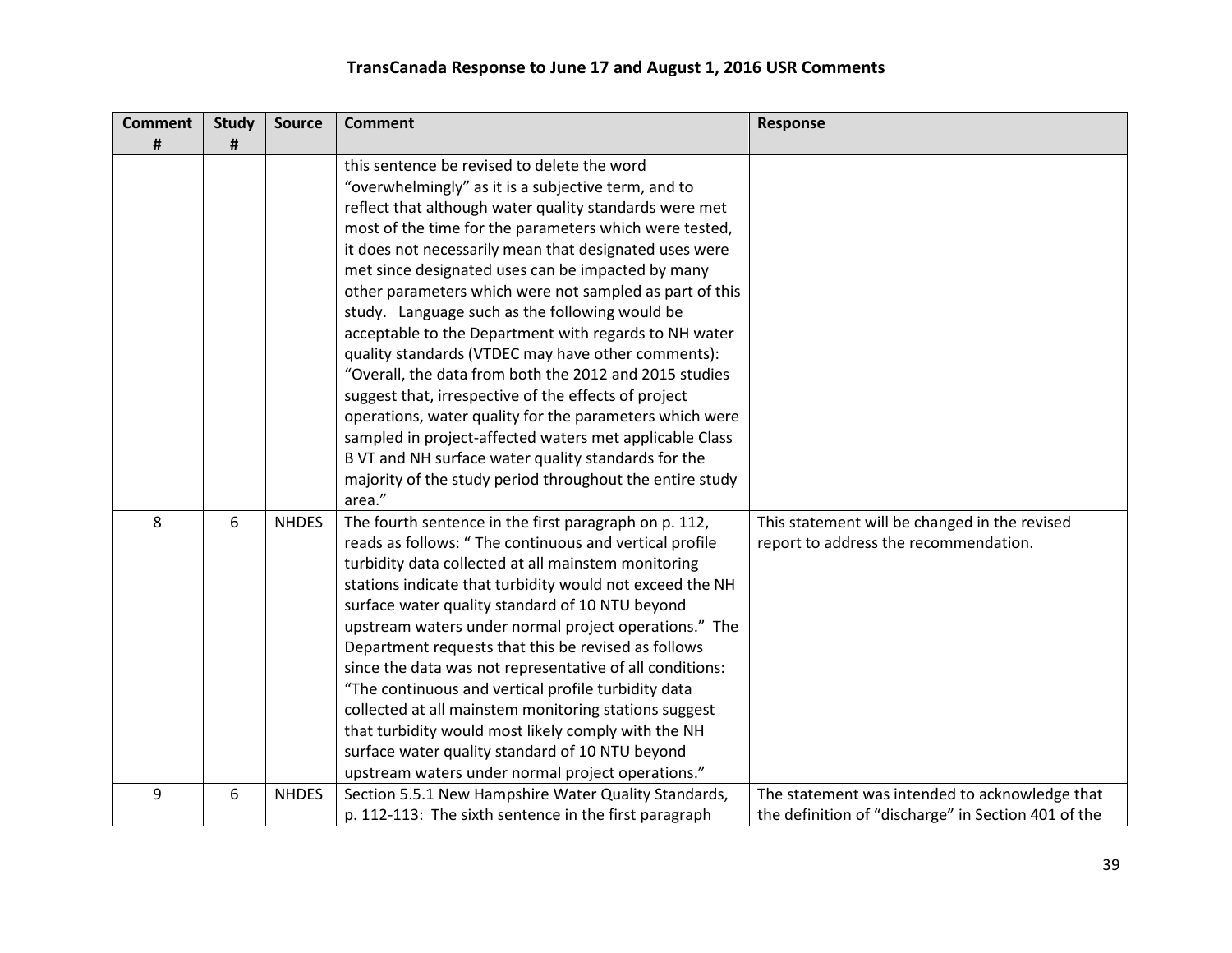# TransCanada Response to June 17 and August 1, 2016 USR Comments

| Comment # | Study # | Source | Comment | Response |
|---|---|---|---|---|
| | | | this sentence be revised to delete the word "overwhelmingly" as it is a subjective term, and to reflect that although water quality standards were met most of the time for the parameters which were tested, it does not necessarily mean that designated uses were met since designated uses can be impacted by many other parameters which were not sampled as part of this study. Language such as the following would be acceptable to the Department with regards to NH water quality standards (VTDEC may have other comments): "Overall, the data from both the 2012 and 2015 studies suggest that, irrespective of the effects of project operations, water quality for the parameters which were sampled in project-affected waters met applicable Class B VT and NH surface water quality standards for the majority of the study period throughout the entire study area." | |
| 8 | 6 | NHDES | The fourth sentence in the first paragraph on p. 112, reads as follows: " The continuous and vertical profile turbidity data collected at all mainstem monitoring stations indicate that turbidity would not exceed the NH surface water quality standard of 10 NTU beyond upstream waters under normal project operations." The Department requests that this be revised as follows since the data was not representative of all conditions: "The continuous and vertical profile turbidity data collected at all mainstem monitoring stations suggest that turbidity would most likely comply with the NH surface water quality standard of 10 NTU beyond upstream waters under normal project operations." | This statement will be changed in the revised report to address the recommendation. |
| 9 | 6 | NHDES | Section 5.5.1 New Hampshire Water Quality Standards, p. 112-113: The sixth sentence in the first paragraph | The statement was intended to acknowledge that the definition of "discharge" in Section 401 of the |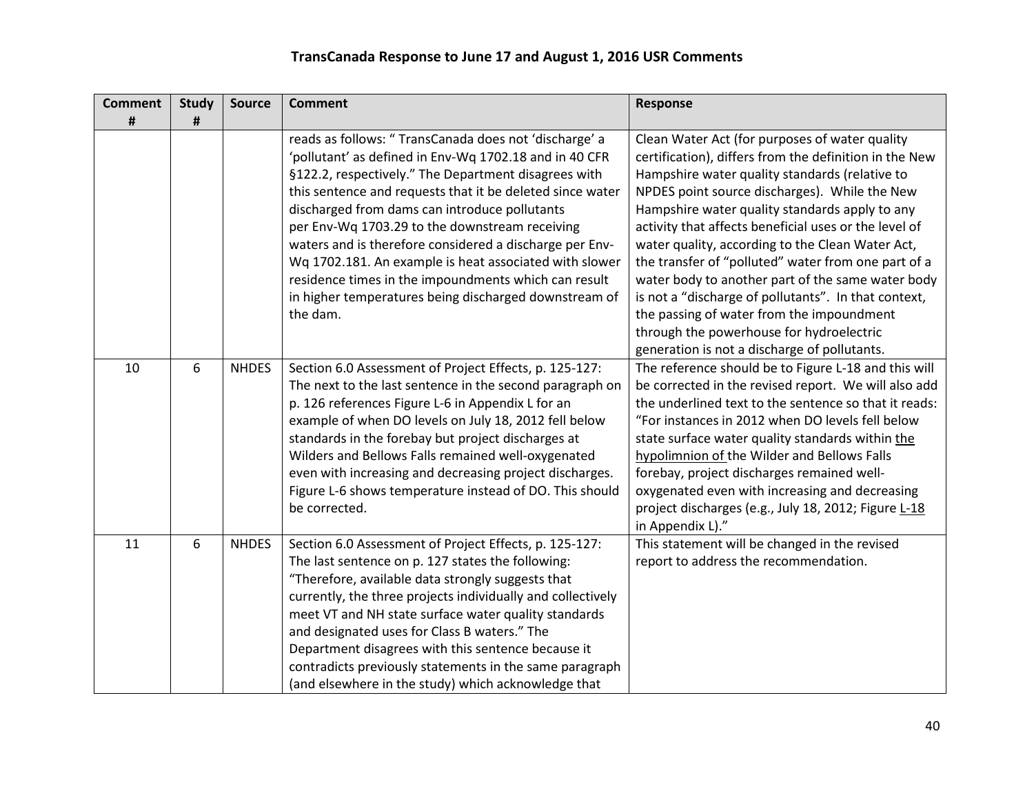## TransCanada Response to June 17 and August 1, 2016 USR Comments

| Comment # | Study # | Source | Comment | Response |
|---|---|---|---|---|
| | | | reads as follows: " TransCanada does not 'discharge' a 'pollutant' as defined in Env-Wq 1702.18 and in 40 CFR §122.2, respectively." The Department disagrees with this sentence and requests that it be deleted since water discharged from dams can introduce pollutants per Env-Wq 1703.29 to the downstream receiving waters and is therefore considered a discharge per Env-Wq 1702.181. An example is heat associated with slower residence times in the impoundments which can result in higher temperatures being discharged downstream of the dam. | Clean Water Act (for purposes of water quality certification), differs from the definition in the New Hampshire water quality standards (relative to NPDES point source discharges). While the New Hampshire water quality standards apply to any activity that affects beneficial uses or the level of water quality, according to the Clean Water Act, the transfer of "polluted" water from one part of a water body to another part of the same water body is not a "discharge of pollutants". In that context, the passing of water from the impoundment through the powerhouse for hydroelectric generation is not a discharge of pollutants. |
| 10 | 6 | NHDES | Section 6.0 Assessment of Project Effects, p. 125-127: The next to the last sentence in the second paragraph on p. 126 references Figure L-6 in Appendix L for an example of when DO levels on July 18, 2012 fell below standards in the forebay but project discharges at Wilders and Bellows Falls remained well-oxygenated even with increasing and decreasing project discharges. Figure L-6 shows temperature instead of DO. This should be corrected. | The reference should be to Figure L-18 and this will be corrected in the revised report. We will also add the underlined text to the sentence so that it reads: "For instances in 2012 when DO levels fell below state surface water quality standards within <u>the hypolimnion of</u> the Wilder and Bellows Falls forebay, project discharges remained well-oxygenated even with increasing and decreasing project discharges (e.g., July 18, 2012; Figure <u>L-18</u> in Appendix L)." |
| 11 | 6 | NHDES | Section 6.0 Assessment of Project Effects, p. 125-127: The last sentence on p. 127 states the following: "Therefore, available data strongly suggests that currently, the three projects individually and collectively meet VT and NH state surface water quality standards and designated uses for Class B waters." The Department disagrees with this sentence because it contradicts previously statements in the same paragraph (and elsewhere in the study) which acknowledge that | This statement will be changed in the revised report to address the recommendation. |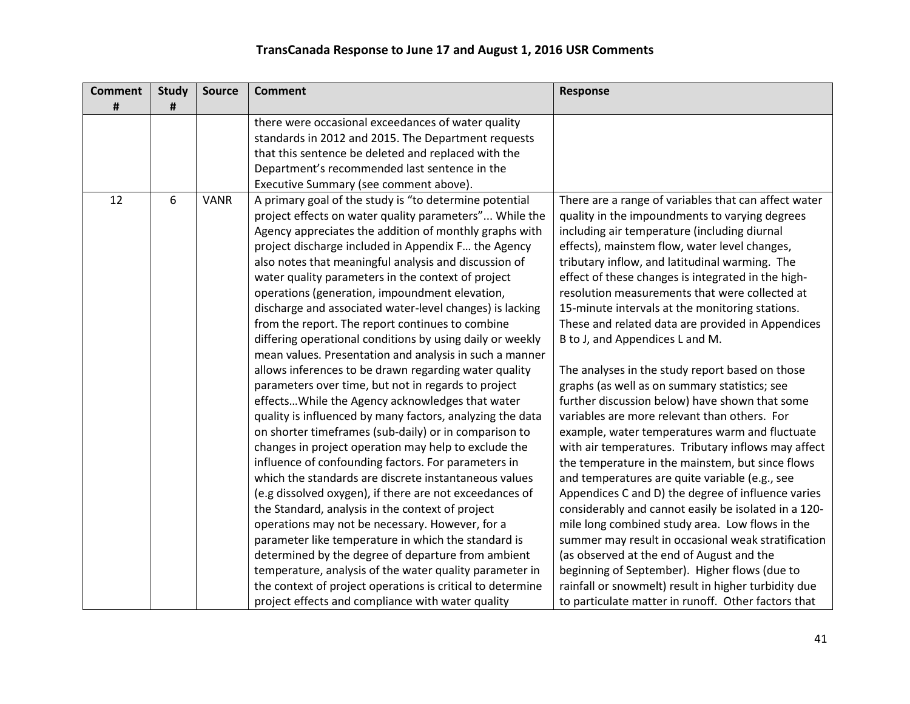## TransCanada Response to June 17 and August 1, 2016 USR Comments

| Comment # | Study # | Source | Comment | Response |
|---|---|---|---|---|
| | | | there were occasional exceedances of water quality standards in 2012 and 2015. The Department requests that this sentence be deleted and replaced with the Department's recommended last sentence in the Executive Summary (see comment above). | |
| 12 | 6 | VANR | A primary goal of the study is "to determine potential project effects on water quality parameters"... While the Agency appreciates the addition of monthly graphs with project discharge included in Appendix F… the Agency also notes that meaningful analysis and discussion of water quality parameters in the context of project operations (generation, impoundment elevation, discharge and associated water-level changes) is lacking from the report. The report continues to combine differing operational conditions by using daily or weekly mean values. Presentation and analysis in such a manner allows inferences to be drawn regarding water quality parameters over time, but not in regards to project effects…While the Agency acknowledges that water quality is influenced by many factors, analyzing the data on shorter timeframes (sub-daily) or in comparison to changes in project operation may help to exclude the influence of confounding factors. For parameters in which the standards are discrete instantaneous values (e.g dissolved oxygen), if there are not exceedances of the Standard, analysis in the context of project operations may not be necessary. However, for a parameter like temperature in which the standard is determined by the degree of departure from ambient temperature, analysis of the water quality parameter in the context of project operations is critical to determine project effects and compliance with water quality | There are a range of variables that can affect water quality in the impoundments to varying degrees including air temperature (including diurnal effects), mainstem flow, water level changes, tributary inflow, and latitudinal warming. The effect of these changes is integrated in the high-resolution measurements that were collected at 15-minute intervals at the monitoring stations. These and related data are provided in Appendices B to J, and Appendices L and M.<br><br>The analyses in the study report based on those graphs (as well as on summary statistics; see further discussion below) have shown that some variables are more relevant than others. For example, water temperatures warm and fluctuate with air temperatures. Tributary inflows may affect the temperature in the mainstem, but since flows and temperatures are quite variable (e.g., see Appendices C and D) the degree of influence varies considerably and cannot easily be isolated in a 120-mile long combined study area. Low flows in the summer may result in occasional weak stratification (as observed at the end of August and the beginning of September). Higher flows (due to rainfall or snowmelt) result in higher turbidity due to particulate matter in runoff. Other factors that |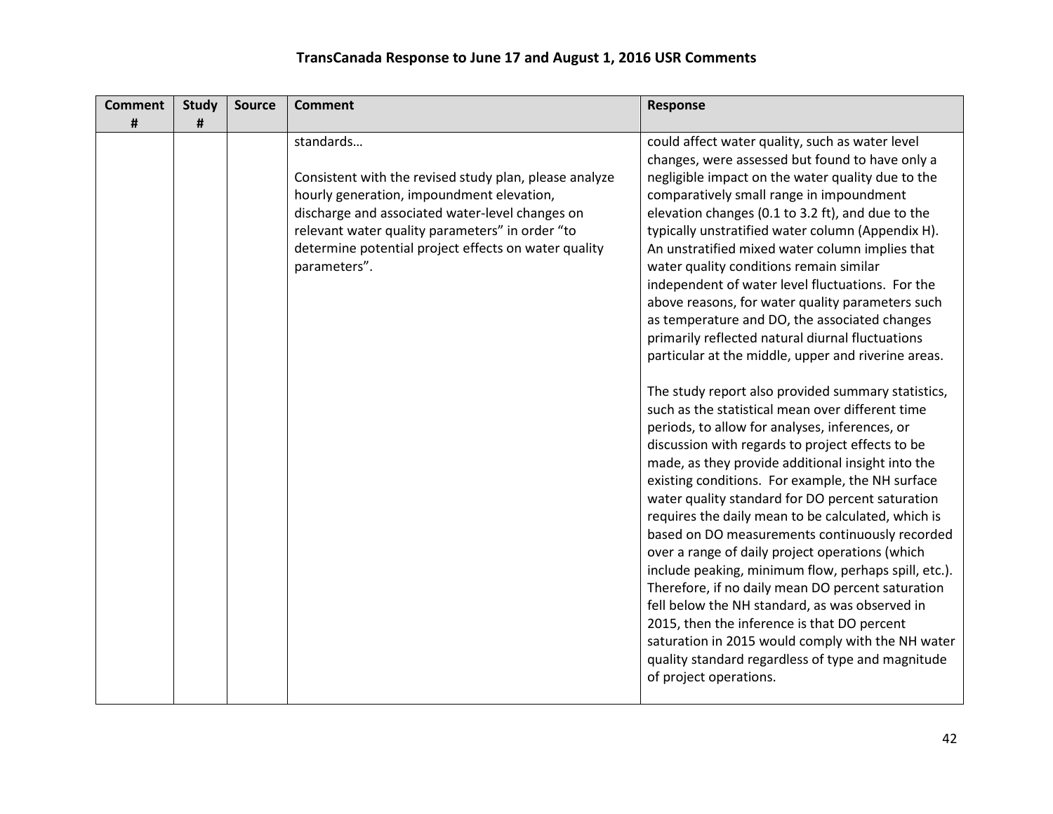## TransCanada Response to June 17 and August 1, 2016 USR Comments

| Comment # | Study # | Source | Comment | Response |
|---|---|---|---|---|
| | | | standards…<br><br>Consistent with the revised study plan, please analyze hourly generation, impoundment elevation, discharge and associated water-level changes on relevant water quality parameters" in order "to determine potential project effects on water quality parameters". | could affect water quality, such as water level changes, were assessed but found to have only a negligible impact on the water quality due to the comparatively small range in impoundment elevation changes (0.1 to 3.2 ft), and due to the typically unstratified water column (Appendix H). An unstratified mixed water column implies that water quality conditions remain similar independent of water level fluctuations. For the above reasons, for water quality parameters such as temperature and DO, the associated changes primarily reflected natural diurnal fluctuations particular at the middle, upper and riverine areas.<br><br>The study report also provided summary statistics, such as the statistical mean over different time periods, to allow for analyses, inferences, or discussion with regards to project effects to be made, as they provide additional insight into the existing conditions. For example, the NH surface water quality standard for DO percent saturation requires the daily mean to be calculated, which is based on DO measurements continuously recorded over a range of daily project operations (which include peaking, minimum flow, perhaps spill, etc.). Therefore, if no daily mean DO percent saturation fell below the NH standard, as was observed in 2015, then the inference is that DO percent saturation in 2015 would comply with the NH water quality standard regardless of type and magnitude of project operations. |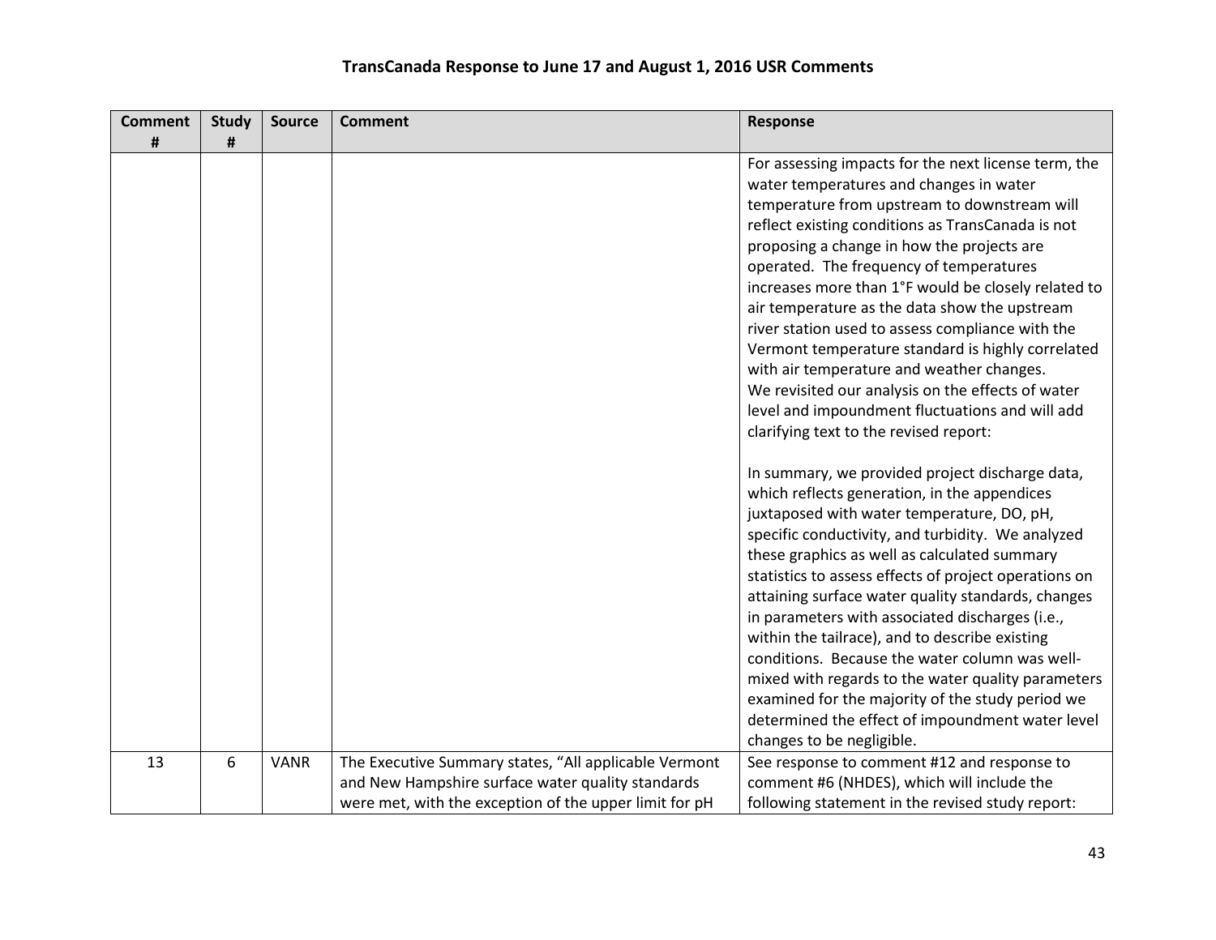## TransCanada Response to June 17 and August 1, 2016 USR Comments

| Comment # | Study # | Source | Comment | Response |
|---|---|---|---|---|
| | | | | For assessing impacts for the next license term, the water temperatures and changes in water temperature from upstream to downstream will reflect existing conditions as TransCanada is not proposing a change in how the projects are operated. The frequency of temperatures increases more than 1°F would be closely related to air temperature as the data show the upstream river station used to assess compliance with the Vermont temperature standard is highly correlated with air temperature and weather changes.<br>We revisited our analysis on the effects of water level and impoundment fluctuations and will add clarifying text to the revised report:<br><br>In summary, we provided project discharge data, which reflects generation, in the appendices juxtaposed with water temperature, DO, pH, specific conductivity, and turbidity. We analyzed these graphics as well as calculated summary statistics to assess effects of project operations on attaining surface water quality standards, changes in parameters with associated discharges (i.e., within the tailrace), and to describe existing conditions. Because the water column was well-mixed with regards to the water quality parameters examined for the majority of the study period we determined the effect of impoundment water level changes to be negligible. |
| 13 | 6 | VANR | The Executive Summary states, "All applicable Vermont and New Hampshire surface water quality standards were met, with the exception of the upper limit for pH | See response to comment #12 and response to comment #6 (NHDES), which will include the following statement in the revised study report: |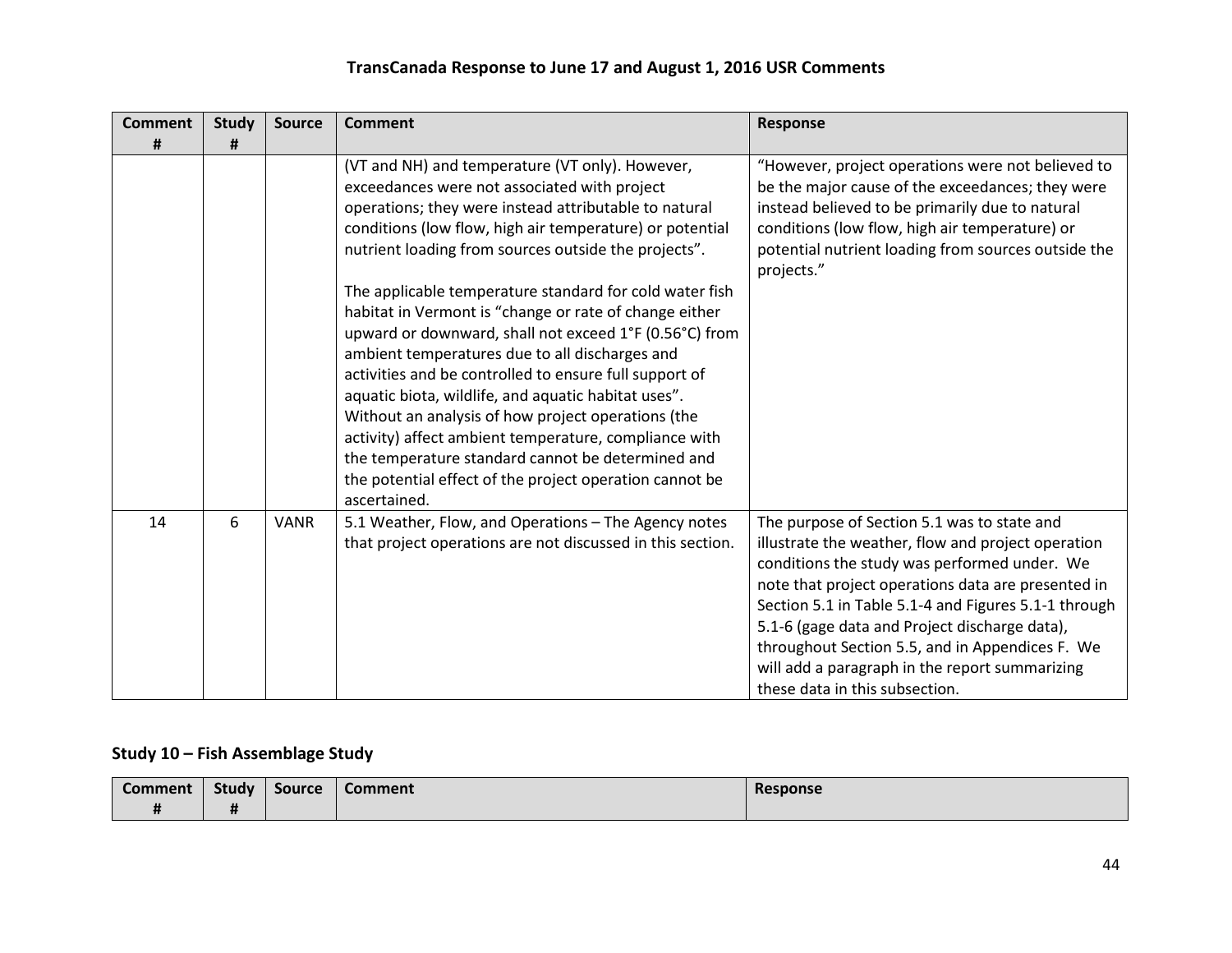**TransCanada Response to June 17 and August 1, 2016 USR Comments**

| Comment # | Study # | Source | Comment | Response |
|---|---|---|---|---|
| | | | (VT and NH) and temperature (VT only). However, exceedances were not associated with project operations; they were instead attributable to natural conditions (low flow, high air temperature) or potential nutrient loading from sources outside the projects".<br><br>The applicable temperature standard for cold water fish habitat in Vermont is "change or rate of change either upward or downward, shall not exceed 1°F (0.56°C) from ambient temperatures due to all discharges and activities and be controlled to ensure full support of aquatic biota, wildlife, and aquatic habitat uses". Without an analysis of how project operations (the activity) affect ambient temperature, compliance with the temperature standard cannot be determined and the potential effect of the project operation cannot be ascertained. | "However, project operations were not believed to be the major cause of the exceedances; they were instead believed to be primarily due to natural conditions (low flow, high air temperature) or potential nutrient loading from sources outside the projects." |
| 14 | 6 | VANR | 5.1 Weather, Flow, and Operations – The Agency notes that project operations are not discussed in this section. | The purpose of Section 5.1 was to state and illustrate the weather, flow and project operation conditions the study was performed under. We note that project operations data are presented in Section 5.1 in Table 5.1-4 and Figures 5.1-1 through 5.1-6 (gage data and Project discharge data), throughout Section 5.5, and in Appendices F. We will add a paragraph in the report summarizing these data in this subsection. |

## Study 10 – Fish Assemblage Study

| Comment # | Study # | Source | Comment | Response |
|---|---|---|---|---|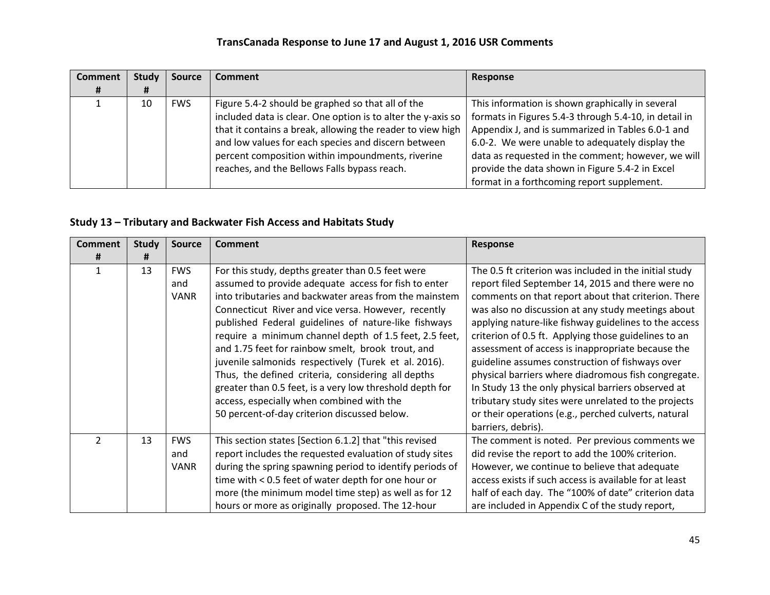## TransCanada Response to June 17 and August 1, 2016 USR Comments

| Comment # | Study # | Source | Comment | Response |
|---|---|---|---|---|
| 1 | 10 | FWS | Figure 5.4-2 should be graphed so that all of the included data is clear. One option is to alter the y-axis so that it contains a break, allowing the reader to view high and low values for each species and discern between percent composition within impoundments, riverine reaches, and the Bellows Falls bypass reach. | This information is shown graphically in several formats in Figures 5.4-3 through 5.4-10, in detail in Appendix J, and is summarized in Tables 6.0-1 and 6.0-2. We were unable to adequately display the data as requested in the comment; however, we will provide the data shown in Figure 5.4-2 in Excel format in a forthcoming report supplement. |

### Study 13 – Tributary and Backwater Fish Access and Habitats Study

| Comment # | Study # | Source | Comment | Response |
|---|---|---|---|---|
| 1 | 13 | FWS and VANR | For this study, depths greater than 0.5 feet were assumed to provide adequate access for fish to enter into tributaries and backwater areas from the mainstem Connecticut River and vice versa. However, recently published Federal guidelines of nature-like fishways require a minimum channel depth of 1.5 feet, 2.5 feet, and 1.75 feet for rainbow smelt, brook trout, and juvenile salmonids respectively (Turek et al. 2016). Thus, the defined criteria, considering all depths greater than 0.5 feet, is a very low threshold depth for access, especially when combined with the 50 percent-of-day criterion discussed below. | The 0.5 ft criterion was included in the initial study report filed September 14, 2015 and there were no comments on that report about that criterion. There was also no discussion at any study meetings about applying nature-like fishway guidelines to the access criterion of 0.5 ft. Applying those guidelines to an assessment of access is inappropriate because the guideline assumes construction of fishways over physical barriers where diadromous fish congregate. In Study 13 the only physical barriers observed at tributary study sites were unrelated to the projects or their operations (e.g., perched culverts, natural barriers, debris). |
| 2 | 13 | FWS and VANR | This section states [Section 6.1.2] that "this revised report includes the requested evaluation of study sites during the spring spawning period to identify periods of time with < 0.5 feet of water depth for one hour or more (the minimum model time step) as well as for 12 hours or more as originally proposed. The 12-hour | The comment is noted. Per previous comments we did revise the report to add the 100% criterion. However, we continue to believe that adequate access exists if such access is available for at least half of each day. The "100% of date" criterion data are included in Appendix C of the study report, |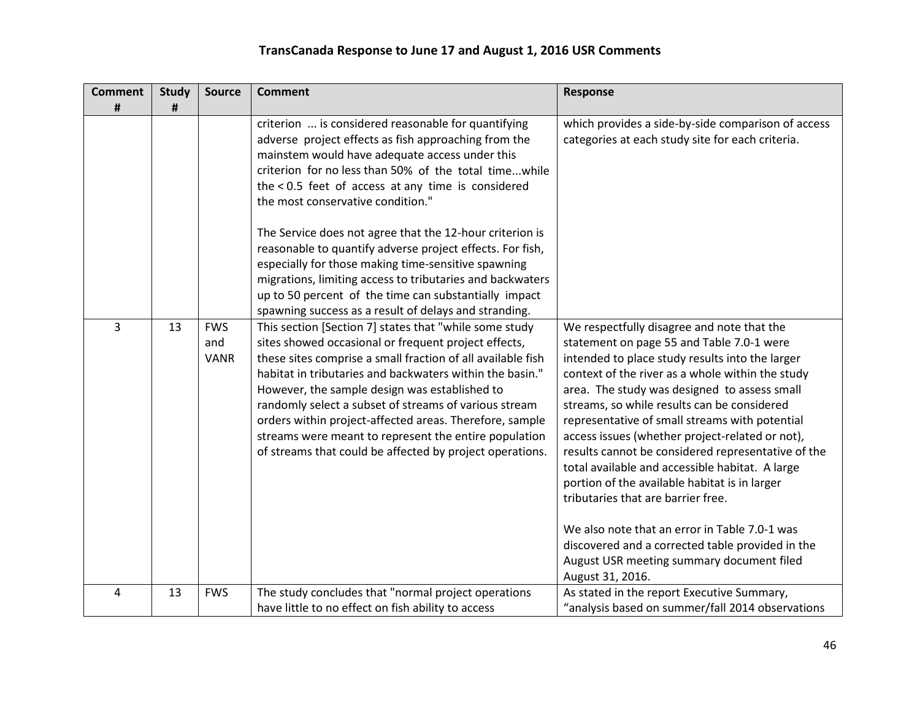## TransCanada Response to June 17 and August 1, 2016 USR Comments

| Comment # | Study # | Source | Comment | Response |
|---|---|---|---|---|
| | | | criterion ... is considered reasonable for quantifying adverse project effects as fish approaching from the mainstem would have adequate access under this criterion for no less than 50% of the total time...while the < 0.5 feet of access at any time is considered the most conservative condition."<br><br>The Service does not agree that the 12-hour criterion is reasonable to quantify adverse project effects. For fish, especially for those making time-sensitive spawning migrations, limiting access to tributaries and backwaters up to 50 percent of the time can substantially impact spawning success as a result of delays and stranding. | which provides a side-by-side comparison of access categories at each study site for each criteria. |
| 3 | 13 | FWS and VANR | This section [Section 7] states that "while some study sites showed occasional or frequent project effects, these sites comprise a small fraction of all available fish habitat in tributaries and backwaters within the basin." However, the sample design was established to randomly select a subset of streams of various stream orders within project-affected areas. Therefore, sample streams were meant to represent the entire population of streams that could be affected by project operations. | We respectfully disagree and note that the statement on page 55 and Table 7.0-1 were intended to place study results into the larger context of the river as a whole within the study area. The study was designed to assess small streams, so while results can be considered representative of small streams with potential access issues (whether project-related or not), results cannot be considered representative of the total available and accessible habitat. A large portion of the available habitat is in larger tributaries that are barrier free.<br><br>We also note that an error in Table 7.0-1 was discovered and a corrected table provided in the August USR meeting summary document filed August 31, 2016. |
| 4 | 13 | FWS | The study concludes that "normal project operations have little to no effect on fish ability to access | As stated in the report Executive Summary, "analysis based on summer/fall 2014 observations |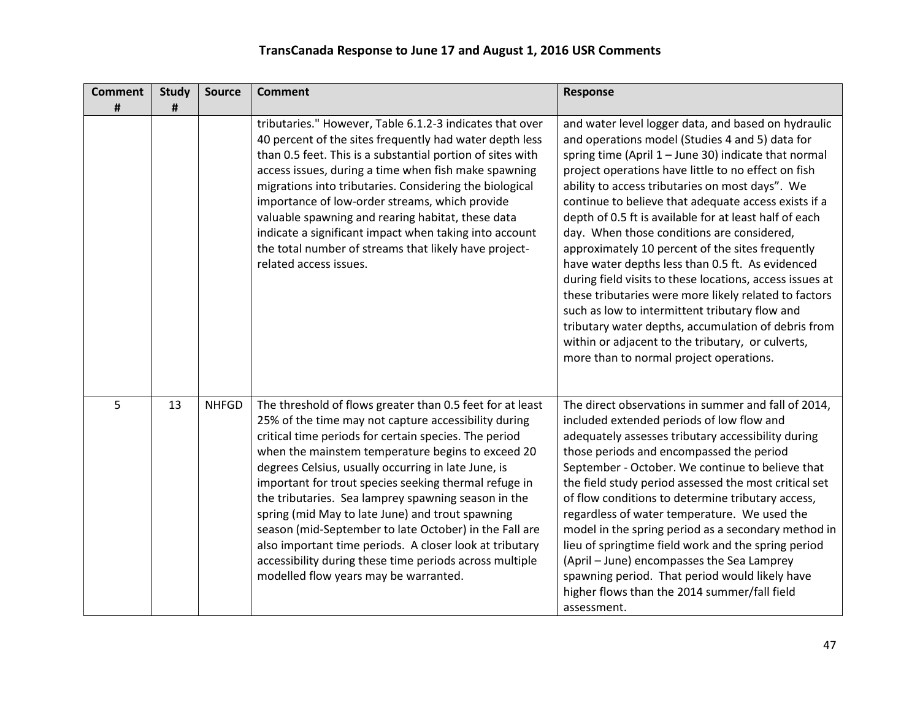# TransCanada Response to June 17 and August 1, 2016 USR Comments

| Comment # | Study # | Source | Comment | Response |
|---|---|---|---|---|
| | | | tributaries." However, Table 6.1.2-3 indicates that over 40 percent of the sites frequently had water depth less than 0.5 feet. This is a substantial portion of sites with access issues, during a time when fish make spawning migrations into tributaries. Considering the biological importance of low-order streams, which provide valuable spawning and rearing habitat, these data indicate a significant impact when taking into account the total number of streams that likely have project-related access issues. | and water level logger data, and based on hydraulic and operations model (Studies 4 and 5) data for spring time (April 1 – June 30) indicate that normal project operations have little to no effect on fish ability to access tributaries on most days". We continue to believe that adequate access exists if a depth of 0.5 ft is available for at least half of each day. When those conditions are considered, approximately 10 percent of the sites frequently have water depths less than 0.5 ft. As evidenced during field visits to these locations, access issues at these tributaries were more likely related to factors such as low to intermittent tributary flow and tributary water depths, accumulation of debris from within or adjacent to the tributary, or culverts, more than to normal project operations. |
| 5 | 13 | NHFGD | The threshold of flows greater than 0.5 feet for at least 25% of the time may not capture accessibility during critical time periods for certain species. The period when the mainstem temperature begins to exceed 20 degrees Celsius, usually occurring in late June, is important for trout species seeking thermal refuge in the tributaries. Sea lamprey spawning season in the spring (mid May to late June) and trout spawning season (mid-September to late October) in the Fall are also important time periods. A closer look at tributary accessibility during these time periods across multiple modelled flow years may be warranted. | The direct observations in summer and fall of 2014, included extended periods of low flow and adequately assesses tributary accessibility during those periods and encompassed the period September - October. We continue to believe that the field study period assessed the most critical set of flow conditions to determine tributary access, regardless of water temperature. We used the model in the spring period as a secondary method in lieu of springtime field work and the spring period (April – June) encompasses the Sea Lamprey spawning period. That period would likely have higher flows than the 2014 summer/fall field assessment. |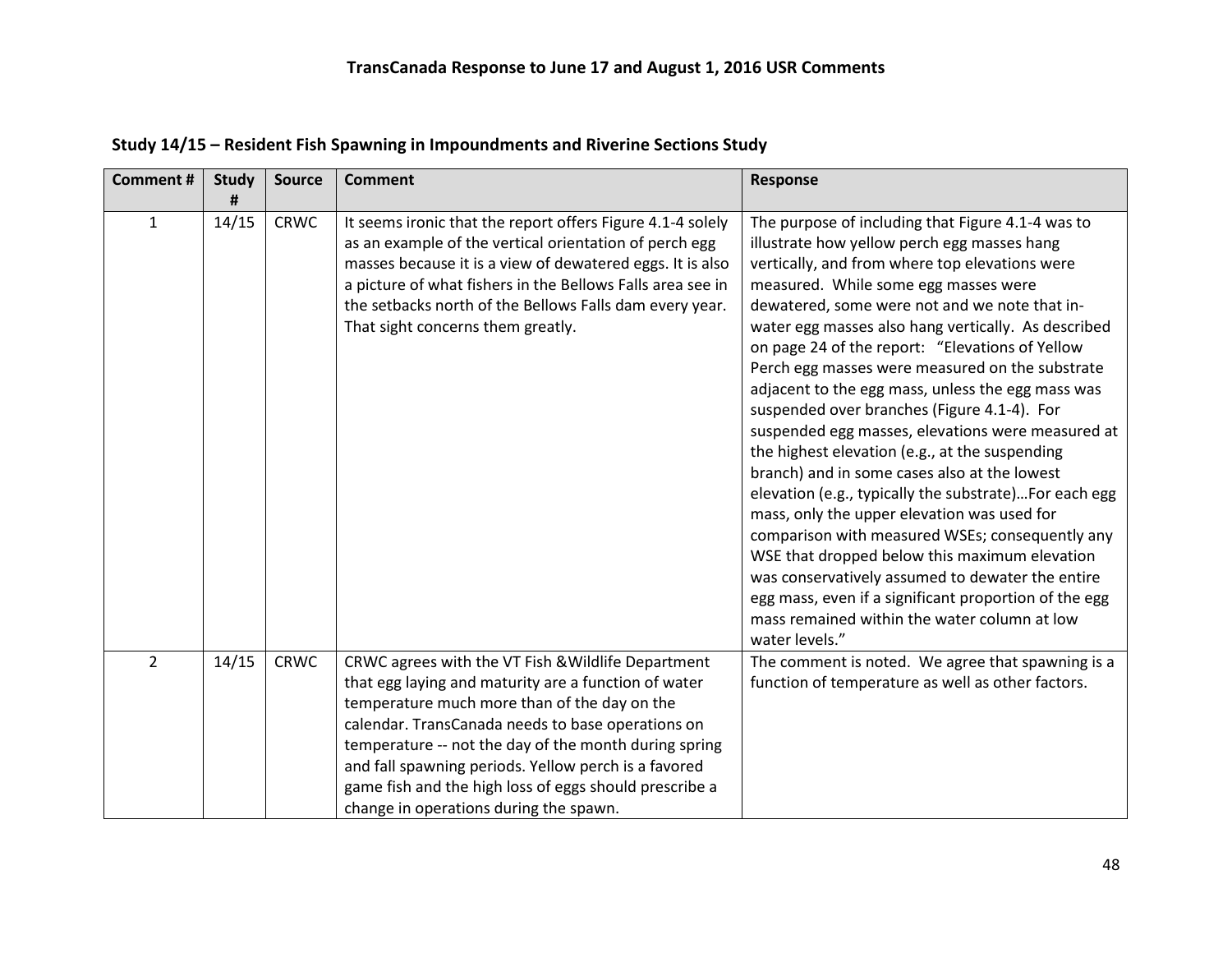# TransCanada Response to June 17 and August 1, 2016 USR Comments

## Study 14/15 – Resident Fish Spawning in Impoundments and Riverine Sections Study

| Comment # | Study # | Source | Comment | Response |
|---|---|---|---|---|
| 1 | 14/15 | CRWC | It seems ironic that the report offers Figure 4.1-4 solely as an example of the vertical orientation of perch egg masses because it is a view of dewatered eggs. It is also a picture of what fishers in the Bellows Falls area see in the setbacks north of the Bellows Falls dam every year. That sight concerns them greatly. | The purpose of including that Figure 4.1-4 was to illustrate how yellow perch egg masses hang vertically, and from where top elevations were measured. While some egg masses were dewatered, some were not and we note that in-water egg masses also hang vertically. As described on page 24 of the report: "Elevations of Yellow Perch egg masses were measured on the substrate adjacent to the egg mass, unless the egg mass was suspended over branches (Figure 4.1-4). For suspended egg masses, elevations were measured at the highest elevation (e.g., at the suspending branch) and in some cases also at the lowest elevation (e.g., typically the substrate)…For each egg mass, only the upper elevation was used for comparison with measured WSEs; consequently any WSE that dropped below this maximum elevation was conservatively assumed to dewater the entire egg mass, even if a significant proportion of the egg mass remained within the water column at low water levels." |
| 2 | 14/15 | CRWC | CRWC agrees with the VT Fish &Wildlife Department that egg laying and maturity are a function of water temperature much more than of the day on the calendar. TransCanada needs to base operations on temperature -- not the day of the month during spring and fall spawning periods. Yellow perch is a favored game fish and the high loss of eggs should prescribe a change in operations during the spawn. | The comment is noted. We agree that spawning is a function of temperature as well as other factors. |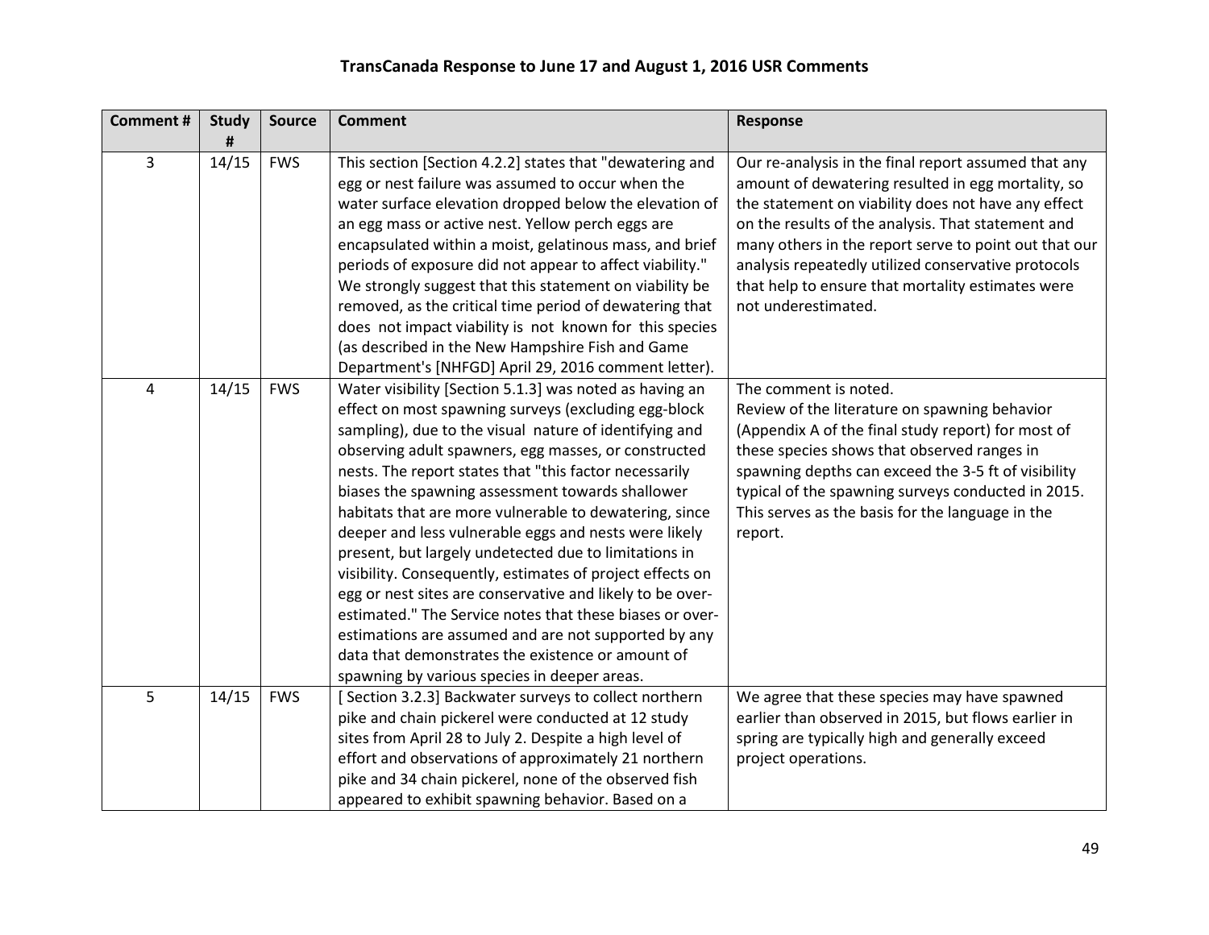# TransCanada Response to June 17 and August 1, 2016 USR Comments

| Comment # | Study # | Source | Comment | Response |
|---|---|---|---|---|
| 3 | 14/15 | FWS | This section [Section 4.2.2] states that "dewatering and egg or nest failure was assumed to occur when the water surface elevation dropped below the elevation of an egg mass or active nest. Yellow perch eggs are encapsulated within a moist, gelatinous mass, and brief periods of exposure did not appear to affect viability." We strongly suggest that this statement on viability be removed, as the critical time period of dewatering that does not impact viability is not known for this species (as described in the New Hampshire Fish and Game Department's [NHFGD] April 29, 2016 comment letter). | Our re-analysis in the final report assumed that any amount of dewatering resulted in egg mortality, so the statement on viability does not have any effect on the results of the analysis. That statement and many others in the report serve to point out that our analysis repeatedly utilized conservative protocols that help to ensure that mortality estimates were not underestimated. |
| 4 | 14/15 | FWS | Water visibility [Section 5.1.3] was noted as having an effect on most spawning surveys (excluding egg-block sampling), due to the visual nature of identifying and observing adult spawners, egg masses, or constructed nests. The report states that "this factor necessarily biases the spawning assessment towards shallower habitats that are more vulnerable to dewatering, since deeper and less vulnerable eggs and nests were likely present, but largely undetected due to limitations in visibility. Consequently, estimates of project effects on egg or nest sites are conservative and likely to be over-estimated." The Service notes that these biases or over-estimations are assumed and are not supported by any data that demonstrates the existence or amount of spawning by various species in deeper areas. | The comment is noted.<br>Review of the literature on spawning behavior (Appendix A of the final study report) for most of these species shows that observed ranges in spawning depths can exceed the 3-5 ft of visibility typical of the spawning surveys conducted in 2015. This serves as the basis for the language in the report. |
| 5 | 14/15 | FWS | [ Section 3.2.3] Backwater surveys to collect northern pike and chain pickerel were conducted at 12 study sites from April 28 to July 2. Despite a high level of effort and observations of approximately 21 northern pike and 34 chain pickerel, none of the observed fish appeared to exhibit spawning behavior. Based on a | We agree that these species may have spawned earlier than observed in 2015, but flows earlier in spring are typically high and generally exceed project operations. |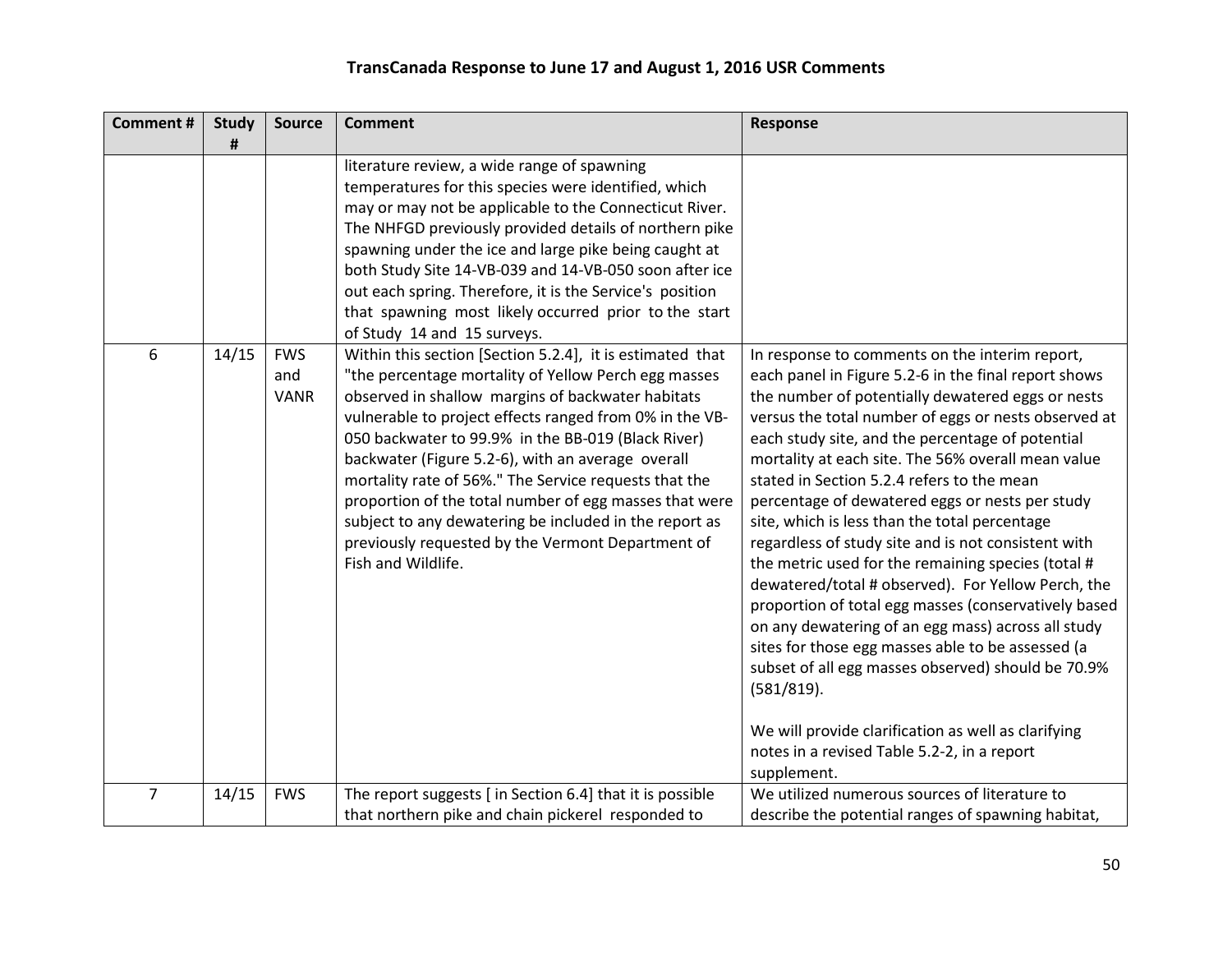## TransCanada Response to June 17 and August 1, 2016 USR Comments

| Comment # | Study # | Source | Comment | Response |
|---|---|---|---|---|
| | | | literature review, a wide range of spawning temperatures for this species were identified, which may or may not be applicable to the Connecticut River. The NHFGD previously provided details of northern pike spawning under the ice and large pike being caught at both Study Site 14-VB-039 and 14-VB-050 soon after ice out each spring. Therefore, it is the Service's position that spawning most likely occurred prior to the start of Study 14 and 15 surveys. | |
| 6 | 14/15 | FWS and VANR | Within this section [Section 5.2.4], it is estimated that "the percentage mortality of Yellow Perch egg masses observed in shallow margins of backwater habitats vulnerable to project effects ranged from 0% in the VB-050 backwater to 99.9% in the BB-019 (Black River) backwater (Figure 5.2-6), with an average overall mortality rate of 56%." The Service requests that the proportion of the total number of egg masses that were subject to any dewatering be included in the report as previously requested by the Vermont Department of Fish and Wildlife. | In response to comments on the interim report, each panel in Figure 5.2-6 in the final report shows the number of potentially dewatered eggs or nests versus the total number of eggs or nests observed at each study site, and the percentage of potential mortality at each site. The 56% overall mean value stated in Section 5.2.4 refers to the mean percentage of dewatered eggs or nests per study site, which is less than the total percentage regardless of study site and is not consistent with the metric used for the remaining species (total # dewatered/total # observed). For Yellow Perch, the proportion of total egg masses (conservatively based on any dewatering of an egg mass) across all study sites for those egg masses able to be assessed (a subset of all egg masses observed) should be 70.9% (581/819).<br><br>We will provide clarification as well as clarifying notes in a revised Table 5.2-2, in a report supplement. |
| 7 | 14/15 | FWS | The report suggests [ in Section 6.4] that it is possible that northern pike and chain pickerel responded to | We utilized numerous sources of literature to describe the potential ranges of spawning habitat, |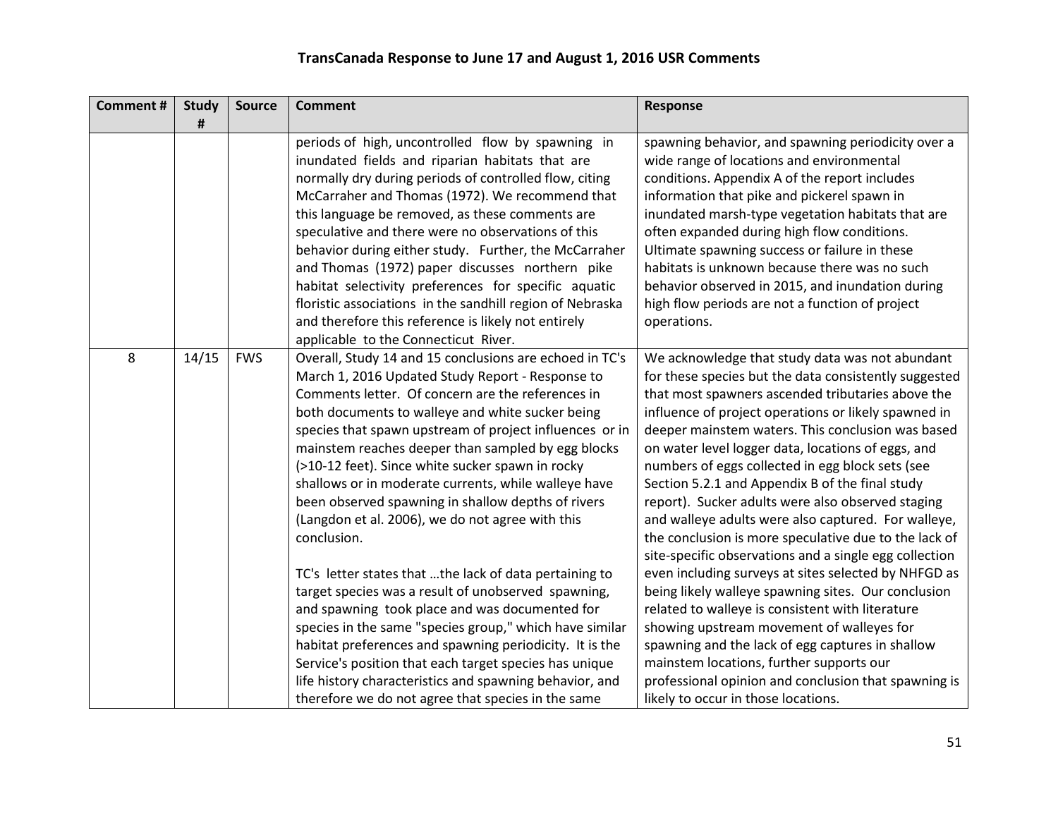## TransCanada Response to June 17 and August 1, 2016 USR Comments

| Comment # | Study # | Source | Comment | Response |
|---|---|---|---|---|
| | | | periods of high, uncontrolled flow by spawning in inundated fields and riparian habitats that are normally dry during periods of controlled flow, citing McCarraher and Thomas (1972). We recommend that this language be removed, as these comments are speculative and there were no observations of this behavior during either study. Further, the McCarraher and Thomas (1972) paper discusses northern pike habitat selectivity preferences for specific aquatic floristic associations in the sandhill region of Nebraska and therefore this reference is likely not entirely applicable to the Connecticut River. | spawning behavior, and spawning periodicity over a wide range of locations and environmental conditions. Appendix A of the report includes information that pike and pickerel spawn in inundated marsh-type vegetation habitats that are often expanded during high flow conditions. Ultimate spawning success or failure in these habitats is unknown because there was no such behavior observed in 2015, and inundation during high flow periods are not a function of project operations. |
| 8 | 14/15 | FWS | Overall, Study 14 and 15 conclusions are echoed in TC's March 1, 2016 Updated Study Report - Response to Comments letter. Of concern are the references in both documents to walleye and white sucker being species that spawn upstream of project influences or in mainstem reaches deeper than sampled by egg blocks (>10-12 feet). Since white sucker spawn in rocky shallows or in moderate currents, while walleye have been observed spawning in shallow depths of rivers (Langdon et al. 2006), we do not agree with this conclusion.<br><br>TC's letter states that …the lack of data pertaining to target species was a result of unobserved spawning, and spawning took place and was documented for species in the same "species group," which have similar habitat preferences and spawning periodicity. It is the Service's position that each target species has unique life history characteristics and spawning behavior, and therefore we do not agree that species in the same | We acknowledge that study data was not abundant for these species but the data consistently suggested that most spawners ascended tributaries above the influence of project operations or likely spawned in deeper mainstem waters. This conclusion was based on water level logger data, locations of eggs, and numbers of eggs collected in egg block sets (see Section 5.2.1 and Appendix B of the final study report). Sucker adults were also observed staging and walleye adults were also captured. For walleye, the conclusion is more speculative due to the lack of site-specific observations and a single egg collection even including surveys at sites selected by NHFGD as being likely walleye spawning sites. Our conclusion related to walleye is consistent with literature showing upstream movement of walleyes for spawning and the lack of egg captures in shallow mainstem locations, further supports our professional opinion and conclusion that spawning is likely to occur in those locations. |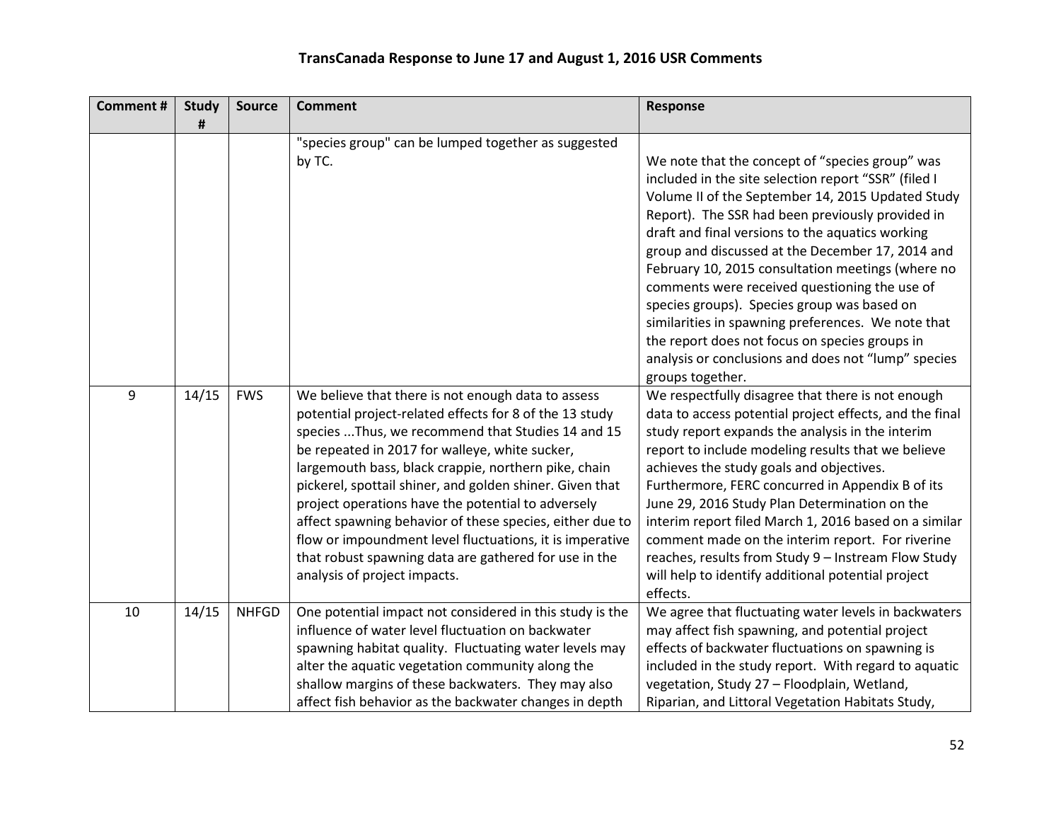# TransCanada Response to June 17 and August 1, 2016 USR Comments

| Comment # | Study # | Source | Comment | Response |
|---|---|---|---|---|
| | | | "species group" can be lumped together as suggested by TC. | We note that the concept of "species group" was included in the site selection report "SSR" (filed I Volume II of the September 14, 2015 Updated Study Report). The SSR had been previously provided in draft and final versions to the aquatics working group and discussed at the December 17, 2014 and February 10, 2015 consultation meetings (where no comments were received questioning the use of species groups). Species group was based on similarities in spawning preferences. We note that the report does not focus on species groups in analysis or conclusions and does not "lump" species groups together. |
| 9 | 14/15 | FWS | We believe that there is not enough data to assess potential project-related effects for 8 of the 13 study species ...Thus, we recommend that Studies 14 and 15 be repeated in 2017 for walleye, white sucker, largemouth bass, black crappie, northern pike, chain pickerel, spottail shiner, and golden shiner. Given that project operations have the potential to adversely affect spawning behavior of these species, either due to flow or impoundment level fluctuations, it is imperative that robust spawning data are gathered for use in the analysis of project impacts. | We respectfully disagree that there is not enough data to access potential project effects, and the final study report expands the analysis in the interim report to include modeling results that we believe achieves the study goals and objectives. Furthermore, FERC concurred in Appendix B of its June 29, 2016 Study Plan Determination on the interim report filed March 1, 2016 based on a similar comment made on the interim report. For riverine reaches, results from Study 9 – Instream Flow Study will help to identify additional potential project effects. |
| 10 | 14/15 | NHFGD | One potential impact not considered in this study is the influence of water level fluctuation on backwater spawning habitat quality. Fluctuating water levels may alter the aquatic vegetation community along the shallow margins of these backwaters. They may also affect fish behavior as the backwater changes in depth | We agree that fluctuating water levels in backwaters may affect fish spawning, and potential project effects of backwater fluctuations on spawning is included in the study report. With regard to aquatic vegetation, Study 27 – Floodplain, Wetland, Riparian, and Littoral Vegetation Habitats Study, |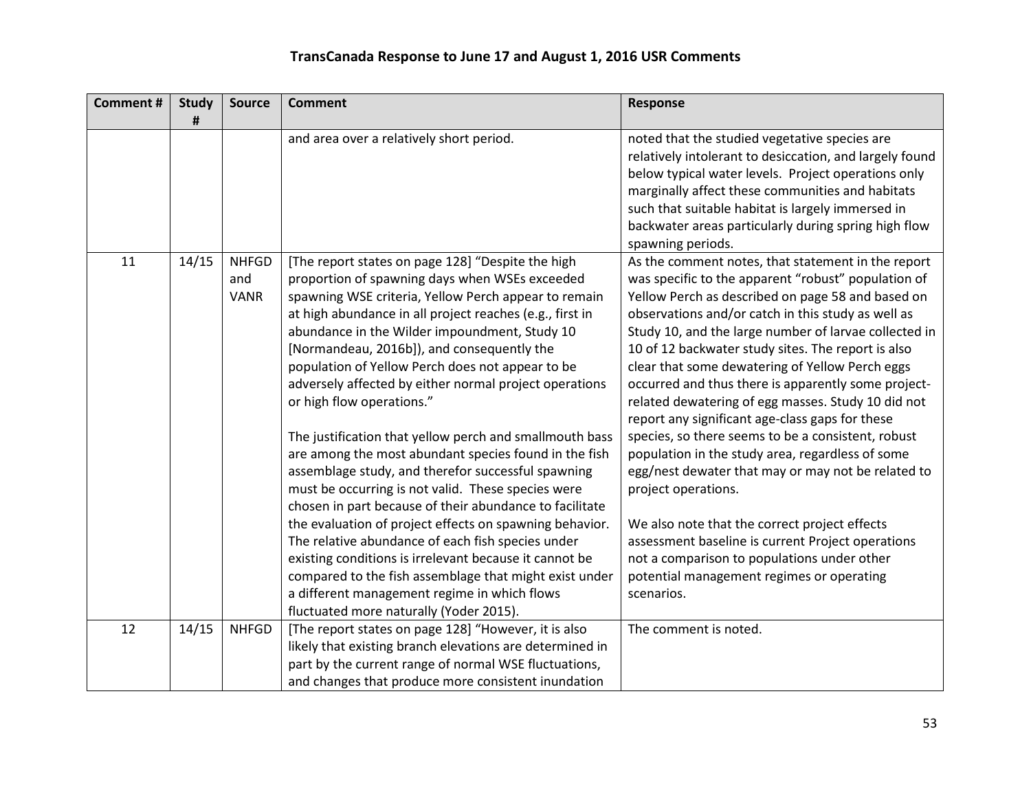# TransCanada Response to June 17 and August 1, 2016 USR Comments

| Comment # | Study # | Source | Comment | Response |
|---|---|---|---|---|
| | | | and area over a relatively short period. | noted that the studied vegetative species are relatively intolerant to desiccation, and largely found below typical water levels. Project operations only marginally affect these communities and habitats such that suitable habitat is largely immersed in backwater areas particularly during spring high flow spawning periods. |
| 11 | 14/15 | NHFGD and VANR | [The report states on page 128] "Despite the high proportion of spawning days when WSEs exceeded spawning WSE criteria, Yellow Perch appear to remain at high abundance in all project reaches (e.g., first in abundance in the Wilder impoundment, Study 10 [Normandeau, 2016b]), and consequently the population of Yellow Perch does not appear to be adversely affected by either normal project operations or high flow operations."<br><br>The justification that yellow perch and smallmouth bass are among the most abundant species found in the fish assemblage study, and therefor successful spawning must be occurring is not valid. These species were chosen in part because of their abundance to facilitate the evaluation of project effects on spawning behavior. The relative abundance of each fish species under existing conditions is irrelevant because it cannot be compared to the fish assemblage that might exist under a different management regime in which flows fluctuated more naturally (Yoder 2015). | As the comment notes, that statement in the report was specific to the apparent "robust" population of Yellow Perch as described on page 58 and based on observations and/or catch in this study as well as Study 10, and the large number of larvae collected in 10 of 12 backwater study sites. The report is also clear that some dewatering of Yellow Perch eggs occurred and thus there is apparently some project-related dewatering of egg masses. Study 10 did not report any significant age-class gaps for these species, so there seems to be a consistent, robust population in the study area, regardless of some egg/nest dewater that may or may not be related to project operations.<br><br>We also note that the correct project effects assessment baseline is current Project operations not a comparison to populations under other potential management regimes or operating scenarios. |
| 12 | 14/15 | NHFGD | [The report states on page 128] "However, it is also likely that existing branch elevations are determined in part by the current range of normal WSE fluctuations, and changes that produce more consistent inundation | The comment is noted. |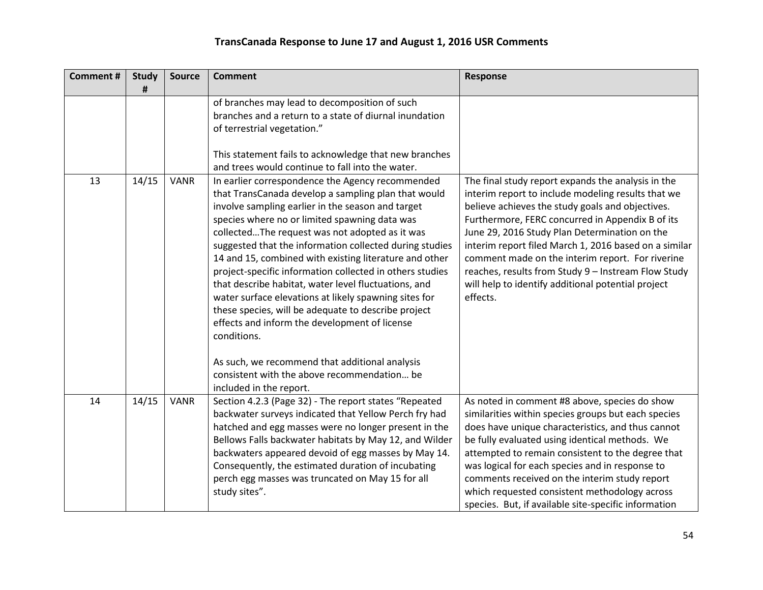# TransCanada Response to June 17 and August 1, 2016 USR Comments

| Comment # | Study # | Source | Comment | Response |
|---|---|---|---|---|
| | | | of branches may lead to decomposition of such branches and a return to a state of diurnal inundation of terrestrial vegetation."<br><br>This statement fails to acknowledge that new branches and trees would continue to fall into the water. | |
| 13 | 14/15 | VANR | In earlier correspondence the Agency recommended that TransCanada develop a sampling plan that would involve sampling earlier in the season and target species where no or limited spawning data was collected…The request was not adopted as it was suggested that the information collected during studies 14 and 15, combined with existing literature and other project-specific information collected in others studies that describe habitat, water level fluctuations, and water surface elevations at likely spawning sites for these species, will be adequate to describe project effects and inform the development of license conditions.<br><br>As such, we recommend that additional analysis consistent with the above recommendation… be included in the report. | The final study report expands the analysis in the interim report to include modeling results that we believe achieves the study goals and objectives. Furthermore, FERC concurred in Appendix B of its June 29, 2016 Study Plan Determination on the interim report filed March 1, 2016 based on a similar comment made on the interim report. For riverine reaches, results from Study 9 – Instream Flow Study will help to identify additional potential project effects. |
| 14 | 14/15 | VANR | Section 4.2.3 (Page 32) - The report states "Repeated backwater surveys indicated that Yellow Perch fry had hatched and egg masses were no longer present in the Bellows Falls backwater habitats by May 12, and Wilder backwaters appeared devoid of egg masses by May 14. Consequently, the estimated duration of incubating perch egg masses was truncated on May 15 for all study sites". | As noted in comment #8 above, species do show similarities within species groups but each species does have unique characteristics, and thus cannot be fully evaluated using identical methods. We attempted to remain consistent to the degree that was logical for each species and in response to comments received on the interim study report which requested consistent methodology across species. But, if available site-specific information |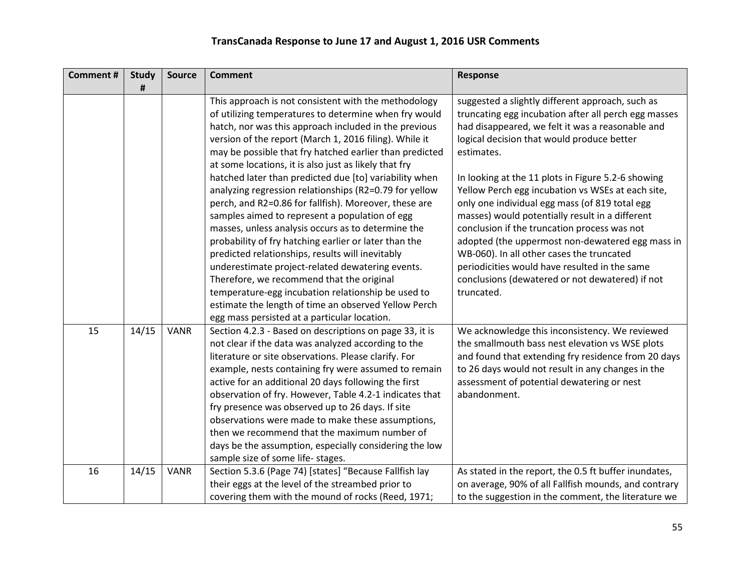# TransCanada Response to June 17 and August 1, 2016 USR Comments

| Comment # | Study # | Source | Comment | Response |
|---|---|---|---|---|
| | | | This approach is not consistent with the methodology of utilizing temperatures to determine when fry would hatch, nor was this approach included in the previous version of the report (March 1, 2016 filing). While it may be possible that fry hatched earlier than predicted at some locations, it is also just as likely that fry hatched later than predicted due [to] variability when analyzing regression relationships ($R^2$=0.79 for yellow perch, and $R^2$=0.86 for fallfish). Moreover, these are samples aimed to represent a population of egg masses, unless analysis occurs as to determine the probability of fry hatching earlier or later than the predicted relationships, results will inevitably underestimate project-related dewatering events. Therefore, we recommend that the original temperature-egg incubation relationship be used to estimate the length of time an observed Yellow Perch egg mass persisted at a particular location. | suggested a slightly different approach, such as truncating egg incubation after all perch egg masses had disappeared, we felt it was a reasonable and logical decision that would produce better estimates.<br><br>In looking at the 11 plots in Figure 5.2-6 showing Yellow Perch egg incubation vs WSEs at each site, only one individual egg mass (of 819 total egg masses) would potentially result in a different conclusion if the truncation process was not adopted (the uppermost non-dewatered egg mass in WB-060). In all other cases the truncated periodicities would have resulted in the same conclusions (dewatered or not dewatered) if not truncated. |
| 15 | 14/15 | VANR | Section 4.2.3 - Based on descriptions on page 33, it is not clear if the data was analyzed according to the literature or site observations. Please clarify. For example, nests containing fry were assumed to remain active for an additional 20 days following the first observation of fry. However, Table 4.2-1 indicates that fry presence was observed up to 26 days. If site observations were made to make these assumptions, then we recommend that the maximum number of days be the assumption, especially considering the low sample size of some life- stages. | We acknowledge this inconsistency. We reviewed the smallmouth bass nest elevation vs WSE plots and found that extending fry residence from 20 days to 26 days would not result in any changes in the assessment of potential dewatering or nest abandonment. |
| 16 | 14/15 | VANR | Section 5.3.6 (Page 74) [states] "Because Fallfish lay their eggs at the level of the streambed prior to covering them with the mound of rocks (Reed, 1971; | As stated in the report, the 0.5 ft buffer inundates, on average, 90% of all Fallfish mounds, and contrary to the suggestion in the comment, the literature we |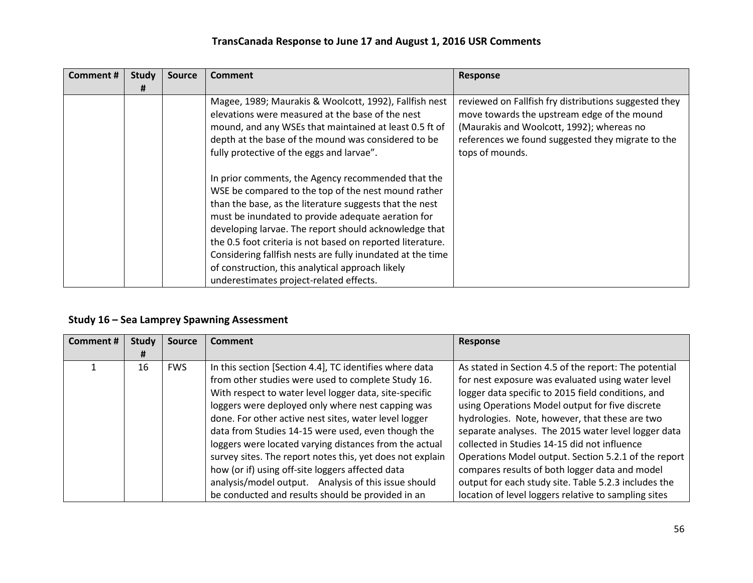| Comment # | Study # | Source | Comment | Response |
|---|---|---|---|---|
| | | | Magee, 1989; Maurakis & Woolcott, 1992), Fallfish nest elevations were measured at the base of the nest mound, and any WSEs that maintained at least 0.5 ft of depth at the base of the mound was considered to be fully protective of the eggs and larvae".<br><br>In prior comments, the Agency recommended that the WSE be compared to the top of the nest mound rather than the base, as the literature suggests that the nest must be inundated to provide adequate aeration for developing larvae. The report should acknowledge that the 0.5 foot criteria is not based on reported literature. Considering fallfish nests are fully inundated at the time of construction, this analytical approach likely underestimates project-related effects. | reviewed on Fallfish fry distributions suggested they move towards the upstream edge of the mound (Maurakis and Woolcott, 1992); whereas no references we found suggested they migrate to the tops of mounds. |

## Study 16 – Sea Lamprey Spawning Assessment

| Comment # | Study # | Source | Comment | Response |
|---|---|---|---|---|
| 1 | 16 | FWS | In this section [Section 4.4], TC identifies where data from other studies were used to complete Study 16. With respect to water level logger data, site-specific loggers were deployed only where nest capping was done. For other active nest sites, water level logger data from Studies 14-15 were used, even though the loggers were located varying distances from the actual survey sites. The report notes this, yet does not explain how (or if) using off-site loggers affected data analysis/model output. Analysis of this issue should be conducted and results should be provided in an | As stated in Section 4.5 of the report: The potential for nest exposure was evaluated using water level logger data specific to 2015 field conditions, and using Operations Model output for five discrete hydrologies. Note, however, that these are two separate analyses. The 2015 water level logger data collected in Studies 14-15 did not influence Operations Model output. Section 5.2.1 of the report compares results of both logger data and model output for each study site. Table 5.2.3 includes the location of level loggers relative to sampling sites |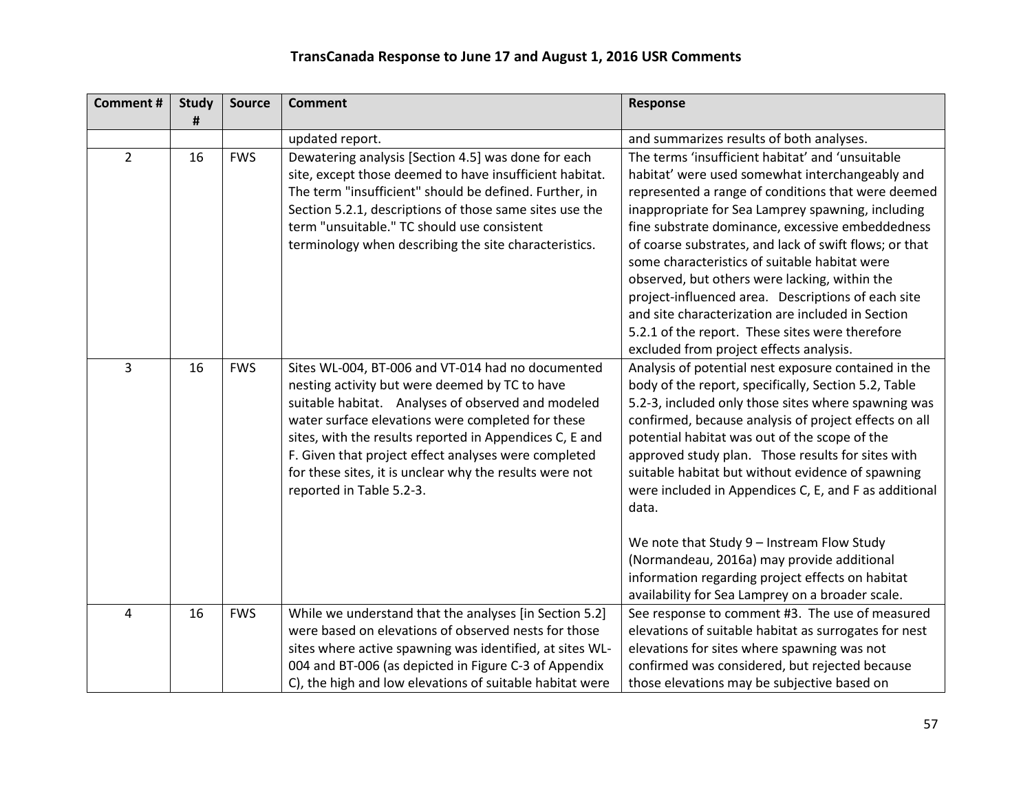## TransCanada Response to June 17 and August 1, 2016 USR Comments

| Comment # | Study # | Source | Comment | Response |
|---|---|---|---|---|
| | | | updated report. | and summarizes results of both analyses. |
| 2 | 16 | FWS | Dewatering analysis [Section 4.5] was done for each site, except those deemed to have insufficient habitat. The term "insufficient" should be defined. Further, in Section 5.2.1, descriptions of those same sites use the term "unsuitable." TC should use consistent terminology when describing the site characteristics. | The terms 'insufficient habitat' and 'unsuitable habitat' were used somewhat interchangeably and represented a range of conditions that were deemed inappropriate for Sea Lamprey spawning, including fine substrate dominance, excessive embeddedness of coarse substrates, and lack of swift flows; or that some characteristics of suitable habitat were observed, but others were lacking, within the project-influenced area. Descriptions of each site and site characterization are included in Section 5.2.1 of the report. These sites were therefore excluded from project effects analysis. |
| 3 | 16 | FWS | Sites WL-004, BT-006 and VT-014 had no documented nesting activity but were deemed by TC to have suitable habitat. Analyses of observed and modeled water surface elevations were completed for these sites, with the results reported in Appendices C, E and F. Given that project effect analyses were completed for these sites, it is unclear why the results were not reported in Table 5.2-3. | Analysis of potential nest exposure contained in the body of the report, specifically, Section 5.2, Table 5.2-3, included only those sites where spawning was confirmed, because analysis of project effects on all potential habitat was out of the scope of the approved study plan. Those results for sites with suitable habitat but without evidence of spawning were included in Appendices C, E, and F as additional data.<br><br>We note that Study 9 – Instream Flow Study (Normandeau, 2016a) may provide additional information regarding project effects on habitat availability for Sea Lamprey on a broader scale. |
| 4 | 16 | FWS | While we understand that the analyses [in Section 5.2] were based on elevations of observed nests for those sites where active spawning was identified, at sites WL-004 and BT-006 (as depicted in Figure C-3 of Appendix C), the high and low elevations of suitable habitat were | See response to comment #3. The use of measured elevations of suitable habitat as surrogates for nest elevations for sites where spawning was not confirmed was considered, but rejected because those elevations may be subjective based on |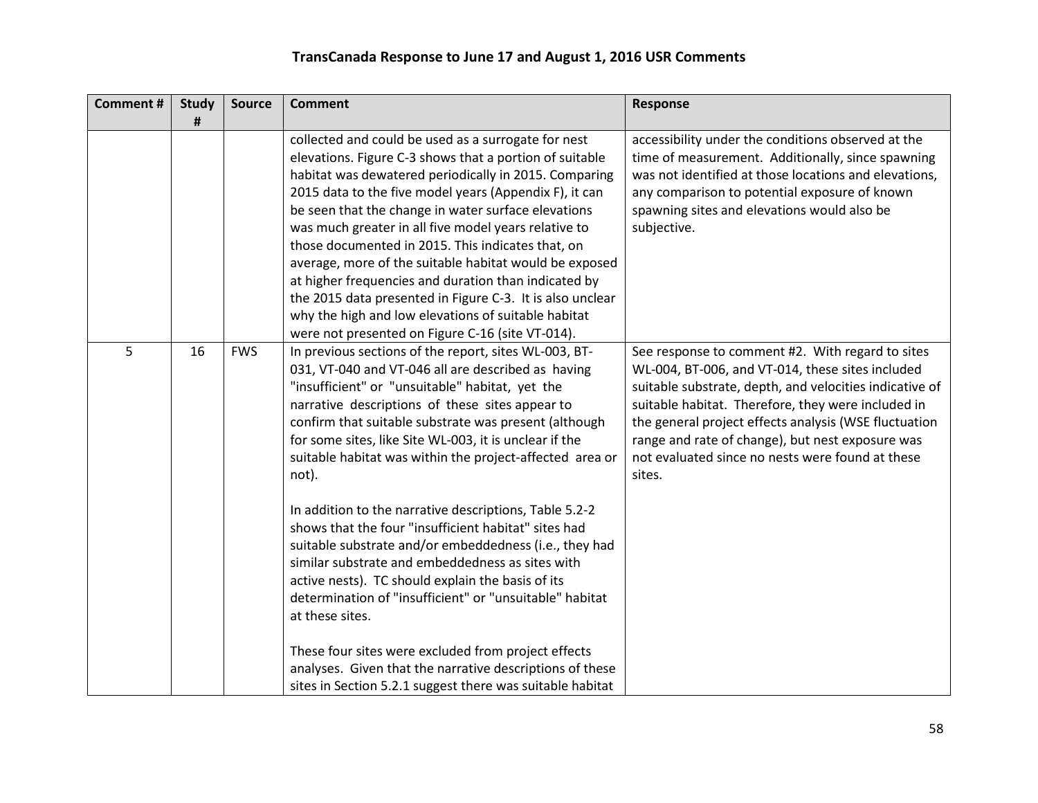## TransCanada Response to June 17 and August 1, 2016 USR Comments

| Comment # | Study # | Source | Comment | Response |
|---|---|---|---|---|
| | | | collected and could be used as a surrogate for nest elevations. Figure C-3 shows that a portion of suitable habitat was dewatered periodically in 2015. Comparing 2015 data to the five model years (Appendix F), it can be seen that the change in water surface elevations was much greater in all five model years relative to those documented in 2015. This indicates that, on average, more of the suitable habitat would be exposed at higher frequencies and duration than indicated by the 2015 data presented in Figure C-3. It is also unclear why the high and low elevations of suitable habitat were not presented on Figure C-16 (site VT-014). | accessibility under the conditions observed at the time of measurement. Additionally, since spawning was not identified at those locations and elevations, any comparison to potential exposure of known spawning sites and elevations would also be subjective. |
| 5 | 16 | FWS | In previous sections of the report, sites WL-003, BT-031, VT-040 and VT-046 all are described as having "insufficient" or "unsuitable" habitat, yet the narrative descriptions of these sites appear to confirm that suitable substrate was present (although for some sites, like Site WL-003, it is unclear if the suitable habitat was within the project-affected area or not).<br><br>In addition to the narrative descriptions, Table 5.2-2 shows that the four "insufficient habitat" sites had suitable substrate and/or embeddedness (i.e., they had similar substrate and embeddedness as sites with active nests). TC should explain the basis of its determination of "insufficient" or "unsuitable" habitat at these sites.<br><br>These four sites were excluded from project effects analyses. Given that the narrative descriptions of these sites in Section 5.2.1 suggest there was suitable habitat | See response to comment #2. With regard to sites WL-004, BT-006, and VT-014, these sites included suitable substrate, depth, and velocities indicative of suitable habitat. Therefore, they were included in the general project effects analysis (WSE fluctuation range and rate of change), but nest exposure was not evaluated since no nests were found at these sites. |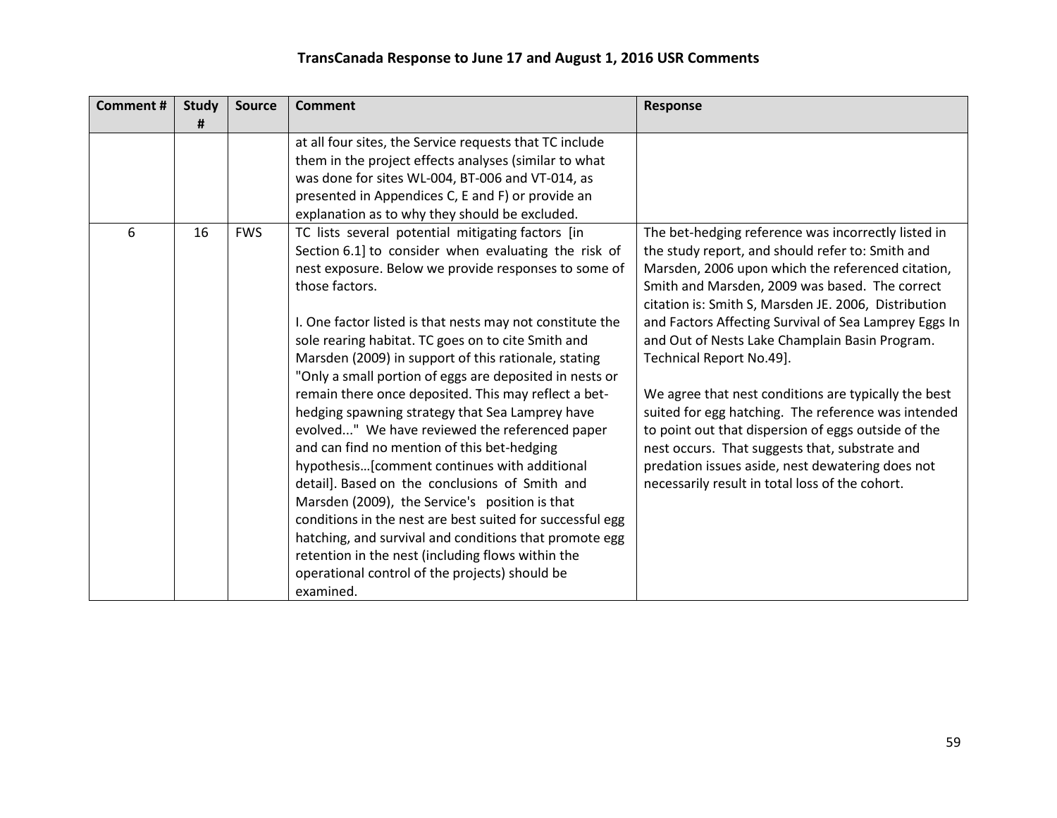## TransCanada Response to June 17 and August 1, 2016 USR Comments

| Comment # | Study # | Source | Comment | Response |
|---|---|---|---|---|
| | | | at all four sites, the Service requests that TC include them in the project effects analyses (similar to what was done for sites WL-004, BT-006 and VT-014, as presented in Appendices C, E and F) or provide an explanation as to why they should be excluded. | |
| 6 | 16 | FWS | TC lists several potential mitigating factors [in Section 6.1] to consider when evaluating the risk of nest exposure. Below we provide responses to some of those factors.<br><br>I. One factor listed is that nests may not constitute the sole rearing habitat. TC goes on to cite Smith and Marsden (2009) in support of this rationale, stating "Only a small portion of eggs are deposited in nests or remain there once deposited. This may reflect a bet-hedging spawning strategy that Sea Lamprey have evolved..." We have reviewed the referenced paper and can find no mention of this bet-hedging hypothesis…[comment continues with additional detail]. Based on the conclusions of Smith and Marsden (2009), the Service's position is that conditions in the nest are best suited for successful egg hatching, and survival and conditions that promote egg retention in the nest (including flows within the operational control of the projects) should be examined. | The bet-hedging reference was incorrectly listed in the study report, and should refer to: Smith and Marsden, 2006 upon which the referenced citation, Smith and Marsden, 2009 was based. The correct citation is: Smith S, Marsden JE. 2006, Distribution and Factors Affecting Survival of Sea Lamprey Eggs In and Out of Nests Lake Champlain Basin Program. Technical Report No.49].<br><br>We agree that nest conditions are typically the best suited for egg hatching. The reference was intended to point out that dispersion of eggs outside of the nest occurs. That suggests that, substrate and predation issues aside, nest dewatering does not necessarily result in total loss of the cohort. |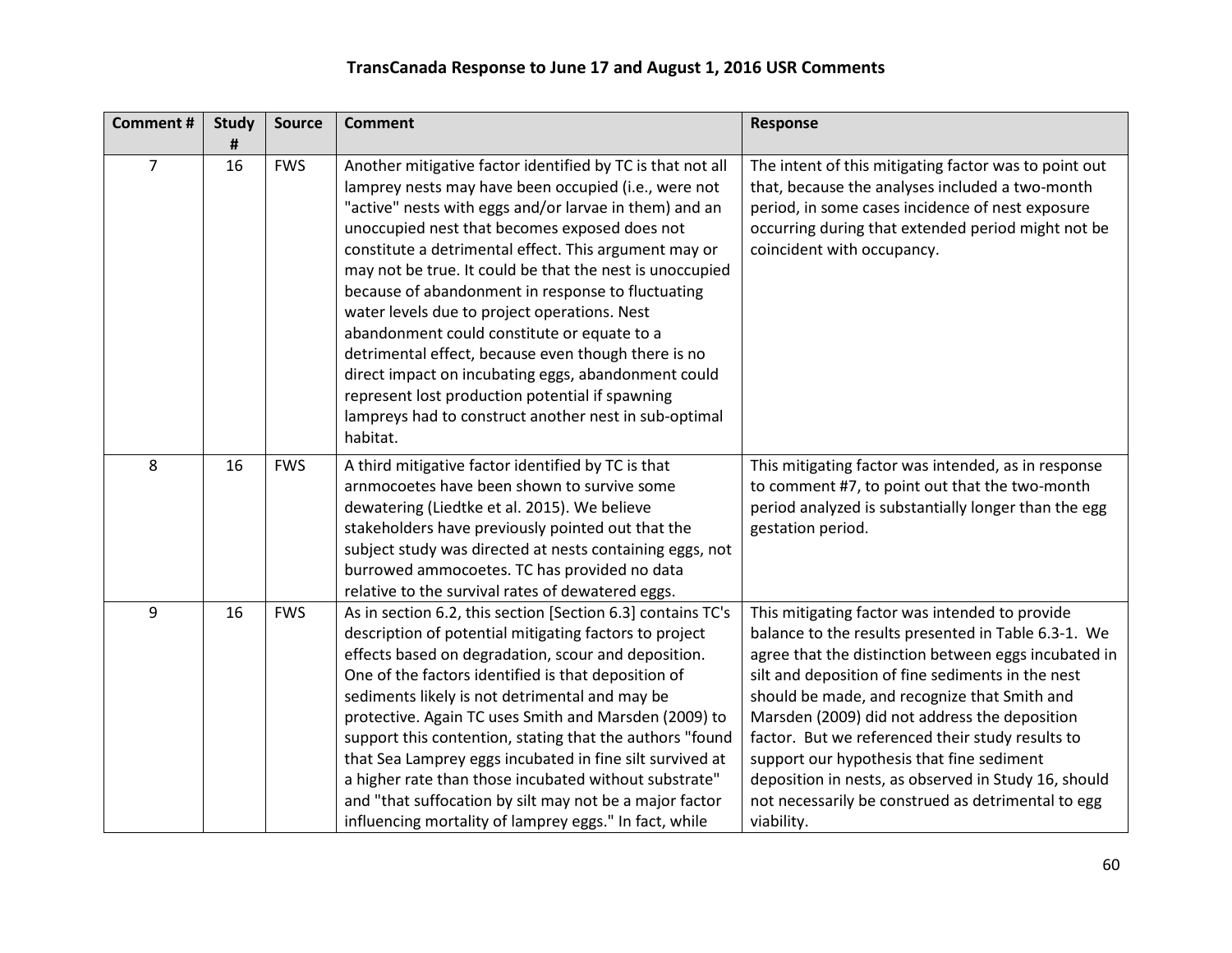# TransCanada Response to June 17 and August 1, 2016 USR Comments

| Comment # | Study # | Source | Comment | Response |
|---|---|---|---|---|
| 7 | 16 | FWS | Another mitigative factor identified by TC is that not all lamprey nests may have been occupied (i.e., were not "active" nests with eggs and/or larvae in them) and an unoccupied nest that becomes exposed does not constitute a detrimental effect. This argument may or may not be true. It could be that the nest is unoccupied because of abandonment in response to fluctuating water levels due to project operations. Nest abandonment could constitute or equate to a detrimental effect, because even though there is no direct impact on incubating eggs, abandonment could represent lost production potential if spawning lampreys had to construct another nest in sub-optimal habitat. | The intent of this mitigating factor was to point out that, because the analyses included a two-month period, in some cases incidence of nest exposure occurring during that extended period might not be coincident with occupancy. |
| 8 | 16 | FWS | A third mitigative factor identified by TC is that arnmocoetes have been shown to survive some dewatering (Liedtke et al. 2015). We believe stakeholders have previously pointed out that the subject study was directed at nests containing eggs, not burrowed ammocoetes. TC has provided no data relative to the survival rates of dewatered eggs. | This mitigating factor was intended, as in response to comment #7, to point out that the two-month period analyzed is substantially longer than the egg gestation period. |
| 9 | 16 | FWS | As in section 6.2, this section [Section 6.3] contains TC's description of potential mitigating factors to project effects based on degradation, scour and deposition. One of the factors identified is that deposition of sediments likely is not detrimental and may be protective. Again TC uses Smith and Marsden (2009) to support this contention, stating that the authors "found that Sea Lamprey eggs incubated in fine silt survived at a higher rate than those incubated without substrate" and "that suffocation by silt may not be a major factor influencing mortality of lamprey eggs." In fact, while | This mitigating factor was intended to provide balance to the results presented in Table 6.3-1. We agree that the distinction between eggs incubated in silt and deposition of fine sediments in the nest should be made, and recognize that Smith and Marsden (2009) did not address the deposition factor. But we referenced their study results to support our hypothesis that fine sediment deposition in nests, as observed in Study 16, should not necessarily be construed as detrimental to egg viability. |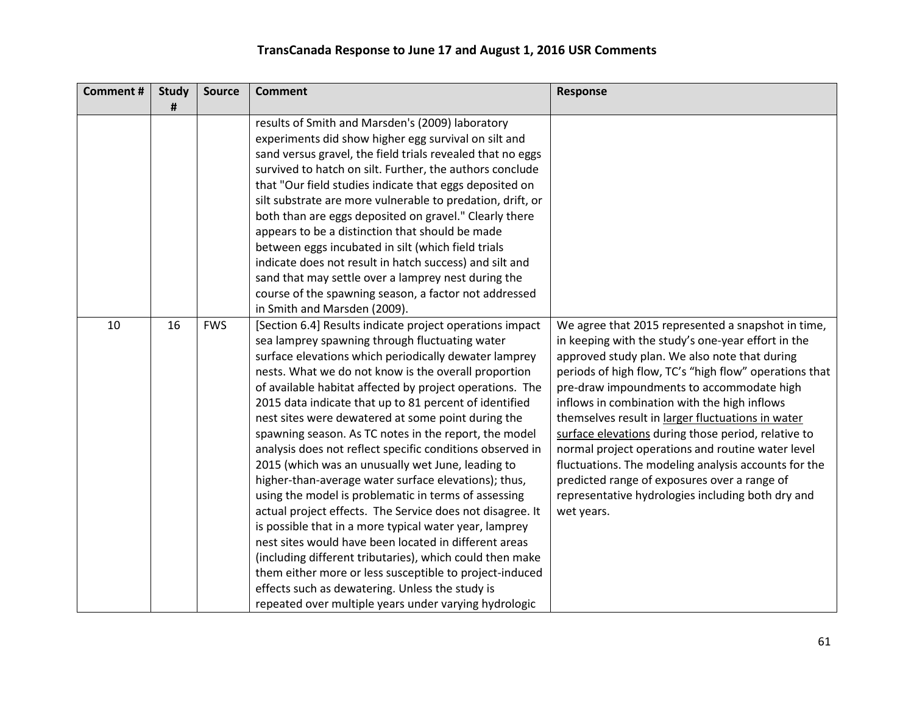# TransCanada Response to June 17 and August 1, 2016 USR Comments

| Comment # | Study # | Source | Comment | Response |
|---|---|---|---|---|
| | | | results of Smith and Marsden's (2009) laboratory experiments did show higher egg survival on silt and sand versus gravel, the field trials revealed that no eggs survived to hatch on silt. Further, the authors conclude that "Our field studies indicate that eggs deposited on silt substrate are more vulnerable to predation, drift, or both than are eggs deposited on gravel." Clearly there appears to be a distinction that should be made between eggs incubated in silt (which field trials indicate does not result in hatch success) and silt and sand that may settle over a lamprey nest during the course of the spawning season, a factor not addressed in Smith and Marsden (2009). | |
| 10 | 16 | FWS | [Section 6.4] Results indicate project operations impact sea lamprey spawning through fluctuating water surface elevations which periodically dewater lamprey nests. What we do not know is the overall proportion of available habitat affected by project operations. The 2015 data indicate that up to 81 percent of identified nest sites were dewatered at some point during the spawning season. As TC notes in the report, the model analysis does not reflect specific conditions observed in 2015 (which was an unusually wet June, leading to higher-than-average water surface elevations); thus, using the model is problematic in terms of assessing actual project effects. The Service does not disagree. It is possible that in a more typical water year, lamprey nest sites would have been located in different areas (including different tributaries), which could then make them either more or less susceptible to project-induced effects such as dewatering. Unless the study is repeated over multiple years under varying hydrologic | We agree that 2015 represented a snapshot in time, in keeping with the study's one-year effort in the approved study plan. We also note that during periods of high flow, TC's "high flow" operations that pre-draw impoundments to accommodate high inflows in combination with the high inflows themselves result in <u>larger fluctuations in water surface elevations</u> during those period, relative to normal project operations and routine water level fluctuations. The modeling analysis accounts for the predicted range of exposures over a range of representative hydrologies including both dry and wet years. |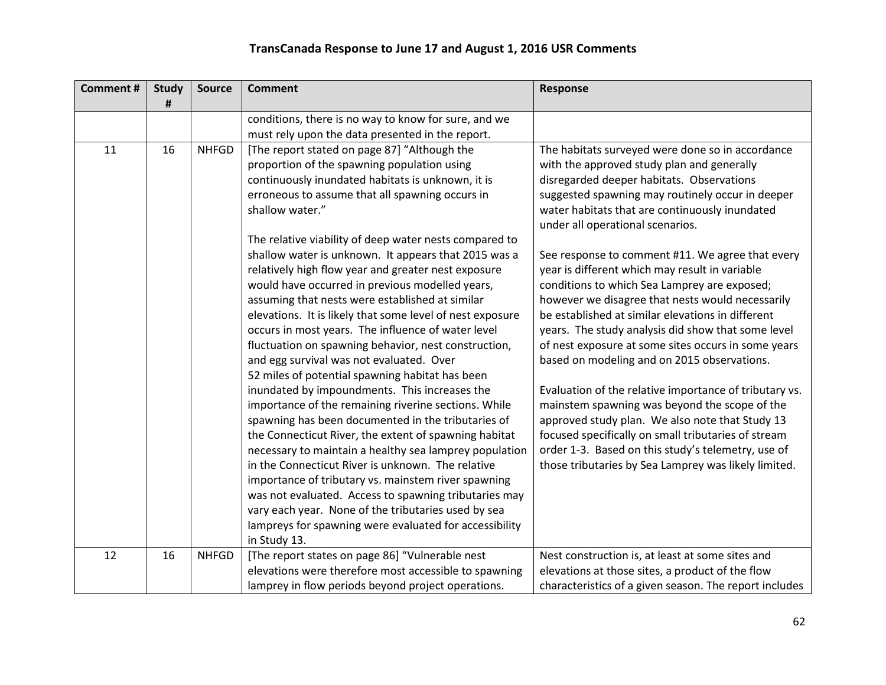# TransCanada Response to June 17 and August 1, 2016 USR Comments

| Comment # | Study # | Source | Comment | Response |
|---|---|---|---|---|
| | | | conditions, there is no way to know for sure, and we must rely upon the data presented in the report. | |
| 11 | 16 | NHFGD | [The report stated on page 87] "Although the proportion of the spawning population using continuously inundated habitats is unknown, it is erroneous to assume that all spawning occurs in shallow water."<br><br>The relative viability of deep water nests compared to shallow water is unknown. It appears that 2015 was a relatively high flow year and greater nest exposure would have occurred in previous modelled years, assuming that nests were established at similar elevations. It is likely that some level of nest exposure occurs in most years. The influence of water level fluctuation on spawning behavior, nest construction, and egg survival was not evaluated. Over 52 miles of potential spawning habitat has been inundated by impoundments. This increases the importance of the remaining riverine sections. While spawning has been documented in the tributaries of the Connecticut River, the extent of spawning habitat necessary to maintain a healthy sea lamprey population in the Connecticut River is unknown. The relative importance of tributary vs. mainstem river spawning was not evaluated. Access to spawning tributaries may vary each year. None of the tributaries used by sea lampreys for spawning were evaluated for accessibility in Study 13. | The habitats surveyed were done so in accordance with the approved study plan and generally disregarded deeper habitats. Observations suggested spawning may routinely occur in deeper water habitats that are continuously inundated under all operational scenarios.<br><br>See response to comment #11. We agree that every year is different which may result in variable conditions to which Sea Lamprey are exposed; however we disagree that nests would necessarily be established at similar elevations in different years. The study analysis did show that some level of nest exposure at some sites occurs in some years based on modeling and on 2015 observations.<br><br>Evaluation of the relative importance of tributary vs. mainstem spawning was beyond the scope of the approved study plan. We also note that Study 13 focused specifically on small tributaries of stream order 1-3. Based on this study's telemetry, use of those tributaries by Sea Lamprey was likely limited. |
| 12 | 16 | NHFGD | [The report states on page 86] "Vulnerable nest elevations were therefore most accessible to spawning lamprey in flow periods beyond project operations. | Nest construction is, at least at some sites and elevations at those sites, a product of the flow characteristics of a given season. The report includes |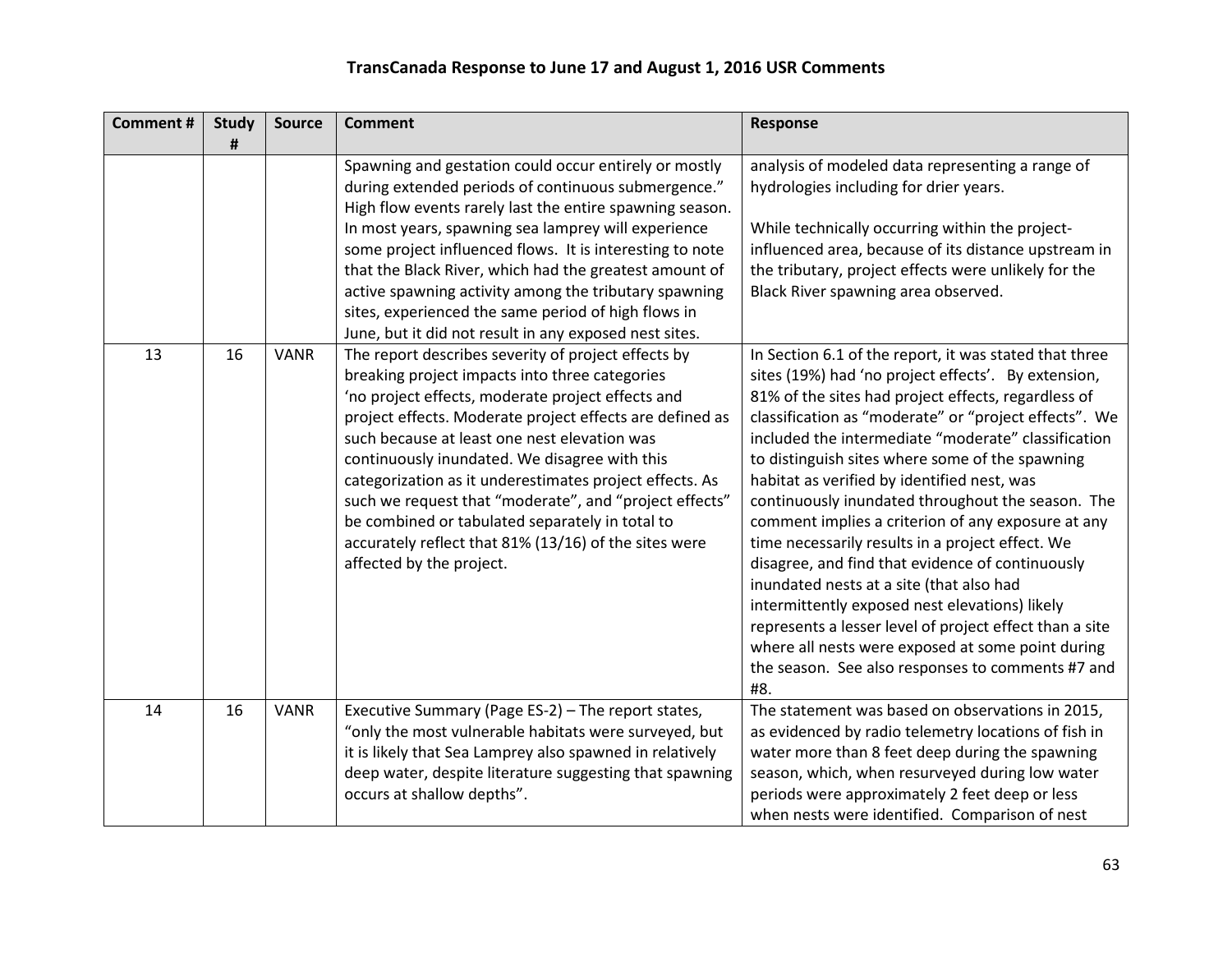# TransCanada Response to June 17 and August 1, 2016 USR Comments

| Comment # | Study # | Source | Comment | Response |
|---|---|---|---|---|
| | | | Spawning and gestation could occur entirely or mostly during extended periods of continuous submergence." High flow events rarely last the entire spawning season. In most years, spawning sea lamprey will experience some project influenced flows. It is interesting to note that the Black River, which had the greatest amount of active spawning activity among the tributary spawning sites, experienced the same period of high flows in June, but it did not result in any exposed nest sites. | analysis of modeled data representing a range of hydrologies including for drier years.<br><br>While technically occurring within the project-influenced area, because of its distance upstream in the tributary, project effects were unlikely for the Black River spawning area observed. |
| 13 | 16 | VANR | The report describes severity of project effects by breaking project impacts into three categories 'no project effects, moderate project effects and project effects. Moderate project effects are defined as such because at least one nest elevation was continuously inundated. We disagree with this categorization as it underestimates project effects. As such we request that "moderate", and "project effects" be combined or tabulated separately in total to accurately reflect that 81% (13/16) of the sites were affected by the project. | In Section 6.1 of the report, it was stated that three sites (19%) had 'no project effects'. By extension, 81% of the sites had project effects, regardless of classification as "moderate" or "project effects". We included the intermediate "moderate" classification to distinguish sites where some of the spawning habitat as verified by identified nest, was continuously inundated throughout the season. The comment implies a criterion of any exposure at any time necessarily results in a project effect. We disagree, and find that evidence of continuously inundated nests at a site (that also had intermittently exposed nest elevations) likely represents a lesser level of project effect than a site where all nests were exposed at some point during the season. See also responses to comments #7 and #8. |
| 14 | 16 | VANR | Executive Summary (Page ES-2) – The report states, "only the most vulnerable habitats were surveyed, but it is likely that Sea Lamprey also spawned in relatively deep water, despite literature suggesting that spawning occurs at shallow depths". | The statement was based on observations in 2015, as evidenced by radio telemetry locations of fish in water more than 8 feet deep during the spawning season, which, when resurveyed during low water periods were approximately 2 feet deep or less when nests were identified. Comparison of nest |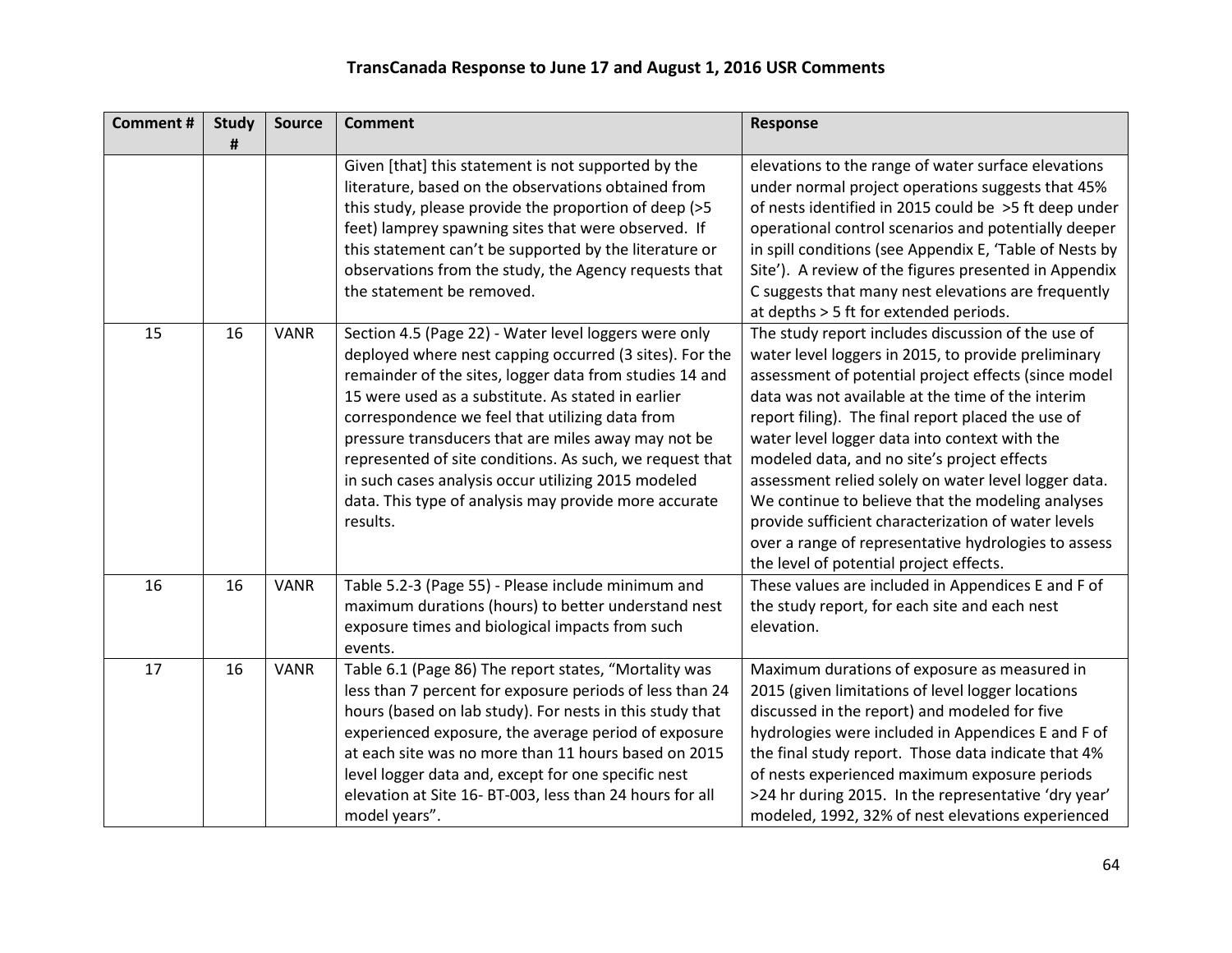# TransCanada Response to June 17 and August 1, 2016 USR Comments

| Comment # | Study # | Source | Comment | Response |
|---|---|---|---|---|
| | | | Given [that] this statement is not supported by the literature, based on the observations obtained from this study, please provide the proportion of deep (>5 feet) lamprey spawning sites that were observed. If this statement can't be supported by the literature or observations from the study, the Agency requests that the statement be removed. | elevations to the range of water surface elevations under normal project operations suggests that 45% of nests identified in 2015 could be >5 ft deep under operational control scenarios and potentially deeper in spill conditions (see Appendix E, 'Table of Nests by Site'). A review of the figures presented in Appendix C suggests that many nest elevations are frequently at depths > 5 ft for extended periods. |
| 15 | 16 | VANR | Section 4.5 (Page 22) - Water level loggers were only deployed where nest capping occurred (3 sites). For the remainder of the sites, logger data from studies 14 and 15 were used as a substitute. As stated in earlier correspondence we feel that utilizing data from pressure transducers that are miles away may not be represented of site conditions. As such, we request that in such cases analysis occur utilizing 2015 modeled data. This type of analysis may provide more accurate results. | The study report includes discussion of the use of water level loggers in 2015, to provide preliminary assessment of potential project effects (since model data was not available at the time of the interim report filing). The final report placed the use of water level logger data into context with the modeled data, and no site's project effects assessment relied solely on water level logger data. We continue to believe that the modeling analyses provide sufficient characterization of water levels over a range of representative hydrologies to assess the level of potential project effects. |
| 16 | 16 | VANR | Table 5.2-3 (Page 55) - Please include minimum and maximum durations (hours) to better understand nest exposure times and biological impacts from such events. | These values are included in Appendices E and F of the study report, for each site and each nest elevation. |
| 17 | 16 | VANR | Table 6.1 (Page 86) The report states, "Mortality was less than 7 percent for exposure periods of less than 24 hours (based on lab study). For nests in this study that experienced exposure, the average period of exposure at each site was no more than 11 hours based on 2015 level logger data and, except for one specific nest elevation at Site 16- BT-003, less than 24 hours for all model years". | Maximum durations of exposure as measured in 2015 (given limitations of level logger locations discussed in the report) and modeled for five hydrologies were included in Appendices E and F of the final study report. Those data indicate that 4% of nests experienced maximum exposure periods >24 hr during 2015. In the representative 'dry year' modeled, 1992, 32% of nest elevations experienced |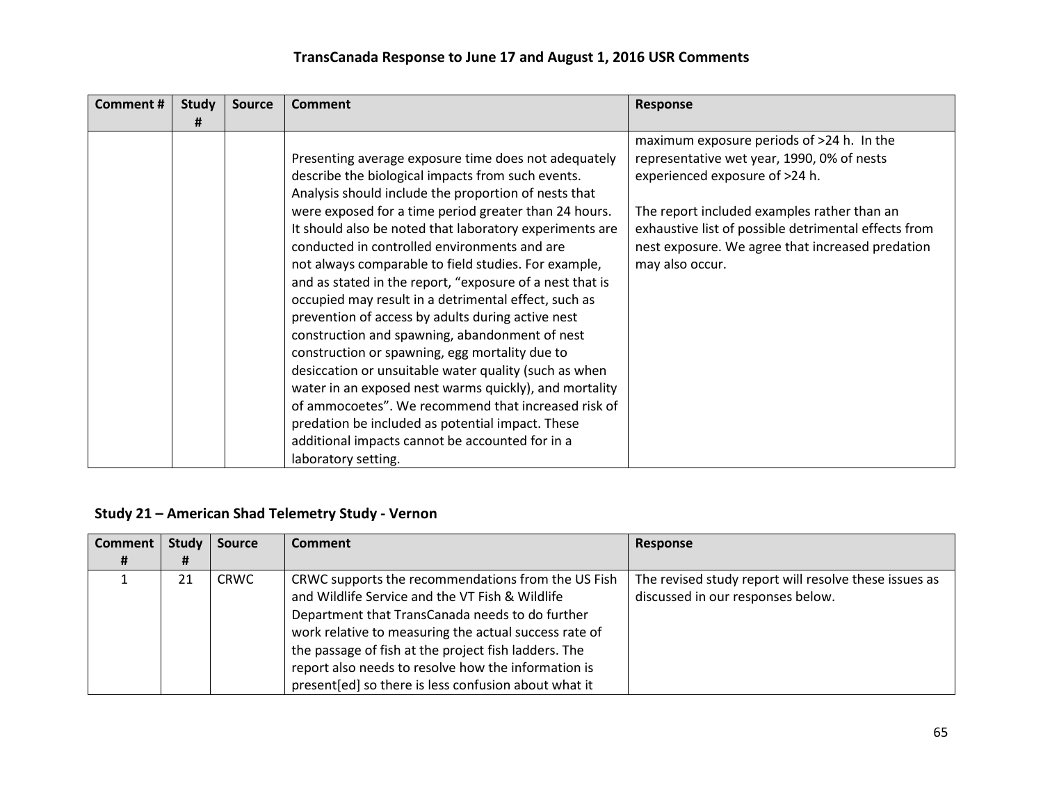| Comment # | Study # | Source | Comment | Response |
|---|---|---|---|---|
| | | | Presenting average exposure time does not adequately describe the biological impacts from such events. Analysis should include the proportion of nests that were exposed for a time period greater than 24 hours. It should also be noted that laboratory experiments are conducted in controlled environments and are not always comparable to field studies. For example, and as stated in the report, "exposure of a nest that is occupied may result in a detrimental effect, such as prevention of access by adults during active nest construction and spawning, abandonment of nest construction or spawning, egg mortality due to desiccation or unsuitable water quality (such as when water in an exposed nest warms quickly), and mortality of ammocoetes". We recommend that increased risk of predation be included as potential impact. These additional impacts cannot be accounted for in a laboratory setting. | maximum exposure periods of >24 h. In the representative wet year, 1990, 0% of nests experienced exposure of >24 h.<br><br>The report included examples rather than an exhaustive list of possible detrimental effects from nest exposure. We agree that increased predation may also occur. |

### Study 21 – American Shad Telemetry Study - Vernon

| Comment # | Study # | Source | Comment | Response |
|---|---|---|---|---|
| 1 | 21 | CRWC | CRWC supports the recommendations from the US Fish and Wildlife Service and the VT Fish & Wildlife Department that TransCanada needs to do further work relative to measuring the actual success rate of the passage of fish at the project fish ladders. The report also needs to resolve how the information is present[ed] so there is less confusion about what it | The revised study report will resolve these issues as discussed in our responses below. |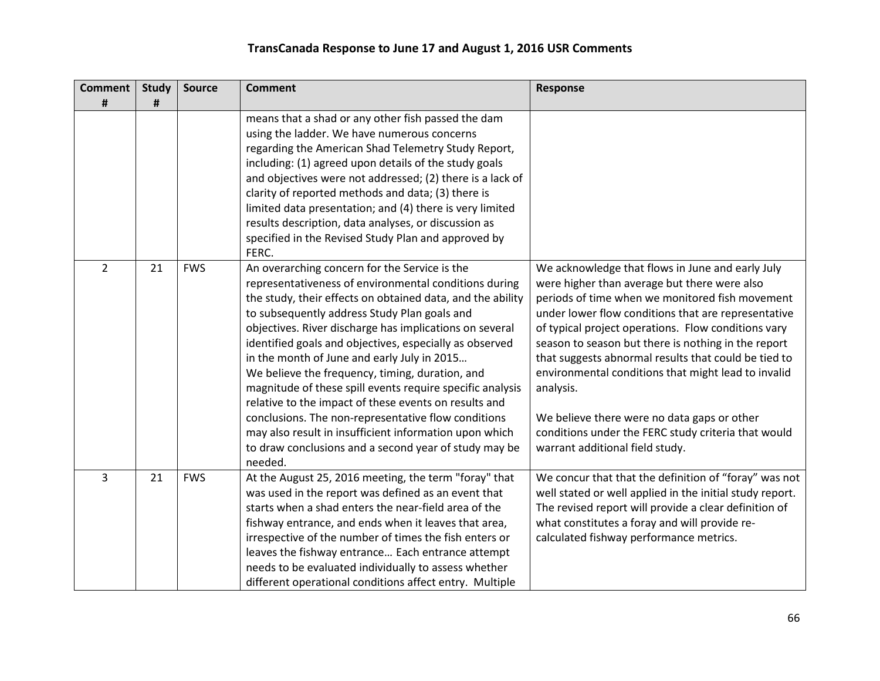## TransCanada Response to June 17 and August 1, 2016 USR Comments

| Comment # | Study # | Source | Comment | Response |
|---|---|---|---|---|
| | | | means that a shad or any other fish passed the dam using the ladder. We have numerous concerns regarding the American Shad Telemetry Study Report, including: (1) agreed upon details of the study goals and objectives were not addressed; (2) there is a lack of clarity of reported methods and data; (3) there is limited data presentation; and (4) there is very limited results description, data analyses, or discussion as specified in the Revised Study Plan and approved by FERC. | |
| 2 | 21 | FWS | An overarching concern for the Service is the representativeness of environmental conditions during the study, their effects on obtained data, and the ability to subsequently address Study Plan goals and objectives. River discharge has implications on several identified goals and objectives, especially as observed in the month of June and early July in 2015… We believe the frequency, timing, duration, and magnitude of these spill events require specific analysis relative to the impact of these events on results and conclusions. The non-representative flow conditions may also result in insufficient information upon which to draw conclusions and a second year of study may be needed. | We acknowledge that flows in June and early July were higher than average but there were also periods of time when we monitored fish movement under lower flow conditions that are representative of typical project operations. Flow conditions vary season to season but there is nothing in the report that suggests abnormal results that could be tied to environmental conditions that might lead to invalid analysis. We believe there were no data gaps or other conditions under the FERC study criteria that would warrant additional field study. |
| 3 | 21 | FWS | At the August 25, 2016 meeting, the term "foray" that was used in the report was defined as an event that starts when a shad enters the near-field area of the fishway entrance, and ends when it leaves that area, irrespective of the number of times the fish enters or leaves the fishway entrance… Each entrance attempt needs to be evaluated individually to assess whether different operational conditions affect entry. Multiple | We concur that that the definition of "foray" was not well stated or well applied in the initial study report. The revised report will provide a clear definition of what constitutes a foray and will provide re-calculated fishway performance metrics. |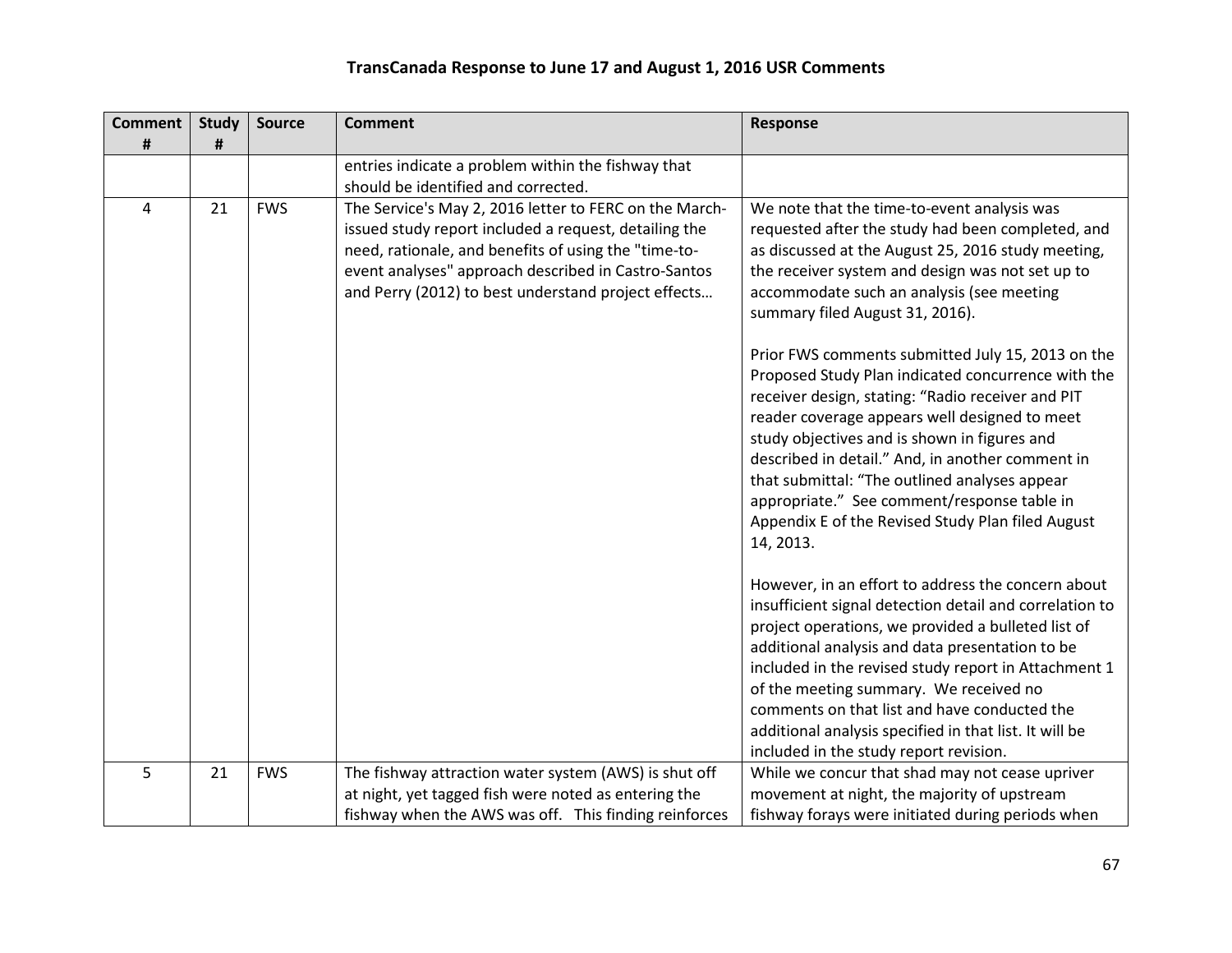# TransCanada Response to June 17 and August 1, 2016 USR Comments

| Comment # | Study # | Source | Comment | Response |
|---|---|---|---|---|
| | | | entries indicate a problem within the fishway that should be identified and corrected. | |
| 4 | 21 | FWS | The Service's May 2, 2016 letter to FERC on the March-issued study report included a request, detailing the need, rationale, and benefits of using the "time-to-event analyses" approach described in Castro-Santos and Perry (2012) to best understand project effects… | We note that the time-to-event analysis was requested after the study had been completed, and as discussed at the August 25, 2016 study meeting, the receiver system and design was not set up to accommodate such an analysis (see meeting summary filed August 31, 2016).<br><br>Prior FWS comments submitted July 15, 2013 on the Proposed Study Plan indicated concurrence with the receiver design, stating: "Radio receiver and PIT reader coverage appears well designed to meet study objectives and is shown in figures and described in detail." And, in another comment in that submittal: "The outlined analyses appear appropriate." See comment/response table in Appendix E of the Revised Study Plan filed August 14, 2013.<br><br>However, in an effort to address the concern about insufficient signal detection detail and correlation to project operations, we provided a bulleted list of additional analysis and data presentation to be included in the revised study report in Attachment 1 of the meeting summary. We received no comments on that list and have conducted the additional analysis specified in that list. It will be included in the study report revision. |
| 5 | 21 | FWS | The fishway attraction water system (AWS) is shut off at night, yet tagged fish were noted as entering the fishway when the AWS was off. This finding reinforces | While we concur that shad may not cease upriver movement at night, the majority of upstream fishway forays were initiated during periods when |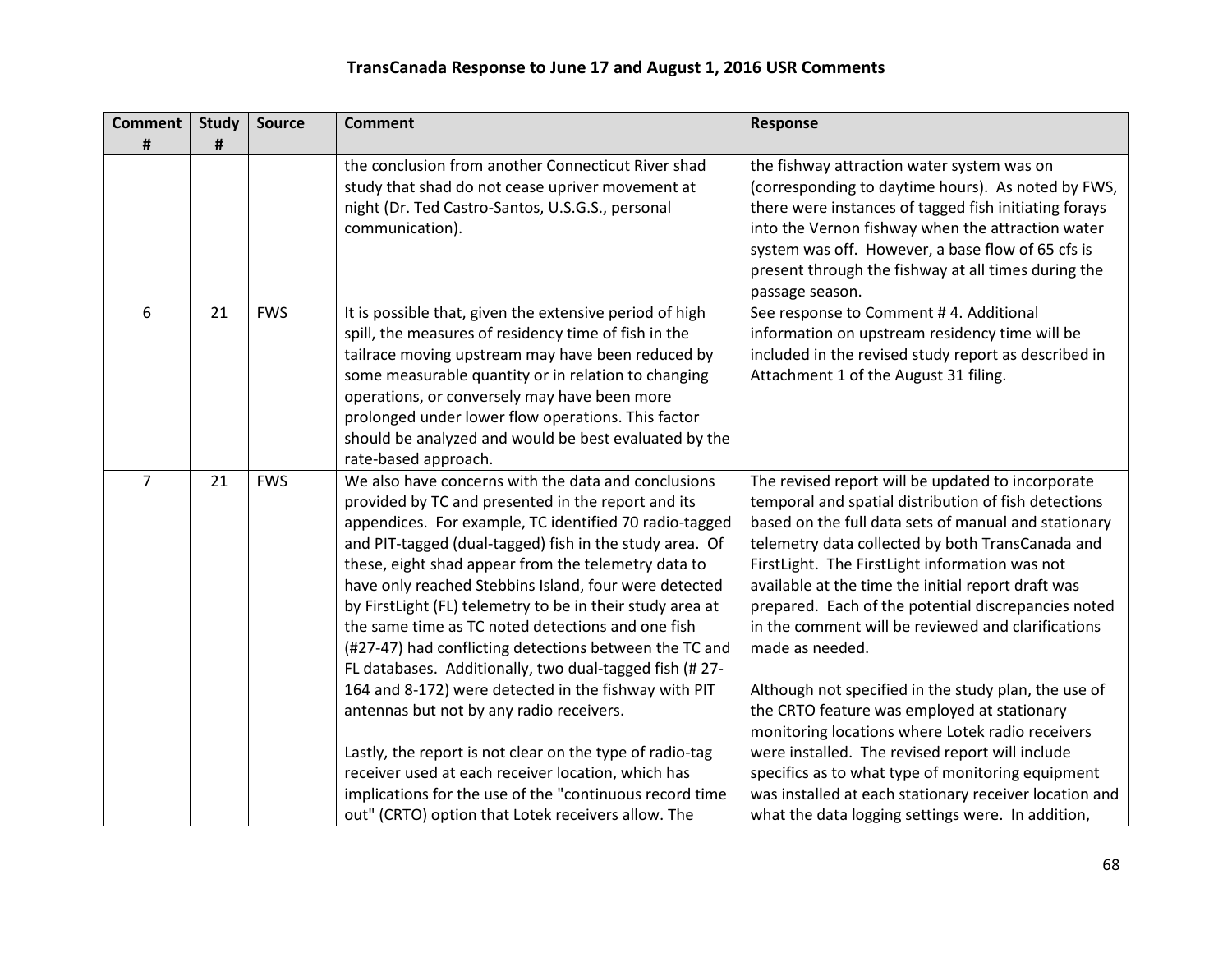# TransCanada Response to June 17 and August 1, 2016 USR Comments

| Comment # | Study # | Source | Comment | Response |
|---|---|---|---|---|
| | | | the conclusion from another Connecticut River shad study that shad do not cease upriver movement at night (Dr. Ted Castro-Santos, U.S.G.S., personal communication). | the fishway attraction water system was on (corresponding to daytime hours). As noted by FWS, there were instances of tagged fish initiating forays into the Vernon fishway when the attraction water system was off. However, a base flow of 65 cfs is present through the fishway at all times during the passage season. |
| 6 | 21 | FWS | It is possible that, given the extensive period of high spill, the measures of residency time of fish in the tailrace moving upstream may have been reduced by some measurable quantity or in relation to changing operations, or conversely may have been more prolonged under lower flow operations. This factor should be analyzed and would be best evaluated by the rate-based approach. | See response to Comment # 4. Additional information on upstream residency time will be included in the revised study report as described in Attachment 1 of the August 31 filing. |
| 7 | 21 | FWS | We also have concerns with the data and conclusions provided by TC and presented in the report and its appendices. For example, TC identified 70 radio-tagged and PIT-tagged (dual-tagged) fish in the study area. Of these, eight shad appear from the telemetry data to have only reached Stebbins Island, four were detected by FirstLight (FL) telemetry to be in their study area at the same time as TC noted detections and one fish (#27-47) had conflicting detections between the TC and FL databases. Additionally, two dual-tagged fish (# 27-164 and 8-172) were detected in the fishway with PIT antennas but not by any radio receivers.<br><br>Lastly, the report is not clear on the type of radio-tag receiver used at each receiver location, which has implications for the use of the "continuous record time out" (CRTO) option that Lotek receivers allow. The | The revised report will be updated to incorporate temporal and spatial distribution of fish detections based on the full data sets of manual and stationary telemetry data collected by both TransCanada and FirstLight. The FirstLight information was not available at the time the initial report draft was prepared. Each of the potential discrepancies noted in the comment will be reviewed and clarifications made as needed.<br><br>Although not specified in the study plan, the use of the CRTO feature was employed at stationary monitoring locations where Lotek radio receivers were installed. The revised report will include specifics as to what type of monitoring equipment was installed at each stationary receiver location and what the data logging settings were. In addition, |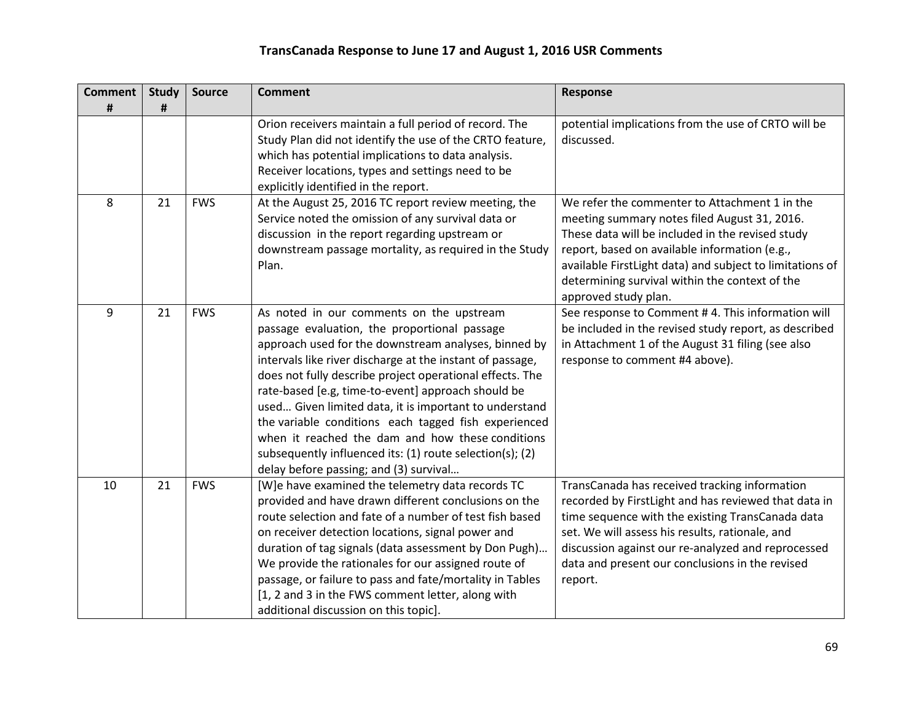# TransCanada Response to June 17 and August 1, 2016 USR Comments

| Comment # | Study # | Source | Comment | Response |
|---|---|---|---|---|
| | | | Orion receivers maintain a full period of record. The Study Plan did not identify the use of the CRTO feature, which has potential implications to data analysis. Receiver locations, types and settings need to be explicitly identified in the report. | potential implications from the use of CRTO will be discussed. |
| 8 | 21 | FWS | At the August 25, 2016 TC report review meeting, the Service noted the omission of any survival data or discussion in the report regarding upstream or downstream passage mortality, as required in the Study Plan. | We refer the commenter to Attachment 1 in the meeting summary notes filed August 31, 2016. These data will be included in the revised study report, based on available information (e.g., available FirstLight data) and subject to limitations of determining survival within the context of the approved study plan. |
| 9 | 21 | FWS | As noted in our comments on the upstream passage evaluation, the proportional passage approach used for the downstream analyses, binned by intervals like river discharge at the instant of passage, does not fully describe project operational effects. The rate-based [e.g, time-to-event] approach should be used… Given limited data, it is important to understand the variable conditions each tagged fish experienced when it reached the dam and how these conditions subsequently influenced its: (1) route selection(s); (2) delay before passing; and (3) survival… | See response to Comment # 4. This information will be included in the revised study report, as described in Attachment 1 of the August 31 filing (see also response to comment #4 above). |
| 10 | 21 | FWS | [W]e have examined the telemetry data records TC provided and have drawn different conclusions on the route selection and fate of a number of test fish based on receiver detection locations, signal power and duration of tag signals (data assessment by Don Pugh)… We provide the rationales for our assigned route of passage, or failure to pass and fate/mortality in Tables [1, 2 and 3 in the FWS comment letter, along with additional discussion on this topic]. | TransCanada has received tracking information recorded by FirstLight and has reviewed that data in time sequence with the existing TransCanada data set. We will assess his results, rationale, and discussion against our re-analyzed and reprocessed data and present our conclusions in the revised report. |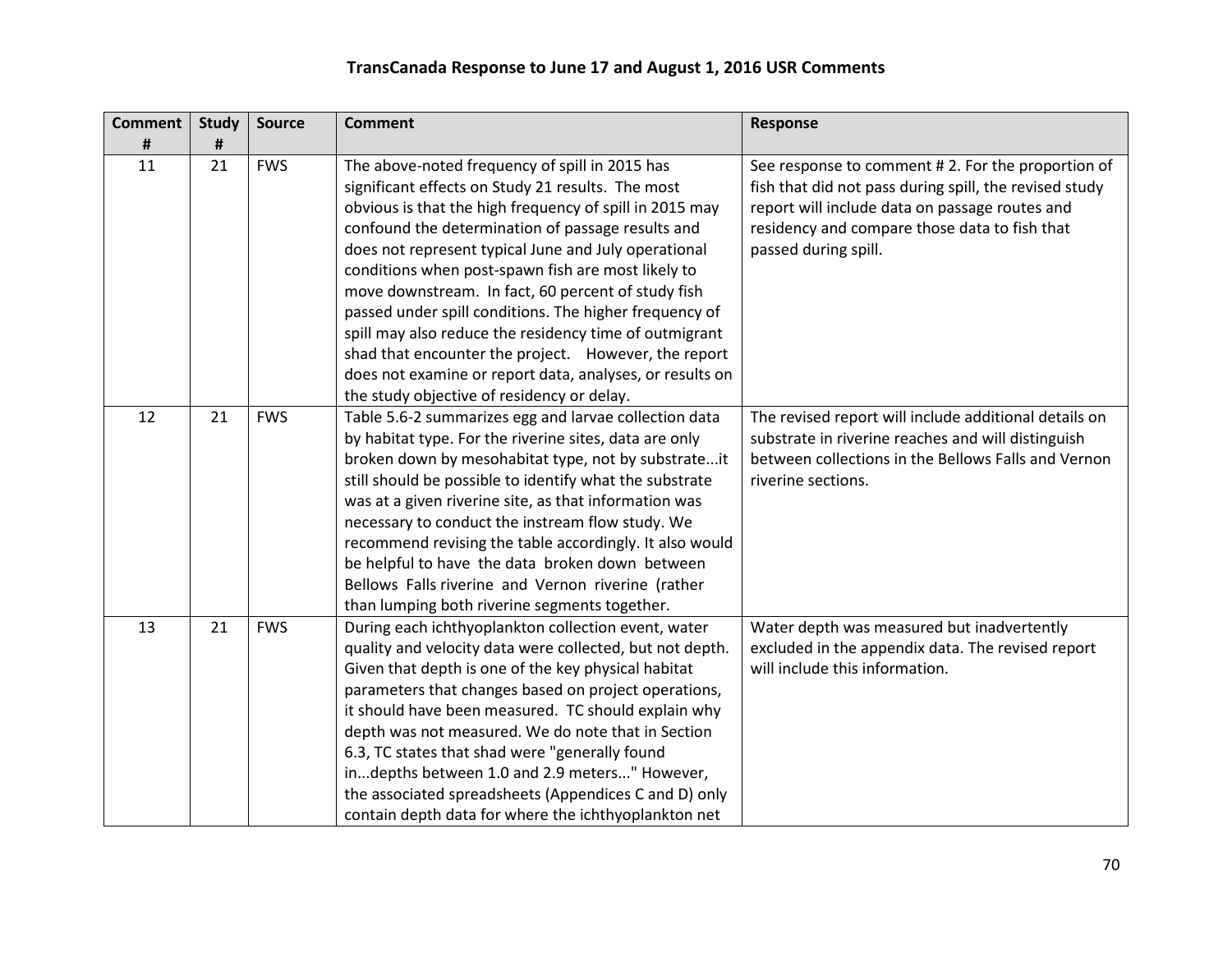# TransCanada Response to June 17 and August 1, 2016 USR Comments

| Comment # | Study # | Source | Comment | Response |
|---|---|---|---|---|
| 11 | 21 | FWS | The above-noted frequency of spill in 2015 has significant effects on Study 21 results. The most obvious is that the high frequency of spill in 2015 may confound the determination of passage results and does not represent typical June and July operational conditions when post-spawn fish are most likely to move downstream. In fact, 60 percent of study fish passed under spill conditions. The higher frequency of spill may also reduce the residency time of outmigrant shad that encounter the project. However, the report does not examine or report data, analyses, or results on the study objective of residency or delay. | See response to comment # 2. For the proportion of fish that did not pass during spill, the revised study report will include data on passage routes and residency and compare those data to fish that passed during spill. |
| 12 | 21 | FWS | Table 5.6-2 summarizes egg and larvae collection data by habitat type. For the riverine sites, data are only broken down by mesohabitat type, not by substrate...it still should be possible to identify what the substrate was at a given riverine site, as that information was necessary to conduct the instream flow study. We recommend revising the table accordingly. It also would be helpful to have the data broken down between Bellows Falls riverine and Vernon riverine (rather than lumping both riverine segments together. | The revised report will include additional details on substrate in riverine reaches and will distinguish between collections in the Bellows Falls and Vernon riverine sections. |
| 13 | 21 | FWS | During each ichthyoplankton collection event, water quality and velocity data were collected, but not depth. Given that depth is one of the key physical habitat parameters that changes based on project operations, it should have been measured. TC should explain why depth was not measured. We do note that in Section 6.3, TC states that shad were "generally found in...depths between 1.0 and 2.9 meters..." However, the associated spreadsheets (Appendices C and D) only contain depth data for where the ichthyoplankton net | Water depth was measured but inadvertently excluded in the appendix data. The revised report will include this information. |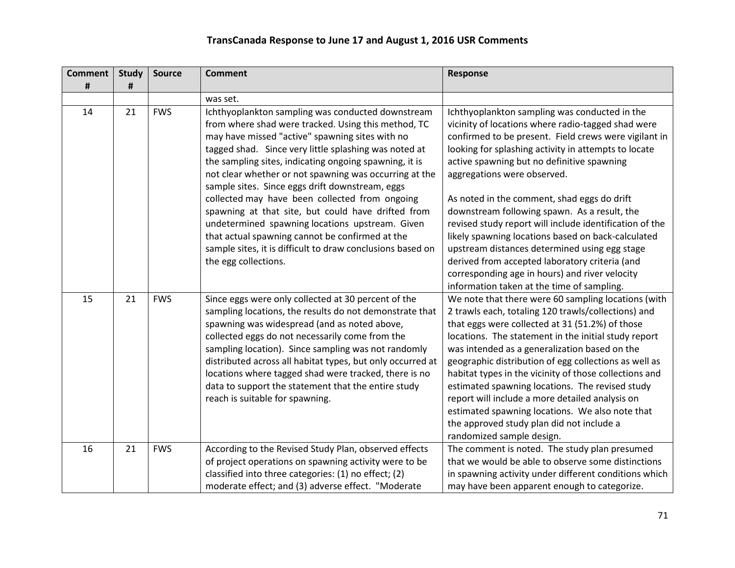# TransCanada Response to June 17 and August 1, 2016 USR Comments

| Comment # | Study # | Source | Comment | Response |
|---|---|---|---|---|
| | | | was set. | |
| 14 | 21 | FWS | Ichthyoplankton sampling was conducted downstream from where shad were tracked. Using this method, TC may have missed "active" spawning sites with no tagged shad. Since very little splashing was noted at the sampling sites, indicating ongoing spawning, it is not clear whether or not spawning was occurring at the sample sites. Since eggs drift downstream, eggs collected may have been collected from ongoing spawning at that site, but could have drifted from undetermined spawning locations upstream. Given that actual spawning cannot be confirmed at the sample sites, it is difficult to draw conclusions based on the egg collections. | Ichthyoplankton sampling was conducted in the vicinity of locations where radio-tagged shad were confirmed to be present. Field crews were vigilant in looking for splashing activity in attempts to locate active spawning but no definitive spawning aggregations were observed.<br><br>As noted in the comment, shad eggs do drift downstream following spawn. As a result, the revised study report will include identification of the likely spawning locations based on back-calculated upstream distances determined using egg stage derived from accepted laboratory criteria (and corresponding age in hours) and river velocity information taken at the time of sampling. |
| 15 | 21 | FWS | Since eggs were only collected at 30 percent of the sampling locations, the results do not demonstrate that spawning was widespread (and as noted above, collected eggs do not necessarily come from the sampling location). Since sampling was not randomly distributed across all habitat types, but only occurred at locations where tagged shad were tracked, there is no data to support the statement that the entire study reach is suitable for spawning. | We note that there were 60 sampling locations (with 2 trawls each, totaling 120 trawls/collections) and that eggs were collected at 31 (51.2%) of those locations. The statement in the initial study report was intended as a generalization based on the geographic distribution of egg collections as well as habitat types in the vicinity of those collections and estimated spawning locations. The revised study report will include a more detailed analysis on estimated spawning locations. We also note that the approved study plan did not include a randomized sample design. |
| 16 | 21 | FWS | According to the Revised Study Plan, observed effects of project operations on spawning activity were to be classified into three categories: (1) no effect; (2) moderate effect; and (3) adverse effect. "Moderate | The comment is noted. The study plan presumed that we would be able to observe some distinctions in spawning activity under different conditions which may have been apparent enough to categorize. |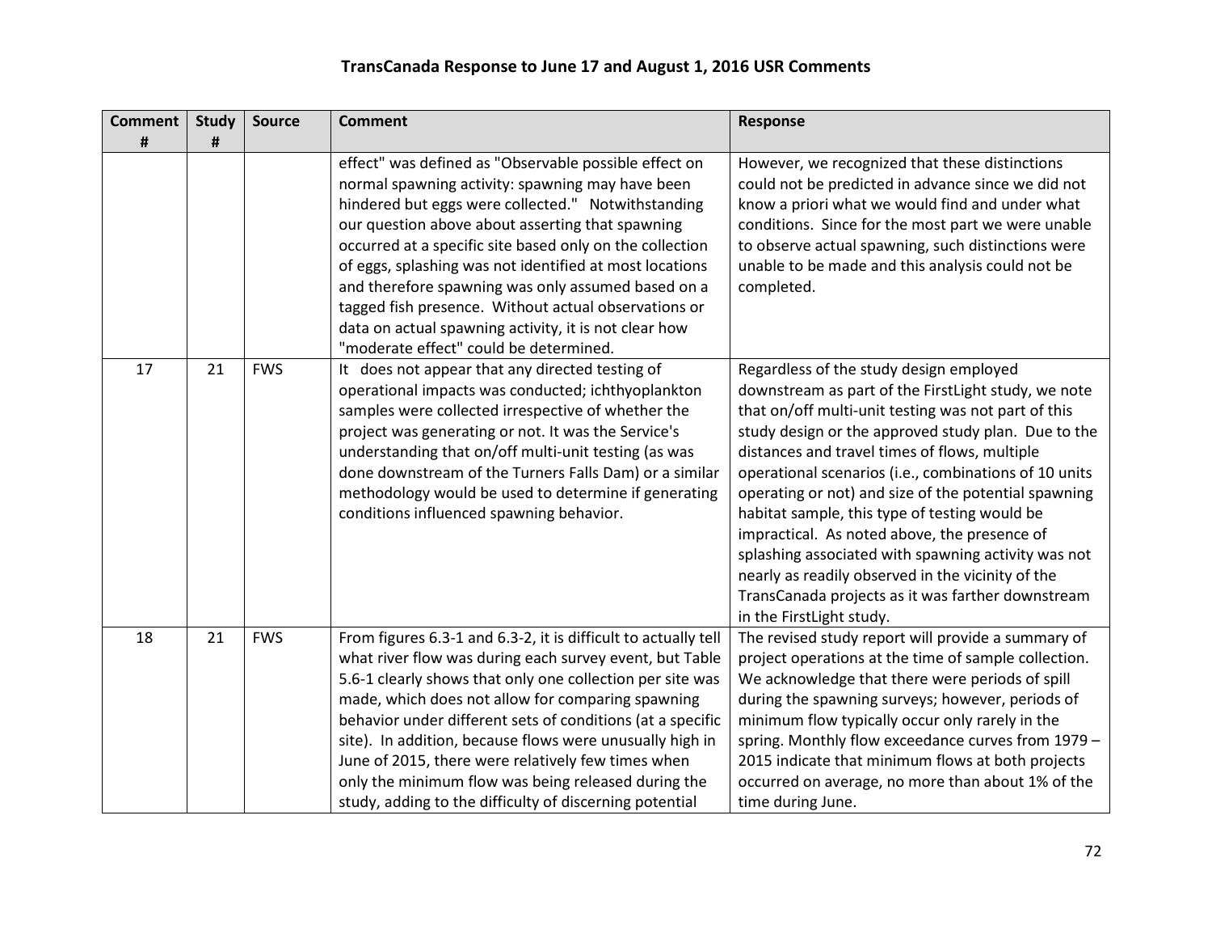## TransCanada Response to June 17 and August 1, 2016 USR Comments

| Comment # | Study # | Source | Comment | Response |
|---|---|---|---|---|
| | | | effect" was defined as "Observable possible effect on normal spawning activity: spawning may have been hindered but eggs were collected." Notwithstanding our question above about asserting that spawning occurred at a specific site based only on the collection of eggs, splashing was not identified at most locations and therefore spawning was only assumed based on a tagged fish presence. Without actual observations or data on actual spawning activity, it is not clear how "moderate effect" could be determined. | However, we recognized that these distinctions could not be predicted in advance since we did not know a priori what we would find and under what conditions. Since for the most part we were unable to observe actual spawning, such distinctions were unable to be made and this analysis could not be completed. |
| 17 | 21 | FWS | It does not appear that any directed testing of operational impacts was conducted; ichthyoplankton samples were collected irrespective of whether the project was generating or not. It was the Service's understanding that on/off multi-unit testing (as was done downstream of the Turners Falls Dam) or a similar methodology would be used to determine if generating conditions influenced spawning behavior. | Regardless of the study design employed downstream as part of the FirstLight study, we note that on/off multi-unit testing was not part of this study design or the approved study plan. Due to the distances and travel times of flows, multiple operational scenarios (i.e., combinations of 10 units operating or not) and size of the potential spawning habitat sample, this type of testing would be impractical. As noted above, the presence of splashing associated with spawning activity was not nearly as readily observed in the vicinity of the TransCanada projects as it was farther downstream in the FirstLight study. |
| 18 | 21 | FWS | From figures 6.3-1 and 6.3-2, it is difficult to actually tell what river flow was during each survey event, but Table 5.6-1 clearly shows that only one collection per site was made, which does not allow for comparing spawning behavior under different sets of conditions (at a specific site). In addition, because flows were unusually high in June of 2015, there were relatively few times when only the minimum flow was being released during the study, adding to the difficulty of discerning potential | The revised study report will provide a summary of project operations at the time of sample collection. We acknowledge that there were periods of spill during the spawning surveys; however, periods of minimum flow typically occur only rarely in the spring. Monthly flow exceedance curves from 1979 – 2015 indicate that minimum flows at both projects occurred on average, no more than about 1% of the time during June. |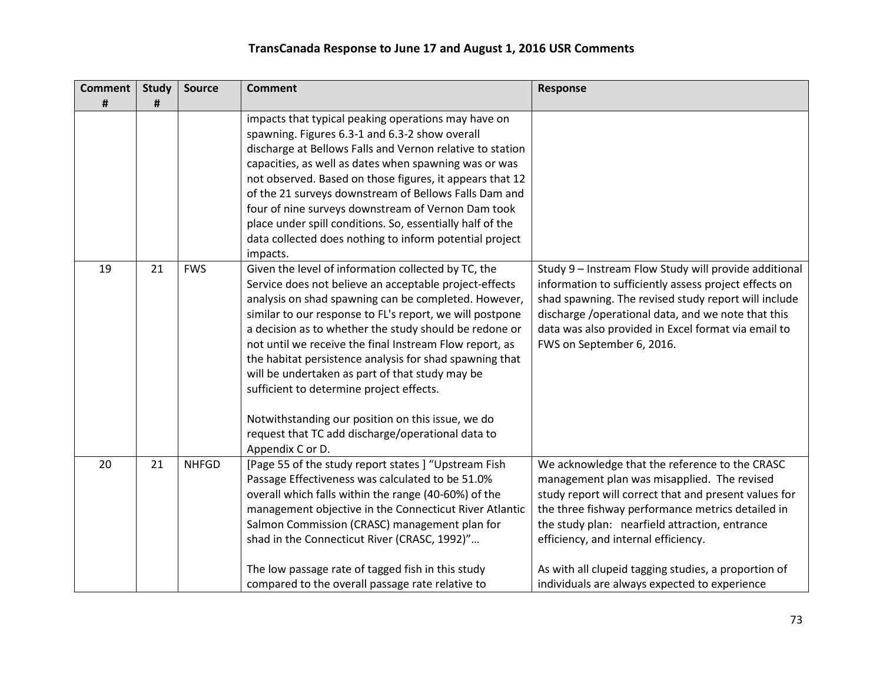# TransCanada Response to June 17 and August 1, 2016 USR Comments

| Comment # | Study # | Source | Comment | Response |
|---|---|---|---|---|
| | | | impacts that typical peaking operations may have on spawning. Figures 6.3-1 and 6.3-2 show overall discharge at Bellows Falls and Vernon relative to station capacities, as well as dates when spawning was or was not observed. Based on those figures, it appears that 12 of the 21 surveys downstream of Bellows Falls Dam and four of nine surveys downstream of Vernon Dam took place under spill conditions. So, essentially half of the data collected does nothing to inform potential project impacts. | |
| 19 | 21 | FWS | Given the level of information collected by TC, the Service does not believe an acceptable project-effects analysis on shad spawning can be completed. However, similar to our response to FL's report, we will postpone a decision as to whether the study should be redone or not until we receive the final Instream Flow report, as the habitat persistence analysis for shad spawning that will be undertaken as part of that study may be sufficient to determine project effects.<br><br>Notwithstanding our position on this issue, we do request that TC add discharge/operational data to Appendix C or D. | Study 9 – Instream Flow Study will provide additional information to sufficiently assess project effects on shad spawning. The revised study report will include discharge /operational data, and we note that this data was also provided in Excel format via email to FWS on September 6, 2016. |
| 20 | 21 | NHFGD | [Page 55 of the study report states ] "Upstream Fish Passage Effectiveness was calculated to be 51.0% overall which falls within the range (40-60%) of the management objective in the Connecticut River Atlantic Salmon Commission (CRASC) management plan for shad in the Connecticut River (CRASC, 1992)"…<br><br>The low passage rate of tagged fish in this study compared to the overall passage rate relative to | We acknowledge that the reference to the CRASC management plan was misapplied. The revised study report will correct that and present values for the three fishway performance metrics detailed in the study plan: nearfield attraction, entrance efficiency, and internal efficiency.<br><br>As with all clupeid tagging studies, a proportion of individuals are always expected to experience |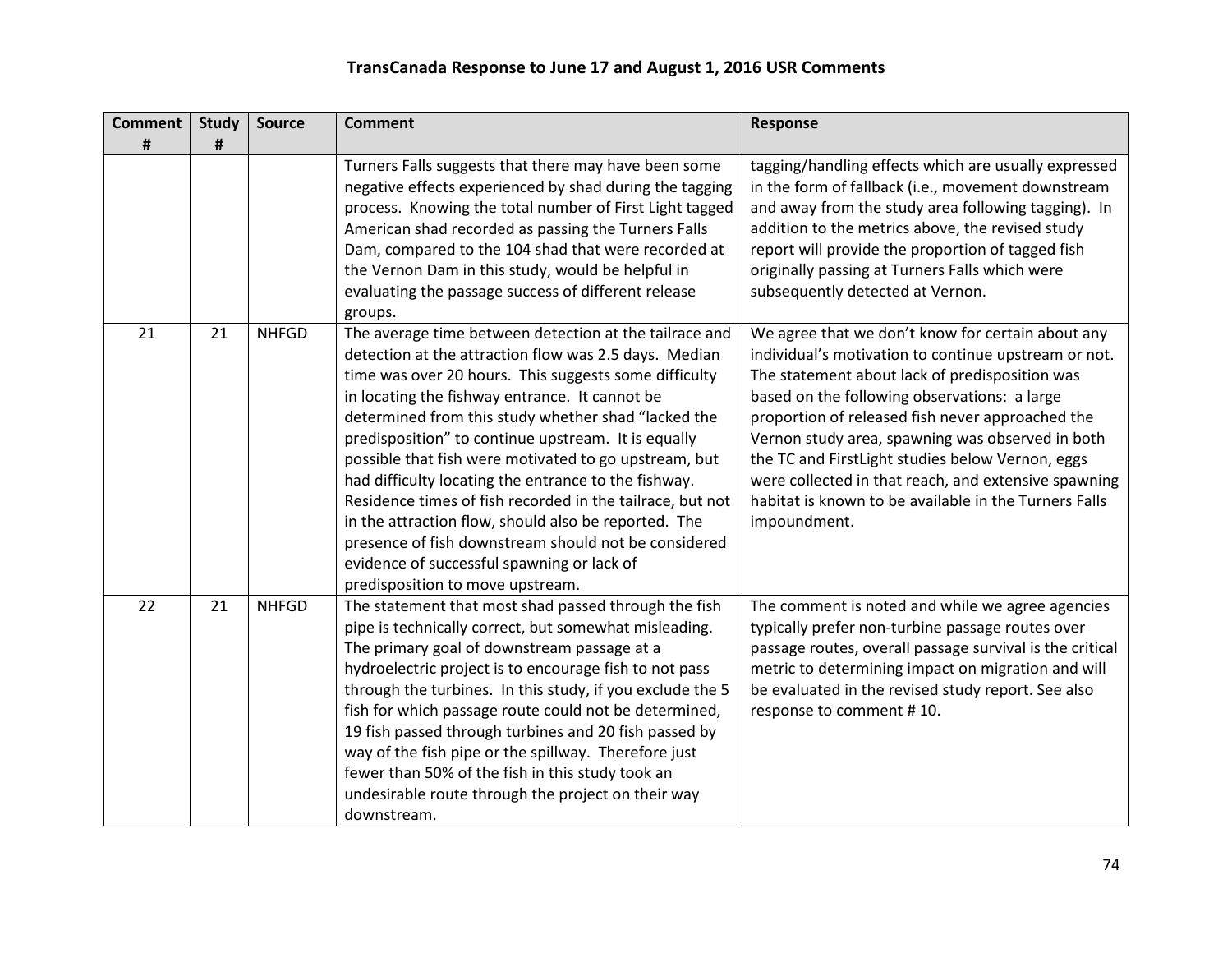# TransCanada Response to June 17 and August 1, 2016 USR Comments

| Comment # | Study # | Source | Comment | Response |
|---|---|---|---|---|
| | | | Turners Falls suggests that there may have been some negative effects experienced by shad during the tagging process. Knowing the total number of First Light tagged American shad recorded as passing the Turners Falls Dam, compared to the 104 shad that were recorded at the Vernon Dam in this study, would be helpful in evaluating the passage success of different release groups. | tagging/handling effects which are usually expressed in the form of fallback (i.e., movement downstream and away from the study area following tagging). In addition to the metrics above, the revised study report will provide the proportion of tagged fish originally passing at Turners Falls which were subsequently detected at Vernon. |
| 21 | 21 | NHFGD | The average time between detection at the tailrace and detection at the attraction flow was 2.5 days. Median time was over 20 hours. This suggests some difficulty in locating the fishway entrance. It cannot be determined from this study whether shad "lacked the predisposition" to continue upstream. It is equally possible that fish were motivated to go upstream, but had difficulty locating the entrance to the fishway. Residence times of fish recorded in the tailrace, but not in the attraction flow, should also be reported. The presence of fish downstream should not be considered evidence of successful spawning or lack of predisposition to move upstream. | We agree that we don't know for certain about any individual's motivation to continue upstream or not. The statement about lack of predisposition was based on the following observations: a large proportion of released fish never approached the Vernon study area, spawning was observed in both the TC and FirstLight studies below Vernon, eggs were collected in that reach, and extensive spawning habitat is known to be available in the Turners Falls impoundment. |
| 22 | 21 | NHFGD | The statement that most shad passed through the fish pipe is technically correct, but somewhat misleading. The primary goal of downstream passage at a hydroelectric project is to encourage fish to not pass through the turbines. In this study, if you exclude the 5 fish for which passage route could not be determined, 19 fish passed through turbines and 20 fish passed by way of the fish pipe or the spillway. Therefore just fewer than 50% of the fish in this study took an undesirable route through the project on their way downstream. | The comment is noted and while we agree agencies typically prefer non-turbine passage routes over passage routes, overall passage survival is the critical metric to determining impact on migration and will be evaluated in the revised study report. See also response to comment # 10. |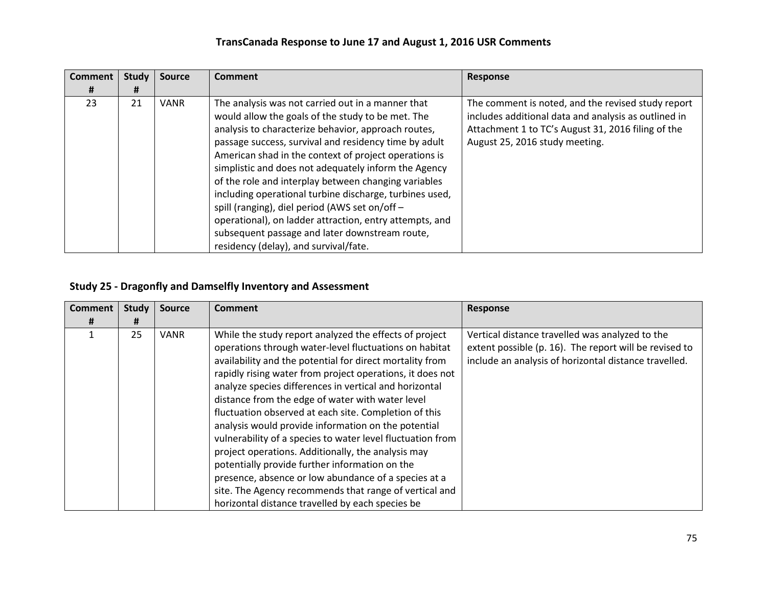# TransCanada Response to June 17 and August 1, 2016 USR Comments

| Comment # | Study # | Source | Comment | Response |
|---|---|---|---|---|
| 23 | 21 | VANR | The analysis was not carried out in a manner that would allow the goals of the study to be met. The analysis to characterize behavior, approach routes, passage success, survival and residency time by adult American shad in the context of project operations is simplistic and does not adequately inform the Agency of the role and interplay between changing variables including operational turbine discharge, turbines used, spill (ranging), diel period (AWS set on/off – operational), on ladder attraction, entry attempts, and subsequent passage and later downstream route, residency (delay), and survival/fate. | The comment is noted, and the revised study report includes additional data and analysis as outlined in Attachment 1 to TC's August 31, 2016 filing of the August 25, 2016 study meeting. |

## Study 25 - Dragonfly and Damselfly Inventory and Assessment

| Comment # | Study # | Source | Comment | Response |
|---|---|---|---|---|
| 1 | 25 | VANR | While the study report analyzed the effects of project operations through water-level fluctuations on habitat availability and the potential for direct mortality from rapidly rising water from project operations, it does not analyze species differences in vertical and horizontal distance from the edge of water with water level fluctuation observed at each site. Completion of this analysis would provide information on the potential vulnerability of a species to water level fluctuation from project operations. Additionally, the analysis may potentially provide further information on the presence, absence or low abundance of a species at a site. The Agency recommends that range of vertical and horizontal distance travelled by each species be | Vertical distance travelled was analyzed to the extent possible (p. 16). The report will be revised to include an analysis of horizontal distance travelled. |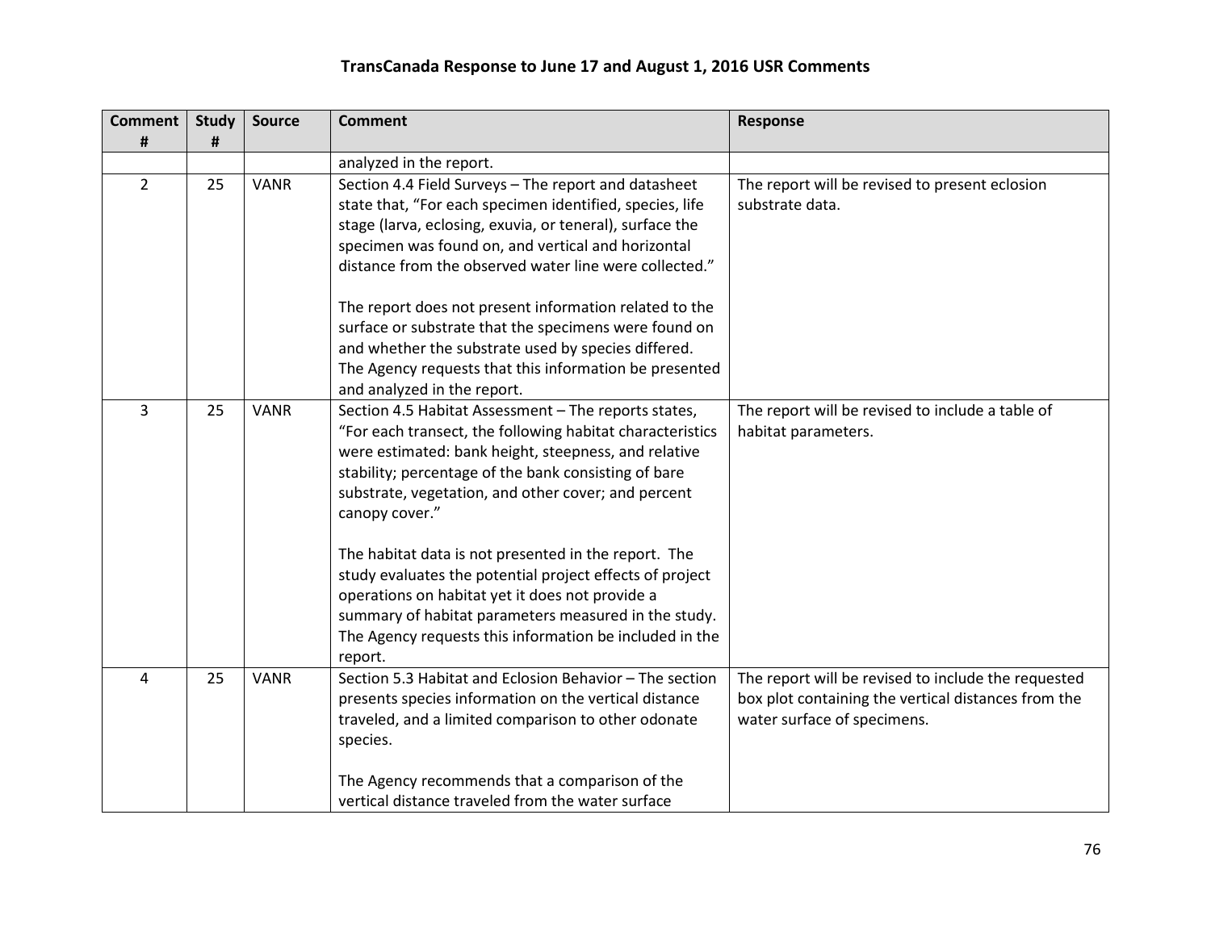## TransCanada Response to June 17 and August 1, 2016 USR Comments

| Comment # | Study # | Source | Comment | Response |
|---|---|---|---|---|
| | | | analyzed in the report. | |
| 2 | 25 | VANR | Section 4.4 Field Surveys – The report and datasheet state that, "For each specimen identified, species, life stage (larva, eclosing, exuvia, or teneral), surface the specimen was found on, and vertical and horizontal distance from the observed water line were collected."<br><br>The report does not present information related to the surface or substrate that the specimens were found on and whether the substrate used by species differed. The Agency requests that this information be presented and analyzed in the report. | The report will be revised to present eclosion substrate data. |
| 3 | 25 | VANR | Section 4.5 Habitat Assessment – The reports states, "For each transect, the following habitat characteristics were estimated: bank height, steepness, and relative stability; percentage of the bank consisting of bare substrate, vegetation, and other cover; and percent canopy cover."<br><br>The habitat data is not presented in the report. The study evaluates the potential project effects of project operations on habitat yet it does not provide a summary of habitat parameters measured in the study. The Agency requests this information be included in the report. | The report will be revised to include a table of habitat parameters. |
| 4 | 25 | VANR | Section 5.3 Habitat and Eclosion Behavior – The section presents species information on the vertical distance traveled, and a limited comparison to other odonate species.<br><br>The Agency recommends that a comparison of the vertical distance traveled from the water surface | The report will be revised to include the requested box plot containing the vertical distances from the water surface of specimens. |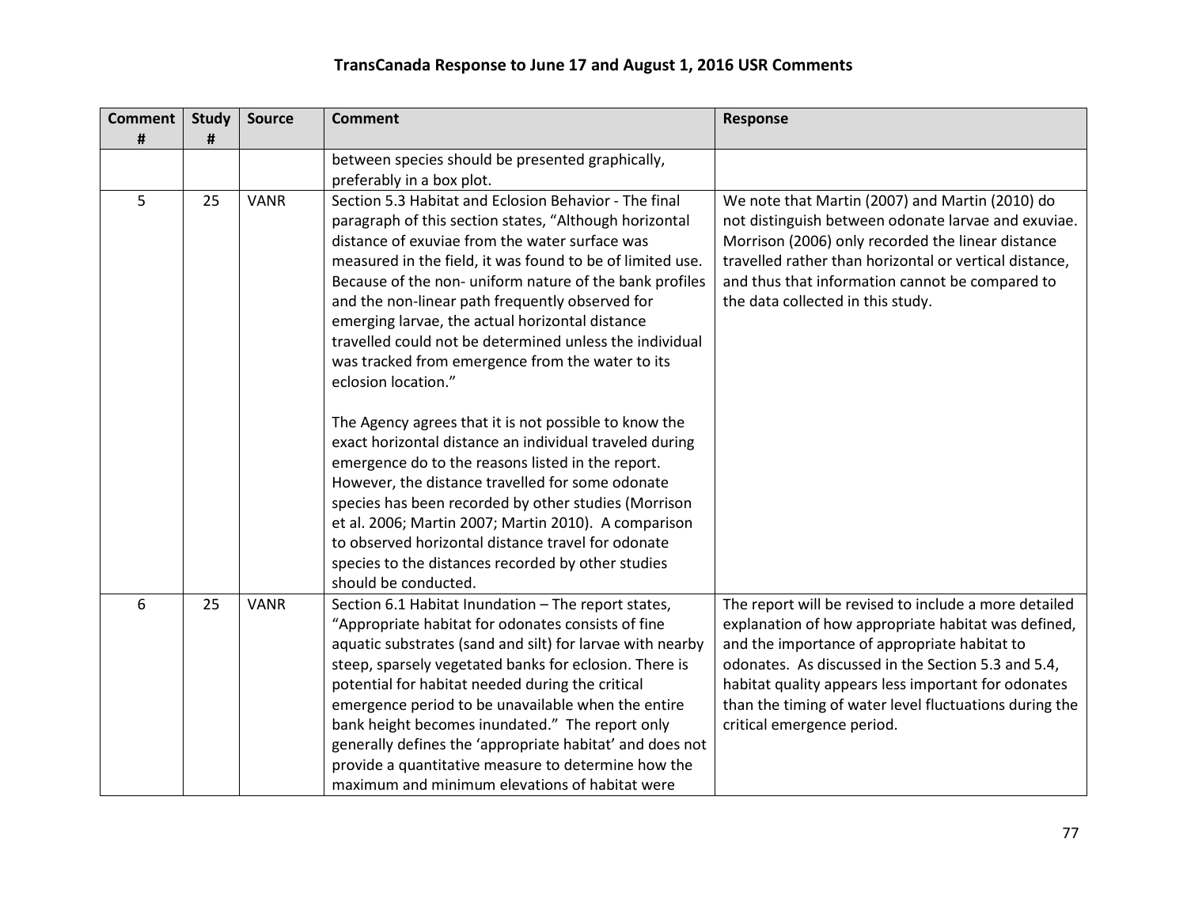## TransCanada Response to June 17 and August 1, 2016 USR Comments

| Comment # | Study # | Source | Comment | Response |
|---|---|---|---|---|
| | | | between species should be presented graphically, preferably in a box plot. | |
| 5 | 25 | VANR | Section 5.3 Habitat and Eclosion Behavior - The final paragraph of this section states, "Although horizontal distance of exuviae from the water surface was measured in the field, it was found to be of limited use. Because of the non- uniform nature of the bank profiles and the non-linear path frequently observed for emerging larvae, the actual horizontal distance travelled could not be determined unless the individual was tracked from emergence from the water to its eclosion location."<br><br>The Agency agrees that it is not possible to know the exact horizontal distance an individual traveled during emergence do to the reasons listed in the report. However, the distance travelled for some odonate species has been recorded by other studies (Morrison et al. 2006; Martin 2007; Martin 2010). A comparison to observed horizontal distance travel for odonate species to the distances recorded by other studies should be conducted. | We note that Martin (2007) and Martin (2010) do not distinguish between odonate larvae and exuviae. Morrison (2006) only recorded the linear distance travelled rather than horizontal or vertical distance, and thus that information cannot be compared to the data collected in this study. |
| 6 | 25 | VANR | Section 6.1 Habitat Inundation – The report states, "Appropriate habitat for odonates consists of fine aquatic substrates (sand and silt) for larvae with nearby steep, sparsely vegetated banks for eclosion. There is potential for habitat needed during the critical emergence period to be unavailable when the entire bank height becomes inundated." The report only generally defines the 'appropriate habitat' and does not provide a quantitative measure to determine how the maximum and minimum elevations of habitat were | The report will be revised to include a more detailed explanation of how appropriate habitat was defined, and the importance of appropriate habitat to odonates. As discussed in the Section 5.3 and 5.4, habitat quality appears less important for odonates than the timing of water level fluctuations during the critical emergence period. |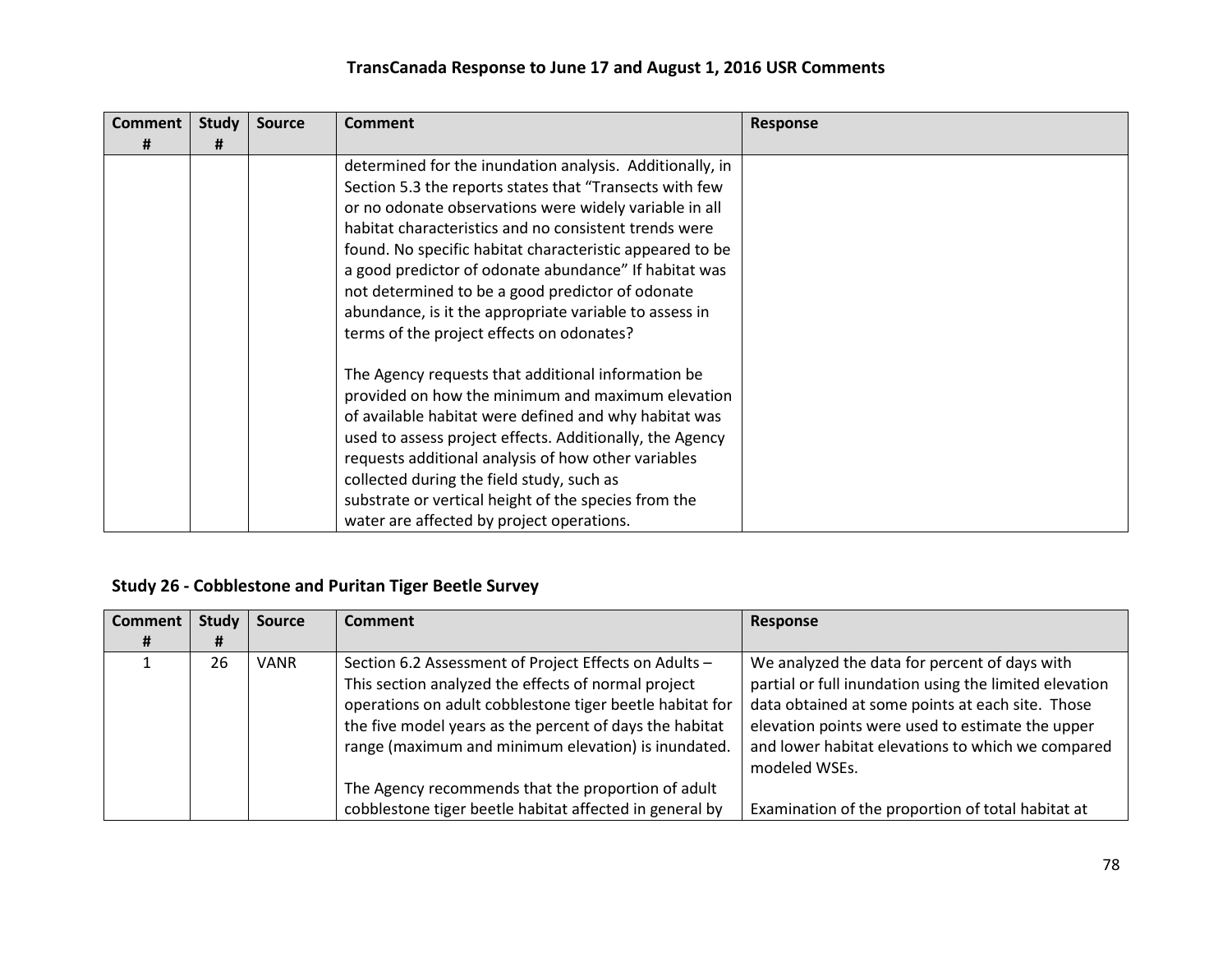## TransCanada Response to June 17 and August 1, 2016 USR Comments

| Comment # | Study # | Source | Comment | Response |
|---|---|---|---|---|
| | | | determined for the inundation analysis. Additionally, in Section 5.3 the reports states that "Transects with few or no odonate observations were widely variable in all habitat characteristics and no consistent trends were found. No specific habitat characteristic appeared to be a good predictor of odonate abundance" If habitat was not determined to be a good predictor of odonate abundance, is it the appropriate variable to assess in terms of the project effects on odonates?<br><br>The Agency requests that additional information be provided on how the minimum and maximum elevation of available habitat were defined and why habitat was used to assess project effects. Additionally, the Agency requests additional analysis of how other variables collected during the field study, such as substrate or vertical height of the species from the water are affected by project operations. | |

### Study 26 - Cobblestone and Puritan Tiger Beetle Survey

| Comment # | Study # | Source | Comment | Response |
|---|---|---|---|---|
| 1 | 26 | VANR | Section 6.2 Assessment of Project Effects on Adults – This section analyzed the effects of normal project operations on adult cobblestone tiger beetle habitat for the five model years as the percent of days the habitat range (maximum and minimum elevation) is inundated.<br><br>The Agency recommends that the proportion of adult cobblestone tiger beetle habitat affected in general by | We analyzed the data for percent of days with partial or full inundation using the limited elevation data obtained at some points at each site. Those elevation points were used to estimate the upper and lower habitat elevations to which we compared modeled WSEs.<br><br>Examination of the proportion of total habitat at |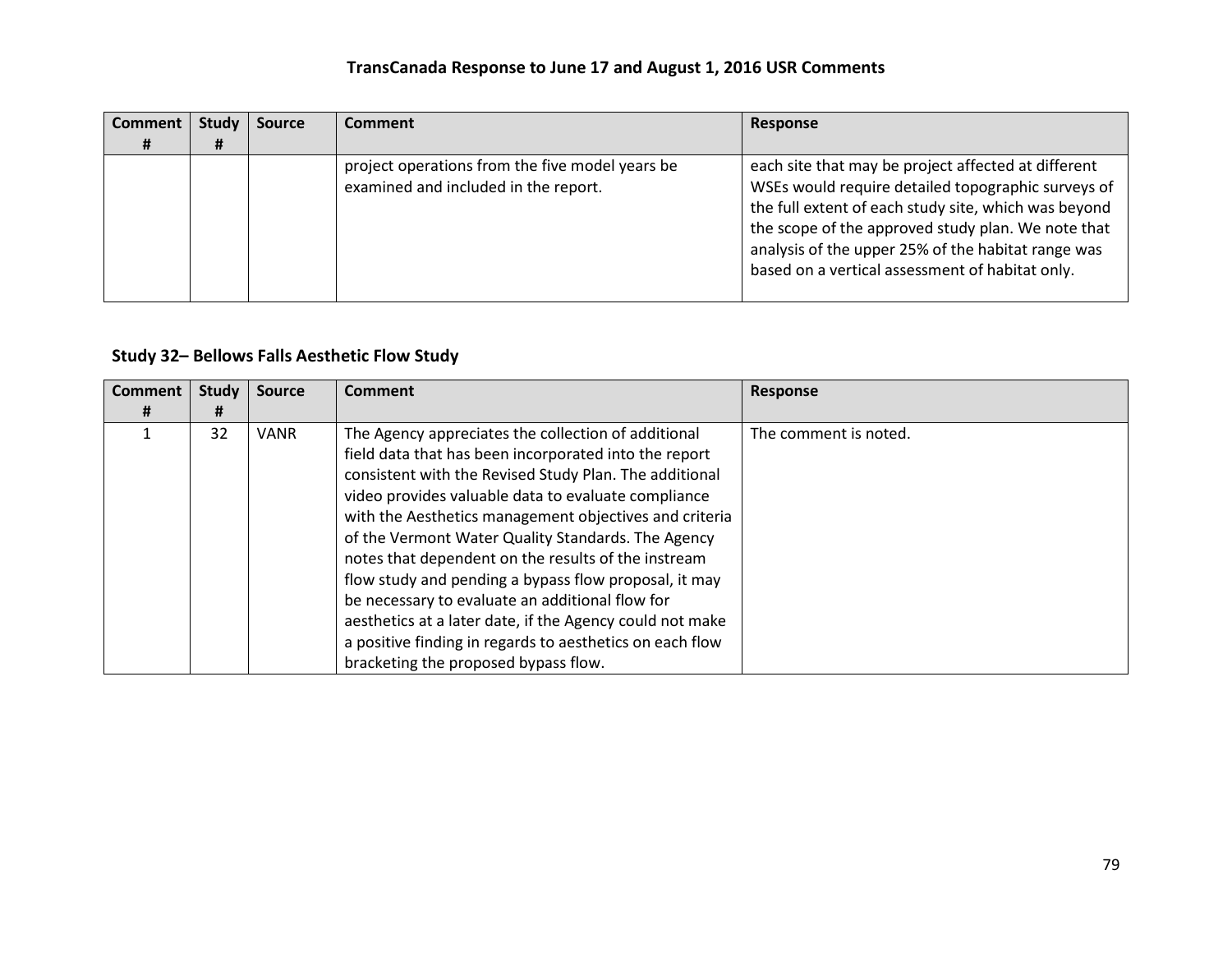| Comment # | Study # | Source | Comment | Response |
|---|---|---|---|---|
| | | | project operations from the five model years be examined and included in the report. | each site that may be project affected at different WSEs would require detailed topographic surveys of the full extent of each study site, which was beyond the scope of the approved study plan. We note that analysis of the upper 25% of the habitat range was based on a vertical assessment of habitat only. |

### Study 32– Bellows Falls Aesthetic Flow Study

| Comment # | Study # | Source | Comment | Response |
|---|---|---|---|---|
| 1 | 32 | VANR | The Agency appreciates the collection of additional field data that has been incorporated into the report consistent with the Revised Study Plan. The additional video provides valuable data to evaluate compliance with the Aesthetics management objectives and criteria of the Vermont Water Quality Standards. The Agency notes that dependent on the results of the instream flow study and pending a bypass flow proposal, it may be necessary to evaluate an additional flow for aesthetics at a later date, if the Agency could not make a positive finding in regards to aesthetics on each flow bracketing the proposed bypass flow. | The comment is noted. |